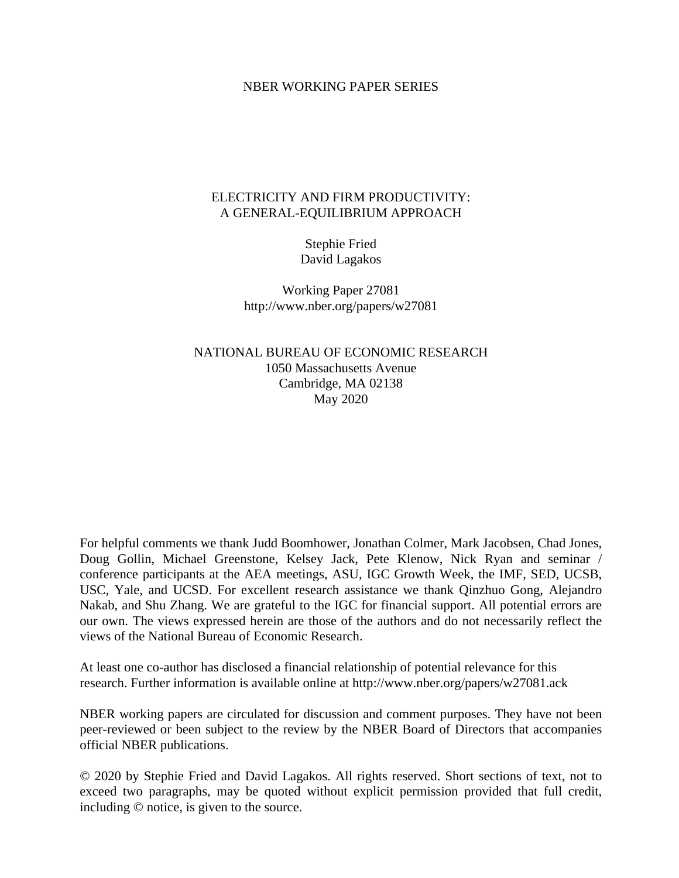NBER WORKING PAPER SERIES

# ELECTRICITY AND FIRM PRODUCTIVITY: A GENERAL-EQUILIBRIUM APPROACH

Stephie Fried
David Lagakos

Working Paper 27081
http://www.nber.org/papers/w27081

NATIONAL BUREAU OF ECONOMIC RESEARCH
1050 Massachusetts Avenue
Cambridge, MA 02138
May 2020

For helpful comments we thank Judd Boomhower, Jonathan Colmer, Mark Jacobsen, Chad Jones, Doug Gollin, Michael Greenstone, Kelsey Jack, Pete Klenow, Nick Ryan and seminar / conference participants at the AEA meetings, ASU, IGC Growth Week, the IMF, SED, UCSB, USC, Yale, and UCSD. For excellent research assistance we thank Qinzhuo Gong, Alejandro Nakab, and Shu Zhang. We are grateful to the IGC for financial support. All potential errors are our own. The views expressed herein are those of the authors and do not necessarily reflect the views of the National Bureau of Economic Research.

At least one co-author has disclosed a financial relationship of potential relevance for this research. Further information is available online at http://www.nber.org/papers/w27081.ack

NBER working papers are circulated for discussion and comment purposes. They have not been peer-reviewed or been subject to the review by the NBER Board of Directors that accompanies official NBER publications.

© 2020 by Stephie Fried and David Lagakos. All rights reserved. Short sections of text, not to exceed two paragraphs, may be quoted without explicit permission provided that full credit, including © notice, is given to the source.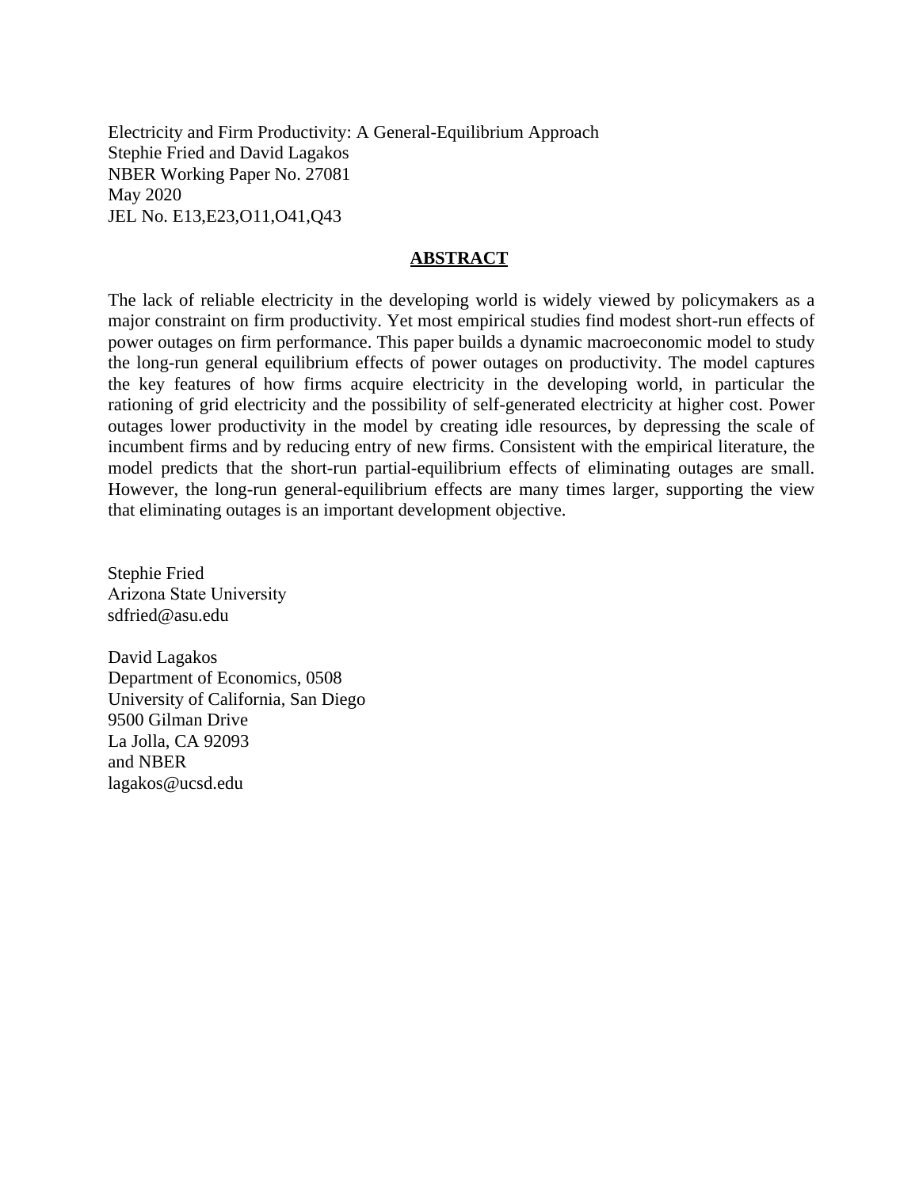Electricity and Firm Productivity: A General-Equilibrium Approach
Stephie Fried and David Lagakos
NBER Working Paper No. 27081
May 2020
JEL No. E13,E23,O11,O41,Q43

## ABSTRACT

The lack of reliable electricity in the developing world is widely viewed by policymakers as a major constraint on firm productivity. Yet most empirical studies find modest short-run effects of power outages on firm performance. This paper builds a dynamic macroeconomic model to study the long-run general equilibrium effects of power outages on productivity. The model captures the key features of how firms acquire electricity in the developing world, in particular the rationing of grid electricity and the possibility of self-generated electricity at higher cost. Power outages lower productivity in the model by creating idle resources, by depressing the scale of incumbent firms and by reducing entry of new firms. Consistent with the empirical literature, the model predicts that the short-run partial-equilibrium effects of eliminating outages are small. However, the long-run general-equilibrium effects are many times larger, supporting the view that eliminating outages is an important development objective.

Stephie Fried
Arizona State University
sdfried@asu.edu

David Lagakos
Department of Economics, 0508
University of California, San Diego
9500 Gilman Drive
La Jolla, CA 92093
and NBER
lagakos@ucsd.edu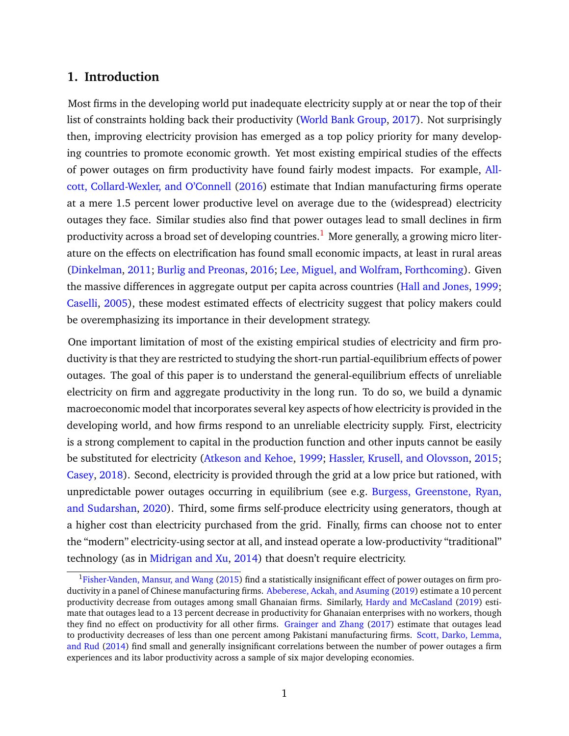## 1. Introduction

Most firms in the developing world put inadequate electricity supply at or near the top of their list of constraints holding back their productivity (World Bank Group, 2017). Not surprisingly then, improving electricity provision has emerged as a top policy priority for many developing countries to promote economic growth. Yet most existing empirical studies of the effects of power outages on firm productivity have found fairly modest impacts. For example, Allcott, Collard-Wexler, and O'Connell (2016) estimate that Indian manufacturing firms operate at a mere 1.5 percent lower productive level on average due to the (widespread) electricity outages they face. Similar studies also find that power outages lead to small declines in firm productivity across a broad set of developing countries.[1] More generally, a growing micro literature on the effects on electrification has found small economic impacts, at least in rural areas (Dinkelman, 2011; Burlig and Preonas, 2016; Lee, Miguel, and Wolfram, Forthcoming). Given the massive differences in aggregate output per capita across countries (Hall and Jones, 1999; Caselli, 2005), these modest estimated effects of electricity suggest that policy makers could be overemphasizing its importance in their development strategy.

One important limitation of most of the existing empirical studies of electricity and firm productivity is that they are restricted to studying the short-run partial-equilibrium effects of power outages. The goal of this paper is to understand the general-equilibrium effects of unreliable electricity on firm and aggregate productivity in the long run. To do so, we build a dynamic macroeconomic model that incorporates several key aspects of how electricity is provided in the developing world, and how firms respond to an unreliable electricity supply. First, electricity is a strong complement to capital in the production function and other inputs cannot be easily be substituted for electricity (Atkeson and Kehoe, 1999; Hassler, Krusell, and Olovsson, 2015; Casey, 2018). Second, electricity is provided through the grid at a low price but rationed, with unpredictable power outages occurring in equilibrium (see e.g. Burgess, Greenstone, Ryan, and Sudarshan, 2020). Third, some firms self-produce electricity using generators, though at a higher cost than electricity purchased from the grid. Finally, firms can choose not to enter the "modern" electricity-using sector at all, and instead operate a low-productivity "traditional" technology (as in Midrigan and Xu, 2014) that doesn't require electricity.

[1] Fisher-Vanden, Mansur, and Wang (2015) find a statistically insignificant effect of power outages on firm productivity in a panel of Chinese manufacturing firms. Abeberese, Ackah, and Asuming (2019) estimate a 10 percent productivity decrease from outages among small Ghanaian firms. Similarly, Hardy and McCasland (2019) estimate that outages lead to a 13 percent decrease in productivity for Ghanaian enterprises with no workers, though they find no effect on productivity for all other firms. Grainger and Zhang (2017) estimate that outages lead to productivity decreases of less than one percent among Pakistani manufacturing firms. Scott, Darko, Lemma, and Rud (2014) find small and generally insignificant correlations between the number of power outages a firm experiences and its labor productivity across a sample of six major developing economies.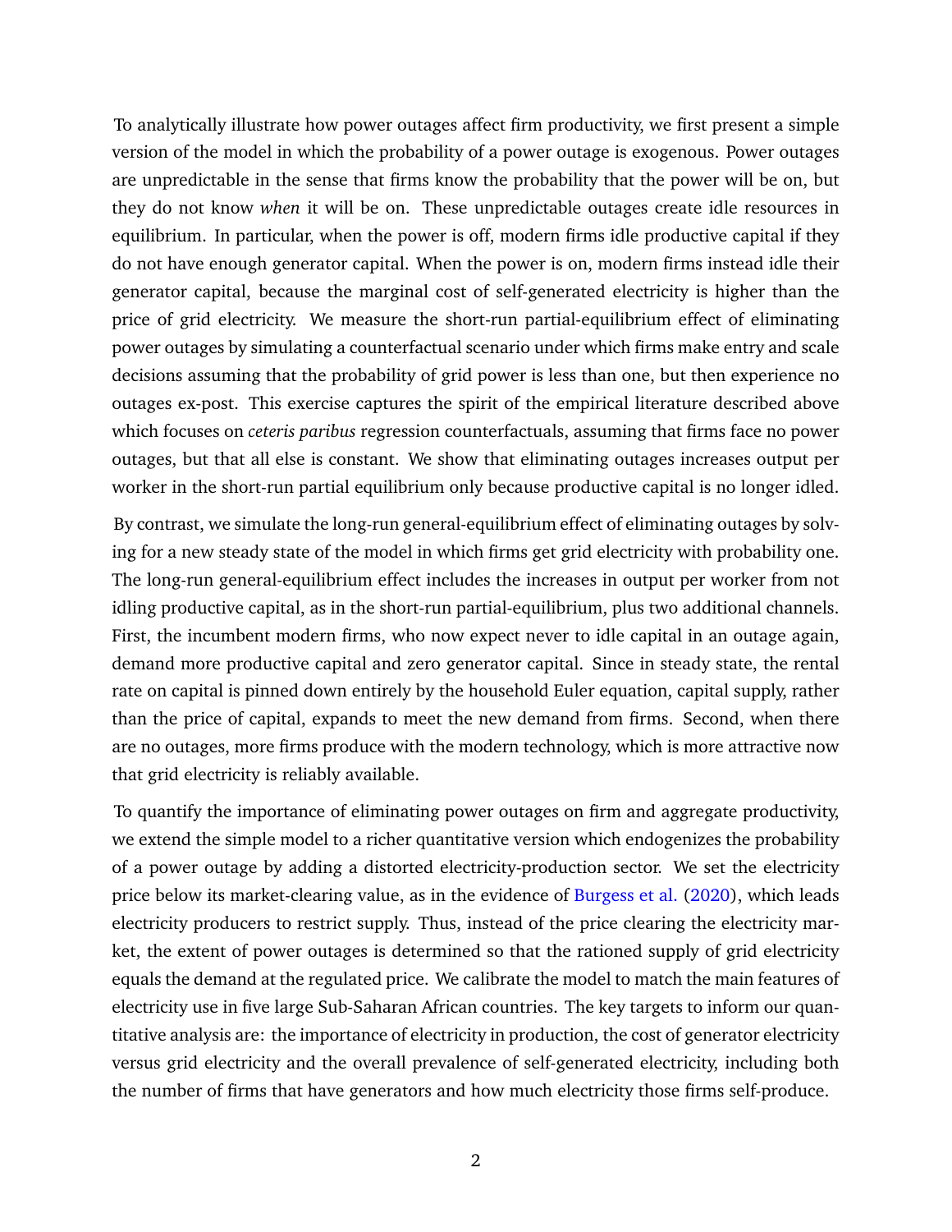To analytically illustrate how power outages affect firm productivity, we first present a simple version of the model in which the probability of a power outage is exogenous. Power outages are unpredictable in the sense that firms know the probability that the power will be on, but they do not know *when* it will be on. These unpredictable outages create idle resources in equilibrium. In particular, when the power is off, modern firms idle productive capital if they do not have enough generator capital. When the power is on, modern firms instead idle their generator capital, because the marginal cost of self-generated electricity is higher than the price of grid electricity. We measure the short-run partial-equilibrium effect of eliminating power outages by simulating a counterfactual scenario under which firms make entry and scale decisions assuming that the probability of grid power is less than one, but then experience no outages ex-post. This exercise captures the spirit of the empirical literature described above which focuses on *ceteris paribus* regression counterfactuals, assuming that firms face no power outages, but that all else is constant. We show that eliminating outages increases output per worker in the short-run partial equilibrium only because productive capital is no longer idled.

By contrast, we simulate the long-run general-equilibrium effect of eliminating outages by solving for a new steady state of the model in which firms get grid electricity with probability one. The long-run general-equilibrium effect includes the increases in output per worker from not idling productive capital, as in the short-run partial-equilibrium, plus two additional channels. First, the incumbent modern firms, who now expect never to idle capital in an outage again, demand more productive capital and zero generator capital. Since in steady state, the rental rate on capital is pinned down entirely by the household Euler equation, capital supply, rather than the price of capital, expands to meet the new demand from firms. Second, when there are no outages, more firms produce with the modern technology, which is more attractive now that grid electricity is reliably available.

To quantify the importance of eliminating power outages on firm and aggregate productivity, we extend the simple model to a richer quantitative version which endogenizes the probability of a power outage by adding a distorted electricity-production sector. We set the electricity price below its market-clearing value, as in the evidence of Burgess et al. (2020), which leads electricity producers to restrict supply. Thus, instead of the price clearing the electricity market, the extent of power outages is determined so that the rationed supply of grid electricity equals the demand at the regulated price. We calibrate the model to match the main features of electricity use in five large Sub-Saharan African countries. The key targets to inform our quantitative analysis are: the importance of electricity in production, the cost of generator electricity versus grid electricity and the overall prevalence of self-generated electricity, including both the number of firms that have generators and how much electricity those firms self-produce.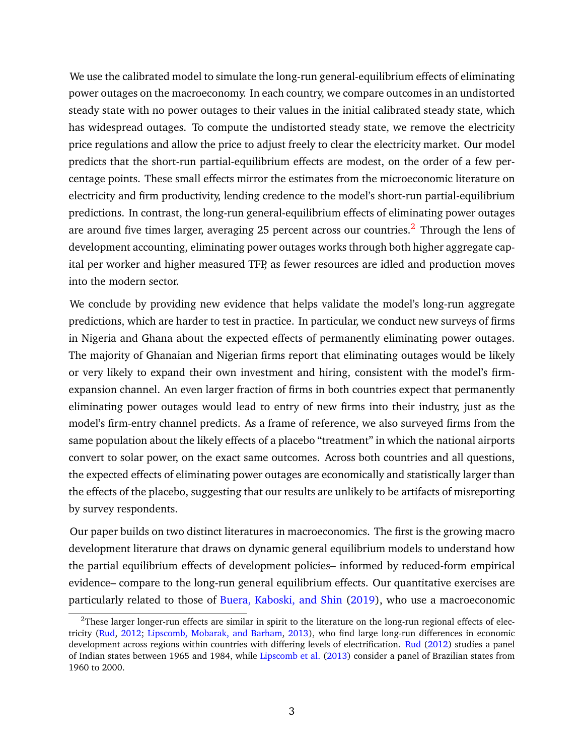We use the calibrated model to simulate the long-run general-equilibrium effects of eliminating power outages on the macroeconomy. In each country, we compare outcomes in an undistorted steady state with no power outages to their values in the initial calibrated steady state, which has widespread outages. To compute the undistorted steady state, we remove the electricity price regulations and allow the price to adjust freely to clear the electricity market. Our model predicts that the short-run partial-equilibrium effects are modest, on the order of a few percentage points. These small effects mirror the estimates from the microeconomic literature on electricity and firm productivity, lending credence to the model's short-run partial-equilibrium predictions. In contrast, the long-run general-equilibrium effects of eliminating power outages are around five times larger, averaging 25 percent across our countries.[2] Through the lens of development accounting, eliminating power outages works through both higher aggregate capital per worker and higher measured TFP, as fewer resources are idled and production moves into the modern sector.

We conclude by providing new evidence that helps validate the model's long-run aggregate predictions, which are harder to test in practice. In particular, we conduct new surveys of firms in Nigeria and Ghana about the expected effects of permanently eliminating power outages. The majority of Ghanaian and Nigerian firms report that eliminating outages would be likely or very likely to expand their own investment and hiring, consistent with the model's firm-expansion channel. An even larger fraction of firms in both countries expect that permanently eliminating power outages would lead to entry of new firms into their industry, just as the model's firm-entry channel predicts. As a frame of reference, we also surveyed firms from the same population about the likely effects of a placebo "treatment" in which the national airports convert to solar power, on the exact same outcomes. Across both countries and all questions, the expected effects of eliminating power outages are economically and statistically larger than the effects of the placebo, suggesting that our results are unlikely to be artifacts of misreporting by survey respondents.

Our paper builds on two distinct literatures in macroeconomics. The first is the growing macro development literature that draws on dynamic general equilibrium models to understand how the partial equilibrium effects of development policies– informed by reduced-form empirical evidence– compare to the long-run general equilibrium effects. Our quantitative exercises are particularly related to those of Buera, Kaboski, and Shin (2019), who use a macroeconomic

[2] These larger longer-run effects are similar in spirit to the literature on the long-run regional effects of electricity (Rud, 2012; Lipscomb, Mobarak, and Barham, 2013), who find large long-run differences in economic development across regions within countries with differing levels of electrification. Rud (2012) studies a panel of Indian states between 1965 and 1984, while Lipscomb et al. (2013) consider a panel of Brazilian states from 1960 to 2000.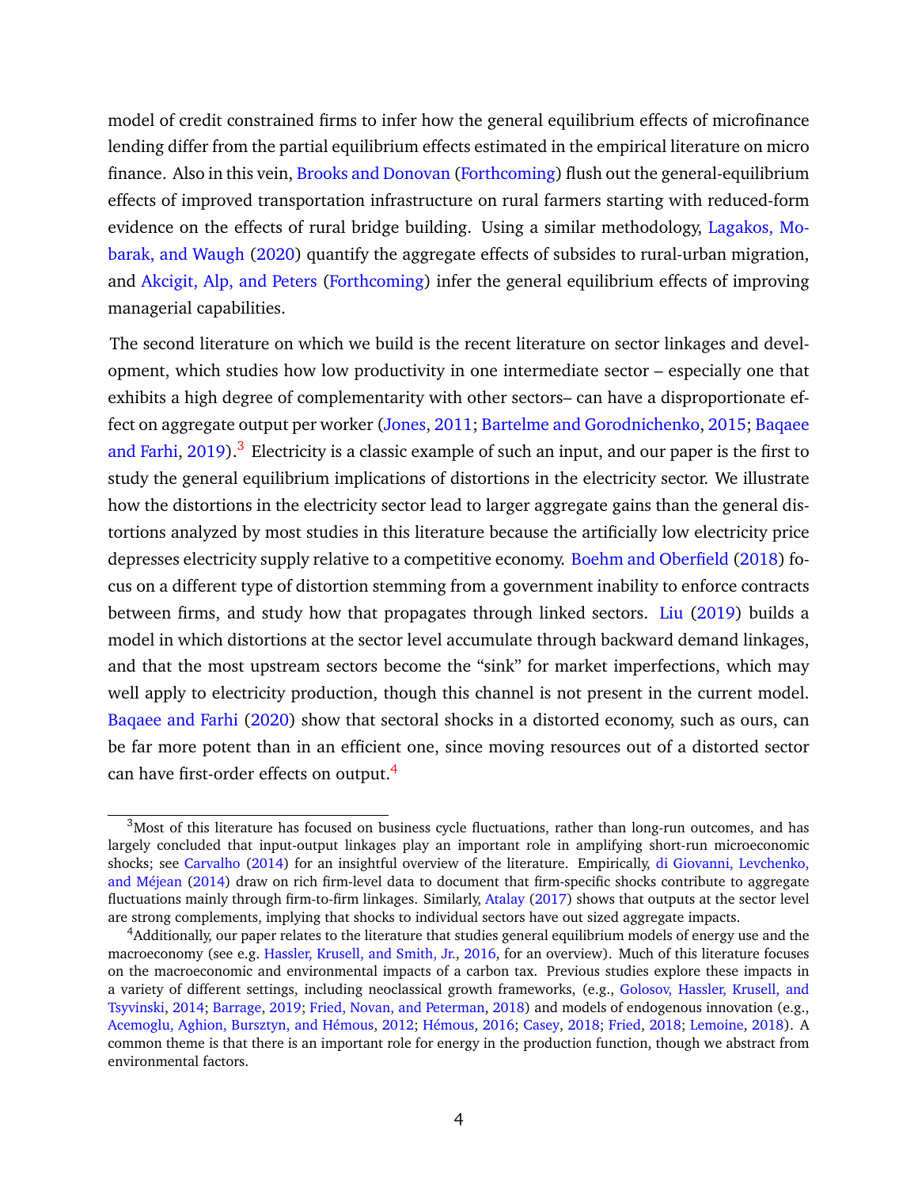model of credit constrained firms to infer how the general equilibrium effects of microfinance lending differ from the partial equilibrium effects estimated in the empirical literature on micro finance. Also in this vein, Brooks and Donovan (Forthcoming) flush out the general-equilibrium effects of improved transportation infrastructure on rural farmers starting with reduced-form evidence on the effects of rural bridge building. Using a similar methodology, Lagakos, Mobarak, and Waugh (2020) quantify the aggregate effects of subsides to rural-urban migration, and Akcigit, Alp, and Peters (Forthcoming) infer the general equilibrium effects of improving managerial capabilities.

The second literature on which we build is the recent literature on sector linkages and development, which studies how low productivity in one intermediate sector – especially one that exhibits a high degree of complementarity with other sectors– can have a disproportionate effect on aggregate output per worker (Jones, 2011; Bartelme and Gorodnichenko, 2015; Baqaee and Farhi, 2019).[3] Electricity is a classic example of such an input, and our paper is the first to study the general equilibrium implications of distortions in the electricity sector. We illustrate how the distortions in the electricity sector lead to larger aggregate gains than the general distortions analyzed by most studies in this literature because the artificially low electricity price depresses electricity supply relative to a competitive economy. Boehm and Oberfield (2018) focus on a different type of distortion stemming from a government inability to enforce contracts between firms, and study how that propagates through linked sectors. Liu (2019) builds a model in which distortions at the sector level accumulate through backward demand linkages, and that the most upstream sectors become the "sink" for market imperfections, which may well apply to electricity production, though this channel is not present in the current model. Baqaee and Farhi (2020) show that sectoral shocks in a distorted economy, such as ours, can be far more potent than in an efficient one, since moving resources out of a distorted sector can have first-order effects on output.[4]

[3] Most of this literature has focused on business cycle fluctuations, rather than long-run outcomes, and has largely concluded that input-output linkages play an important role in amplifying short-run microeconomic shocks; see Carvalho (2014) for an insightful overview of the literature. Empirically, di Giovanni, Levchenko, and Méjean (2014) draw on rich firm-level data to document that firm-specific shocks contribute to aggregate fluctuations mainly through firm-to-firm linkages. Similarly, Atalay (2017) shows that outputs at the sector level are strong complements, implying that shocks to individual sectors have out sized aggregate impacts.

[4] Additionally, our paper relates to the literature that studies general equilibrium models of energy use and the macroeconomy (see e.g. Hassler, Krusell, and Smith, Jr., 2016, for an overview). Much of this literature focuses on the macroeconomic and environmental impacts of a carbon tax. Previous studies explore these impacts in a variety of different settings, including neoclassical growth frameworks, (e.g., Golosov, Hassler, Krusell, and Tsyvinski, 2014; Barrage, 2019; Fried, Novan, and Peterman, 2018) and models of endogenous innovation (e.g., Acemoglu, Aghion, Bursztyn, and Hémous, 2012; Hémous, 2016; Casey, 2018; Fried, 2018; Lemoine, 2018). A common theme is that there is an important role for energy in the production function, though we abstract from environmental factors.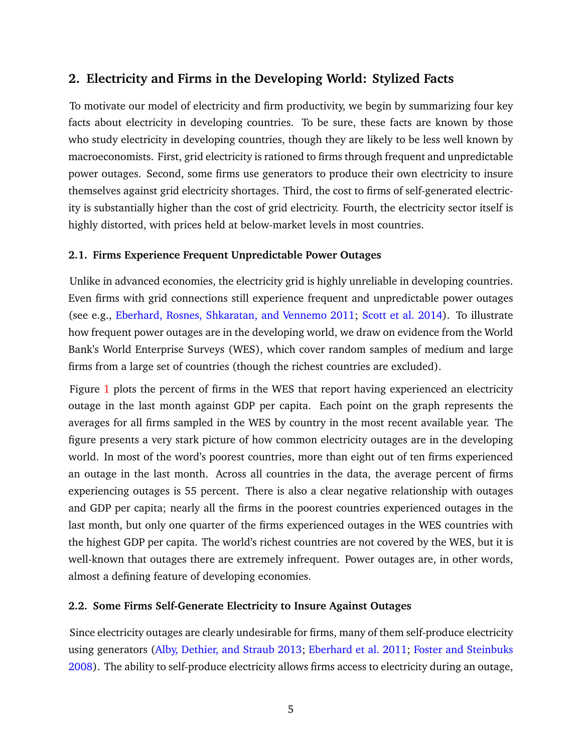## 2. Electricity and Firms in the Developing World: Stylized Facts

To motivate our model of electricity and firm productivity, we begin by summarizing four key facts about electricity in developing countries. To be sure, these facts are known by those who study electricity in developing countries, though they are likely to be less well known by macroeconomists. First, grid electricity is rationed to firms through frequent and unpredictable power outages. Second, some firms use generators to produce their own electricity to insure themselves against grid electricity shortages. Third, the cost to firms of self-generated electricity is substantially higher than the cost of grid electricity. Fourth, the electricity sector itself is highly distorted, with prices held at below-market levels in most countries.

### 2.1. Firms Experience Frequent Unpredictable Power Outages

Unlike in advanced economies, the electricity grid is highly unreliable in developing countries. Even firms with grid connections still experience frequent and unpredictable power outages (see e.g., Eberhard, Rosnes, Shkaratan, and Vennemo 2011; Scott et al. 2014). To illustrate how frequent power outages are in the developing world, we draw on evidence from the World Bank's World Enterprise Surveys (WES), which cover random samples of medium and large firms from a large set of countries (though the richest countries are excluded).

Figure 1 plots the percent of firms in the WES that report having experienced an electricity outage in the last month against GDP per capita. Each point on the graph represents the averages for all firms sampled in the WES by country in the most recent available year. The figure presents a very stark picture of how common electricity outages are in the developing world. In most of the word's poorest countries, more than eight out of ten firms experienced an outage in the last month. Across all countries in the data, the average percent of firms experiencing outages is 55 percent. There is also a clear negative relationship with outages and GDP per capita; nearly all the firms in the poorest countries experienced outages in the last month, but only one quarter of the firms experienced outages in the WES countries with the highest GDP per capita. The world's richest countries are not covered by the WES, but it is well-known that outages there are extremely infrequent. Power outages are, in other words, almost a defining feature of developing economies.

### 2.2. Some Firms Self-Generate Electricity to Insure Against Outages

Since electricity outages are clearly undesirable for firms, many of them self-produce electricity using generators (Alby, Dethier, and Straub 2013; Eberhard et al. 2011; Foster and Steinbuks 2008). The ability to self-produce electricity allows firms access to electricity during an outage,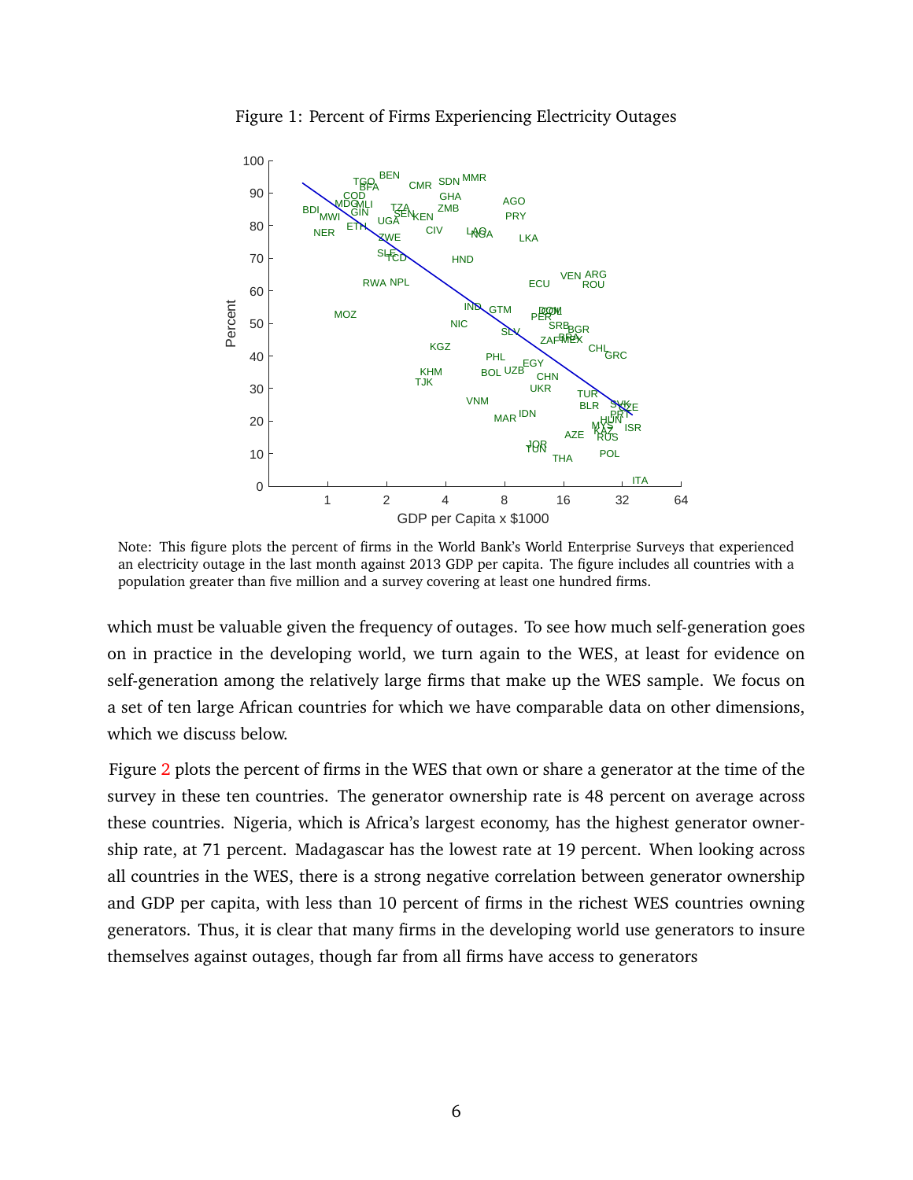Figure 1: Percent of Firms Experiencing Electricity Outages

Note: This figure plots the percent of firms in the World Bank's World Enterprise Surveys that experienced an electricity outage in the last month against 2013 GDP per capita. The figure includes all countries with a population greater than five million and a survey covering at least one hundred firms.

which must be valuable given the frequency of outages. To see how much self-generation goes on in practice in the developing world, we turn again to the WES, at least for evidence on self-generation among the relatively large firms that make up the WES sample. We focus on a set of ten large African countries for which we have comparable data on other dimensions, which we discuss below.

Figure 2 plots the percent of firms in the WES that own or share a generator at the time of the survey in these ten countries. The generator ownership rate is 48 percent on average across these countries. Nigeria, which is Africa's largest economy, has the highest generator ownership rate, at 71 percent. Madagascar has the lowest rate at 19 percent. When looking across all countries in the WES, there is a strong negative correlation between generator ownership and GDP per capita, with less than 10 percent of firms in the richest WES countries owning generators. Thus, it is clear that many firms in the developing world use generators to insure themselves against outages, though far from all firms have access to generators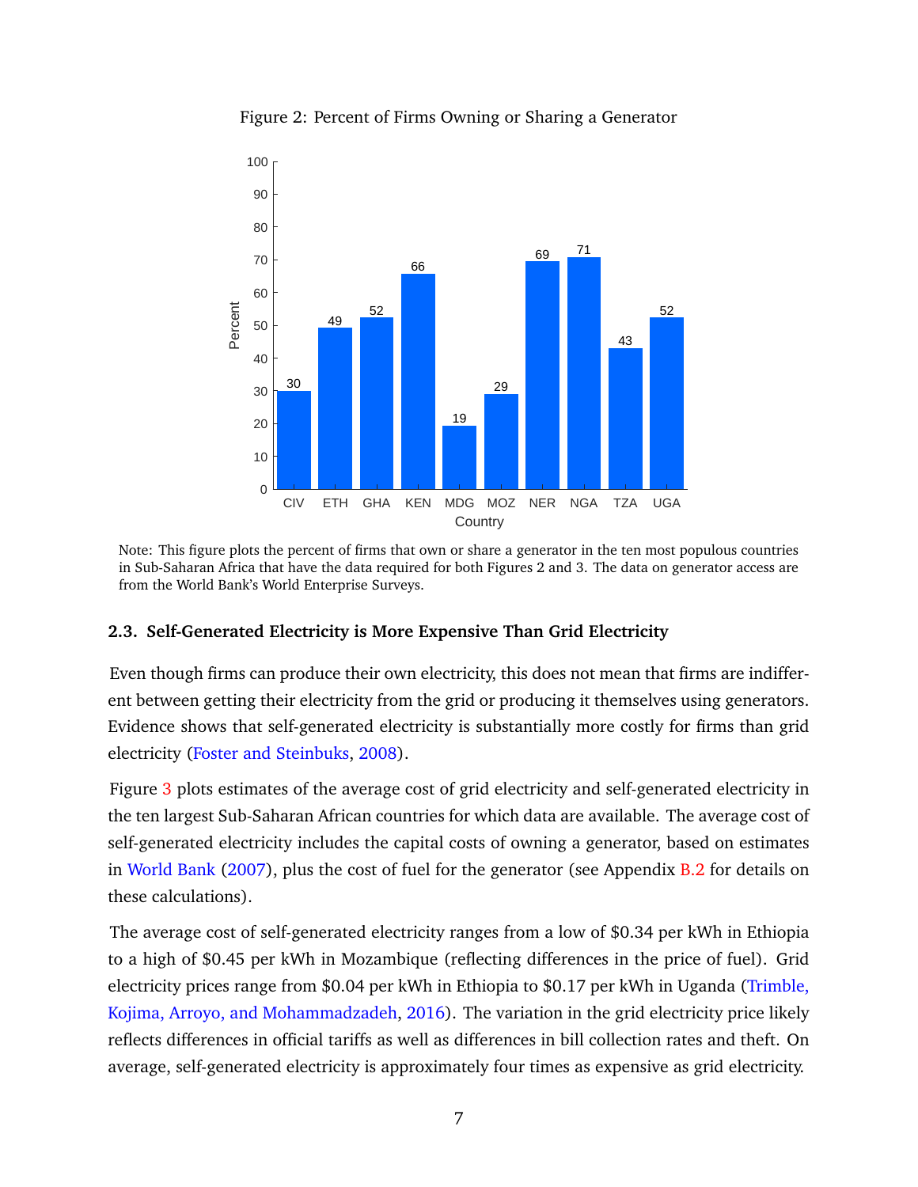Figure 2: Percent of Firms Owning or Sharing a Generator

| Country | Percent |
|---|---|
| CIV | 30 |
| ETH | 49 |
| GHA | 52 |
| KEN | 66 |
| MDG | 19 |
| MOZ | 29 |
| NER | 69 |
| NGA | 71 |
| TZA | 43 |
| UGA | 52 |

Note: This figure plots the percent of firms that own or share a generator in the ten most populous countries in Sub-Saharan Africa that have the data required for both Figures 2 and 3. The data on generator access are from the World Bank's World Enterprise Surveys.

### 2.3. Self-Generated Electricity is More Expensive Than Grid Electricity

Even though firms can produce their own electricity, this does not mean that firms are indifferent between getting their electricity from the grid or producing it themselves using generators. Evidence shows that self-generated electricity is substantially more costly for firms than grid electricity (Foster and Steinbuks, 2008).

Figure 3 plots estimates of the average cost of grid electricity and self-generated electricity in the ten largest Sub-Saharan African countries for which data are available. The average cost of self-generated electricity includes the capital costs of owning a generator, based on estimates in World Bank (2007), plus the cost of fuel for the generator (see Appendix B.2 for details on these calculations).

The average cost of self-generated electricity ranges from a low of $0.34 per kWh in Ethiopia to a high of $0.45 per kWh in Mozambique (reflecting differences in the price of fuel). Grid electricity prices range from $0.04 per kWh in Ethiopia to $0.17 per kWh in Uganda (Trimble, Kojima, Arroyo, and Mohammadzadeh, 2016). The variation in the grid electricity price likely reflects differences in official tariffs as well as differences in bill collection rates and theft. On average, self-generated electricity is approximately four times as expensive as grid electricity.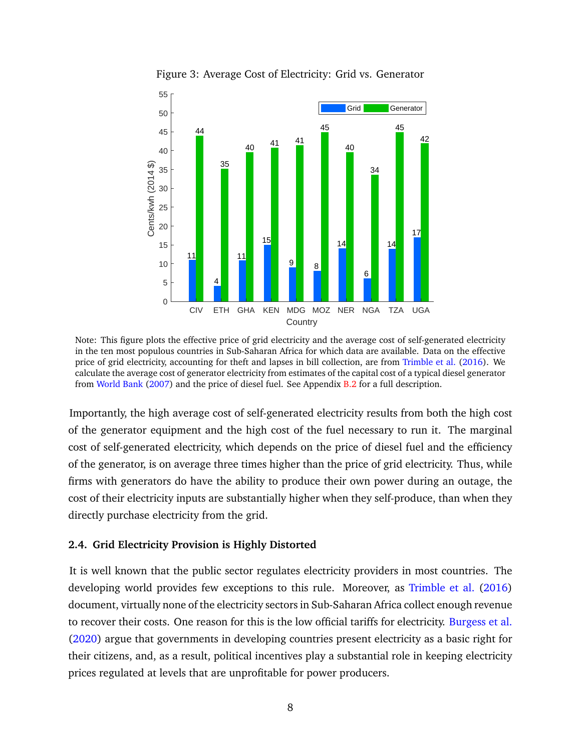Figure 3: Average Cost of Electricity: Grid vs. Generator

| Country | Grid | Generator |
|---|---|---|
| CIV | 11 | 44 |
| ETH | 4 | 35 |
| GHA | 11 | 40 |
| KEN | 15 | 41 |
| MDG | 9 | 41 |
| MOZ | 8 | 45 |
| NER | 14 | 40 |
| NGA | 6 | 34 |
| TZA | 14 | 45 |
| UGA | 17 | 42 |

Note: This figure plots the effective price of grid electricity and the average cost of self-generated electricity in the ten most populous countries in Sub-Saharan Africa for which data are available. Data on the effective price of grid electricity, accounting for theft and lapses in bill collection, are from Trimble et al. (2016). We calculate the average cost of generator electricity from estimates of the capital cost of a typical diesel generator from World Bank (2007) and the price of diesel fuel. See Appendix B.2 for a full description.

Importantly, the high average cost of self-generated electricity results from both the high cost of the generator equipment and the high cost of the fuel necessary to run it. The marginal cost of self-generated electricity, which depends on the price of diesel fuel and the efficiency of the generator, is on average three times higher than the price of grid electricity. Thus, while firms with generators do have the ability to produce their own power during an outage, the cost of their electricity inputs are substantially higher when they self-produce, than when they directly purchase electricity from the grid.

### 2.4. Grid Electricity Provision is Highly Distorted

It is well known that the public sector regulates electricity providers in most countries. The developing world provides few exceptions to this rule. Moreover, as Trimble et al. (2016) document, virtually none of the electricity sectors in Sub-Saharan Africa collect enough revenue to recover their costs. One reason for this is the low official tariffs for electricity. Burgess et al. (2020) argue that governments in developing countries present electricity as a basic right for their citizens, and, as a result, political incentives play a substantial role in keeping electricity prices regulated at levels that are unprofitable for power producers.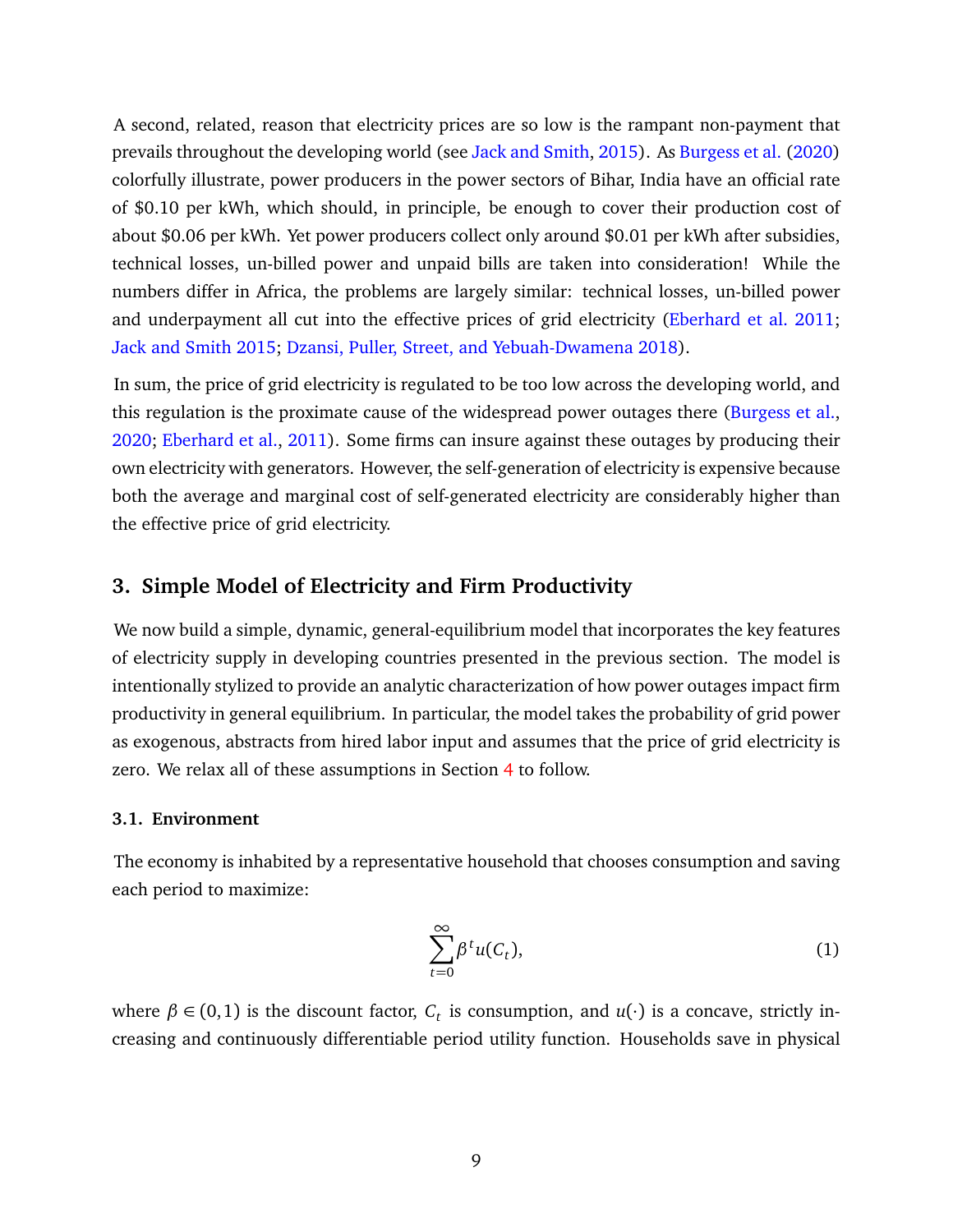A second, related, reason that electricity prices are so low is the rampant non-payment that prevails throughout the developing world (see Jack and Smith, 2015). As Burgess et al. (2020) colorfully illustrate, power producers in the power sectors of Bihar, India have an official rate of \$0.10 per kWh, which should, in principle, be enough to cover their production cost of about \$0.06 per kWh. Yet power producers collect only around \$0.01 per kWh after subsidies, technical losses, un-billed power and unpaid bills are taken into consideration! While the numbers differ in Africa, the problems are largely similar: technical losses, un-billed power and underpayment all cut into the effective prices of grid electricity (Eberhard et al. 2011; Jack and Smith 2015; Dzansi, Puller, Street, and Yebuah-Dwamena 2018).

In sum, the price of grid electricity is regulated to be too low across the developing world, and this regulation is the proximate cause of the widespread power outages there (Burgess et al., 2020; Eberhard et al., 2011). Some firms can insure against these outages by producing their own electricity with generators. However, the self-generation of electricity is expensive because both the average and marginal cost of self-generated electricity are considerably higher than the effective price of grid electricity.

## 3. Simple Model of Electricity and Firm Productivity

We now build a simple, dynamic, general-equilibrium model that incorporates the key features of electricity supply in developing countries presented in the previous section. The model is intentionally stylized to provide an analytic characterization of how power outages impact firm productivity in general equilibrium. In particular, the model takes the probability of grid power as exogenous, abstracts from hired labor input and assumes that the price of grid electricity is zero. We relax all of these assumptions in Section 4 to follow.

### 3.1. Environment

The economy is inhabited by a representative household that chooses consumption and saving each period to maximize:

$$\sum_{t=0}^{\infty} \beta^t u(C_t), \tag{1}$$

where $\beta \in (0,1)$ is the discount factor, $C_t$ is consumption, and $u(\cdot)$ is a concave, strictly increasing and continuously differentiable period utility function. Households save in physical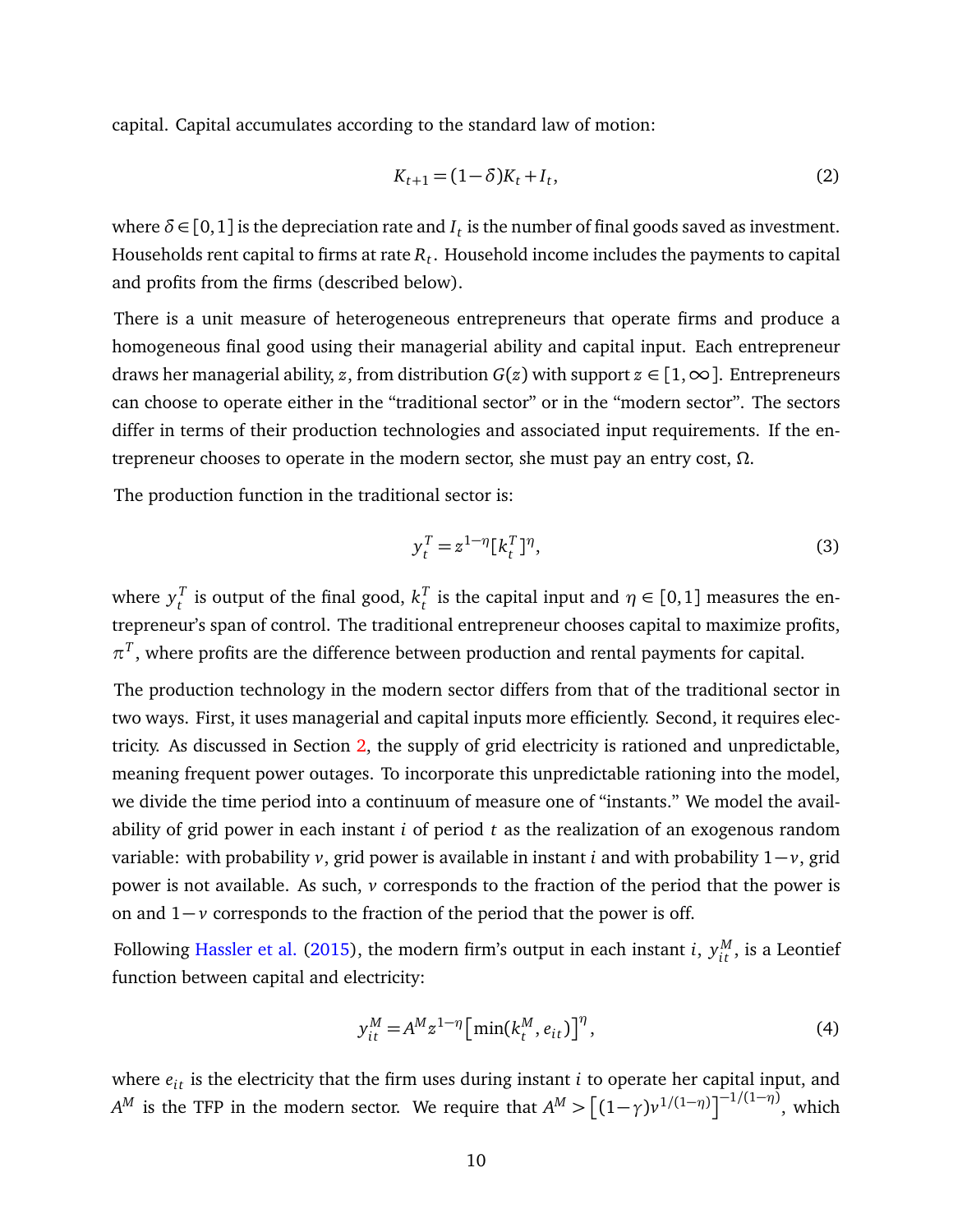capital. Capital accumulates according to the standard law of motion:

$$K_{t+1} = (1-\delta)K_t + I_t, \tag{2}$$

where $\delta \in [0,1]$ is the depreciation rate and $I_t$ is the number of final goods saved as investment. Households rent capital to firms at rate $R_t$. Household income includes the payments to capital and profits from the firms (described below).

There is a unit measure of heterogeneous entrepreneurs that operate firms and produce a homogeneous final good using their managerial ability and capital input. Each entrepreneur draws her managerial ability, $z$, from distribution $G(z)$ with support $z \in [1, \infty]$. Entrepreneurs can choose to operate either in the "traditional sector" or in the "modern sector". The sectors differ in terms of their production technologies and associated input requirements. If the entrepreneur chooses to operate in the modern sector, she must pay an entry cost, $\Omega$.

The production function in the traditional sector is:

$$y_t^T = z^{1-\eta}[k_t^T]^\eta, \tag{3}$$

where $y_t^T$ is output of the final good, $k_t^T$ is the capital input and $\eta \in [0,1]$ measures the entrepreneur's span of control. The traditional entrepreneur chooses capital to maximize profits, $\pi^T$, where profits are the difference between production and rental payments for capital.

The production technology in the modern sector differs from that of the traditional sector in two ways. First, it uses managerial and capital inputs more efficiently. Second, it requires electricity. As discussed in Section 2, the supply of grid electricity is rationed and unpredictable, meaning frequent power outages. To incorporate this unpredictable rationing into the model, we divide the time period into a continuum of measure one of "instants." We model the availability of grid power in each instant $i$ of period $t$ as the realization of an exogenous random variable: with probability $v$, grid power is available in instant $i$ and with probability $1-v$, grid power is not available. As such, $v$ corresponds to the fraction of the period that the power is on and $1-v$ corresponds to the fraction of the period that the power is off.

Following Hassler et al. (2015), the modern firm's output in each instant $i$, $y_{it}^M$, is a Leontief function between capital and electricity:

$$y_{it}^M = A^M z^{1-\eta}\left[\min(k_t^M, e_{it})\right]^\eta, \tag{4}$$

where $e_{it}$ is the electricity that the firm uses during instant $i$ to operate her capital input, and $A^M$ is the TFP in the modern sector. We require that $A^M > \left[(1-\gamma)v^{1/(1-\eta)}\right]^{-1/(1-\eta)}$, which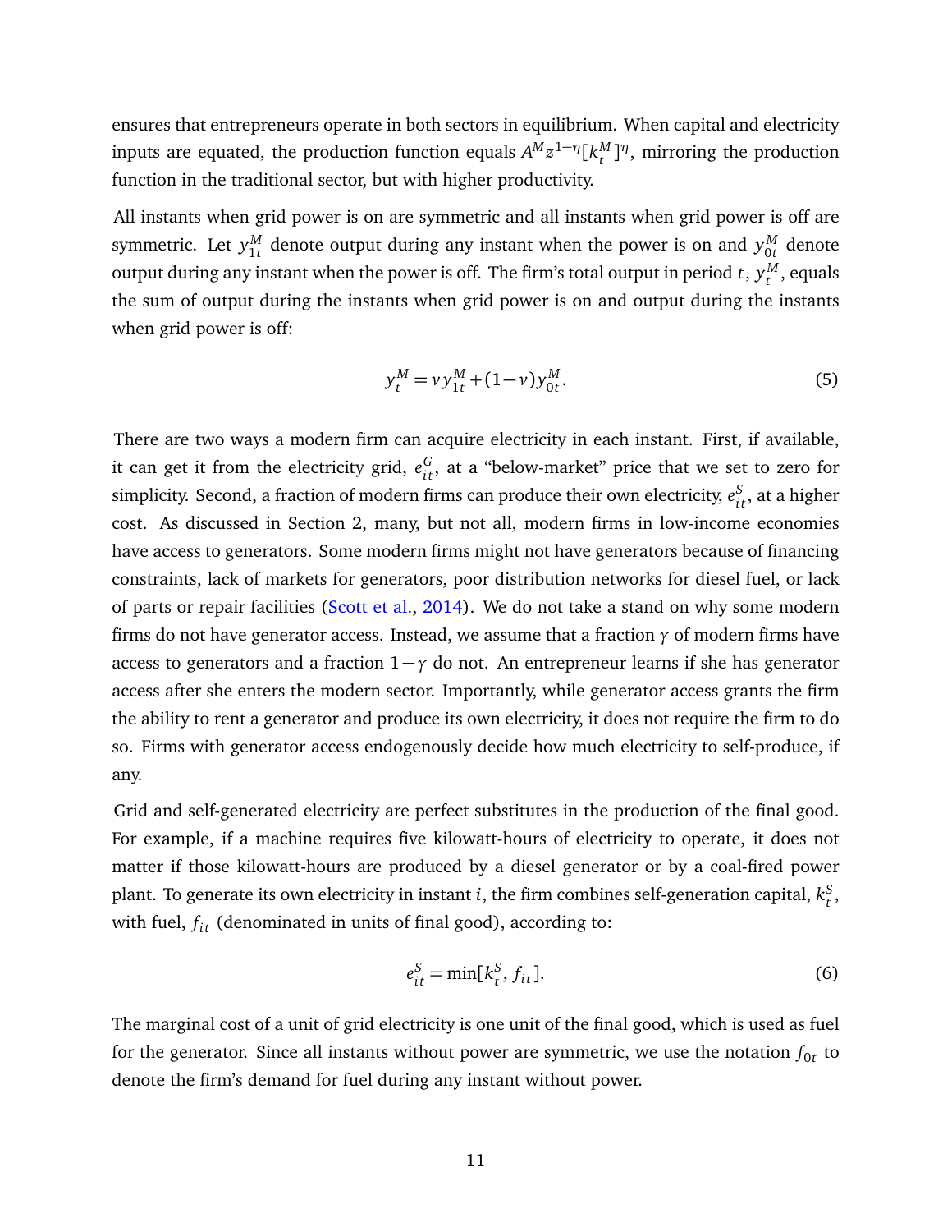ensures that entrepreneurs operate in both sectors in equilibrium. When capital and electricity inputs are equated, the production function equals $A^M z^{1-\eta}[k_t^M]^\eta$, mirroring the production function in the traditional sector, but with higher productivity.

All instants when grid power is on are symmetric and all instants when grid power is off are symmetric. Let $y_{1t}^M$ denote output during any instant when the power is on and $y_{0t}^M$ denote output during any instant when the power is off. The firm's total output in period $t$, $y_t^M$, equals the sum of output during the instants when grid power is on and output during the instants when grid power is off:

$$y_t^M = \nu y_{1t}^M + (1-\nu) y_{0t}^M. \tag{5}$$

There are two ways a modern firm can acquire electricity in each instant. First, if available, it can get it from the electricity grid, $e_{it}^G$, at a "below-market" price that we set to zero for simplicity. Second, a fraction of modern firms can produce their own electricity, $e_{it}^S$, at a higher cost. As discussed in Section 2, many, but not all, modern firms in low-income economies have access to generators. Some modern firms might not have generators because of financing constraints, lack of markets for generators, poor distribution networks for diesel fuel, or lack of parts or repair facilities (Scott et al., 2014). We do not take a stand on why some modern firms do not have generator access. Instead, we assume that a fraction $\gamma$ of modern firms have access to generators and a fraction $1-\gamma$ do not. An entrepreneur learns if she has generator access after she enters the modern sector. Importantly, while generator access grants the firm the ability to rent a generator and produce its own electricity, it does not require the firm to do so. Firms with generator access endogenously decide how much electricity to self-produce, if any.

Grid and self-generated electricity are perfect substitutes in the production of the final good. For example, if a machine requires five kilowatt-hours of electricity to operate, it does not matter if those kilowatt-hours are produced by a diesel generator or by a coal-fired power plant. To generate its own electricity in instant $i$, the firm combines self-generation capital, $k_t^S$, with fuel, $f_{it}$ (denominated in units of final good), according to:

$$e_{it}^S = \min[k_t^S, f_{it}]. \tag{6}$$

The marginal cost of a unit of grid electricity is one unit of the final good, which is used as fuel for the generator. Since all instants without power are symmetric, we use the notation $f_{0t}$ to denote the firm's demand for fuel during any instant without power.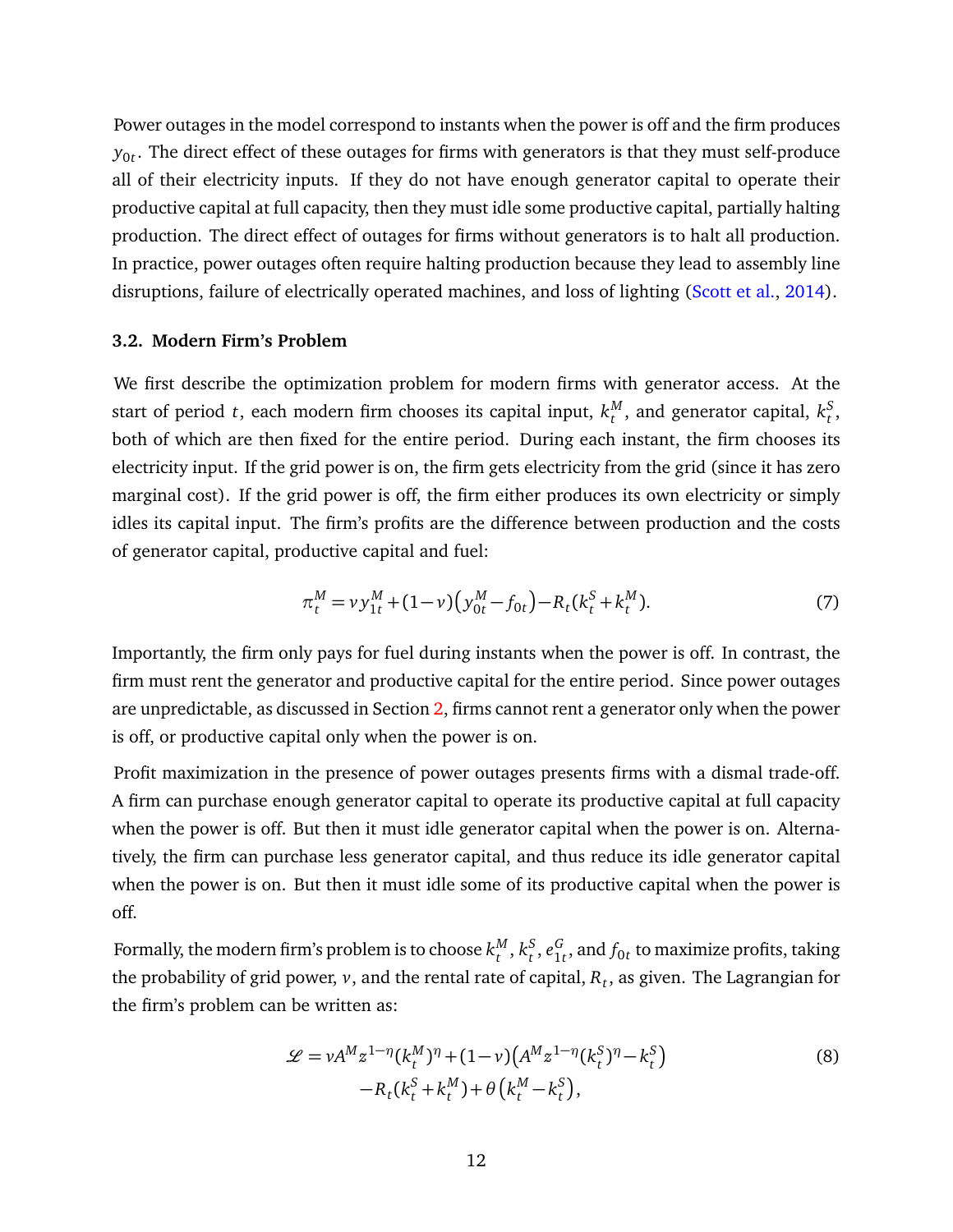Power outages in the model correspond to instants when the power is off and the firm produces $y_{0t}$. The direct effect of these outages for firms with generators is that they must self-produce all of their electricity inputs. If they do not have enough generator capital to operate their productive capital at full capacity, then they must idle some productive capital, partially halting production. The direct effect of outages for firms without generators is to halt all production. In practice, power outages often require halting production because they lead to assembly line disruptions, failure of electrically operated machines, and loss of lighting (Scott et al., 2014).

### 3.2. Modern Firm's Problem

We first describe the optimization problem for modern firms with generator access. At the start of period $t$, each modern firm chooses its capital input, $k_t^M$, and generator capital, $k_t^S$, both of which are then fixed for the entire period. During each instant, the firm chooses its electricity input. If the grid power is on, the firm gets electricity from the grid (since it has zero marginal cost). If the grid power is off, the firm either produces its own electricity or simply idles its capital input. The firm's profits are the difference between production and the costs of generator capital, productive capital and fuel:

$$\pi_t^M = \nu y_{1t}^M + (1-\nu)\big(y_{0t}^M - f_{0t}\big) - R_t(k_t^S + k_t^M). \tag{7}$$

Importantly, the firm only pays for fuel during instants when the power is off. In contrast, the firm must rent the generator and productive capital for the entire period. Since power outages are unpredictable, as discussed in Section 2, firms cannot rent a generator only when the power is off, or productive capital only when the power is on.

Profit maximization in the presence of power outages presents firms with a dismal trade-off. A firm can purchase enough generator capital to operate its productive capital at full capacity when the power is off. But then it must idle generator capital when the power is on. Alternatively, the firm can purchase less generator capital, and thus reduce its idle generator capital when the power is on. But then it must idle some of its productive capital when the power is off.

Formally, the modern firm's problem is to choose $k_t^M$, $k_t^S$, $e_{1t}^G$, and $f_{0t}$ to maximize profits, taking the probability of grid power, $\nu$, and the rental rate of capital, $R_t$, as given. The Lagrangian for the firm's problem can be written as:

$$\begin{aligned}\mathcal{L} = \nu A^M z^{1-\eta}(k_t^M)^\eta + (1-\nu)\big(A^M z^{1-\eta}(k_t^S)^\eta - k_t^S\big) \\ - R_t(k_t^S + k_t^M) + \theta\big(k_t^M - k_t^S\big),\end{aligned} \tag{8}$$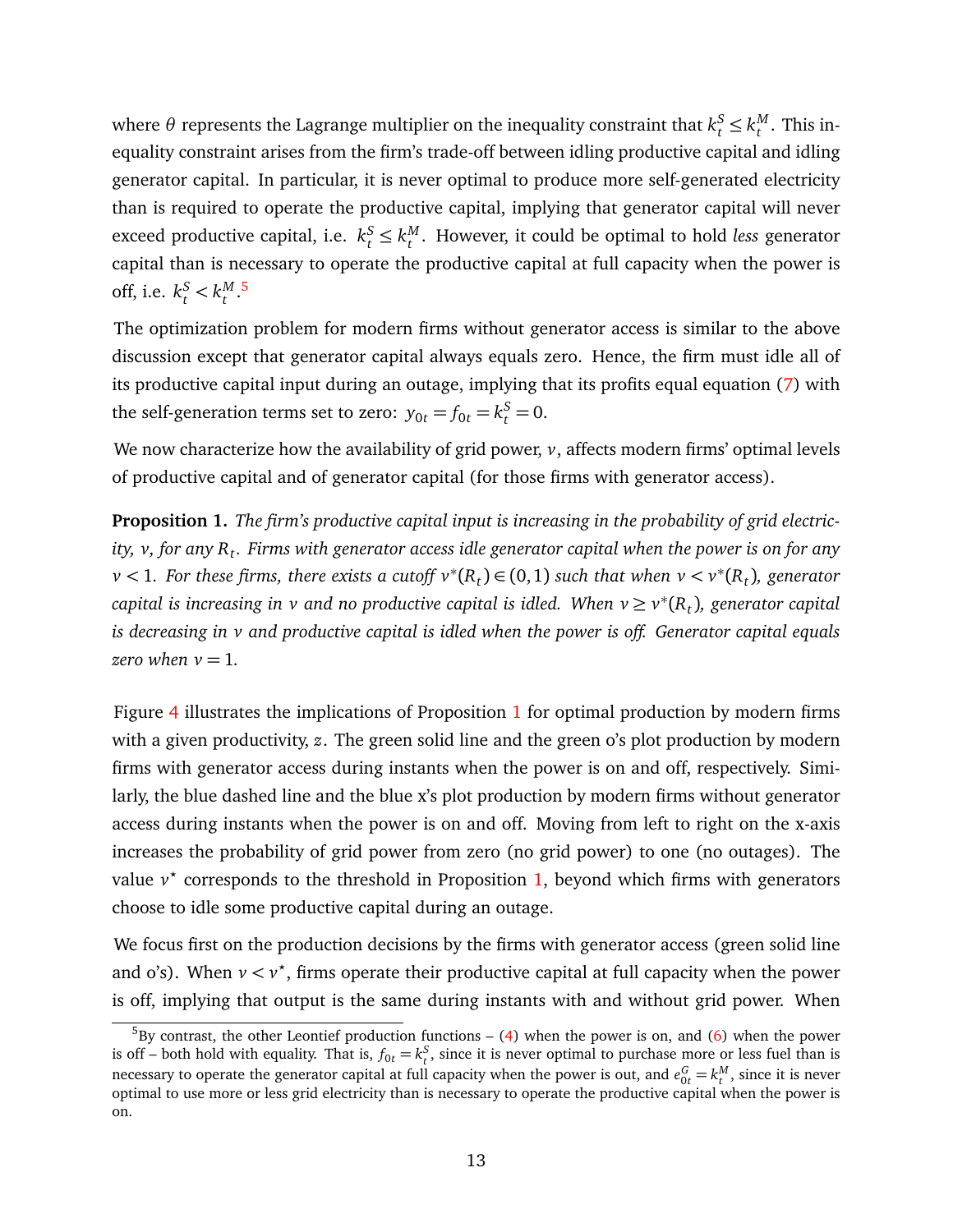where $\theta$ represents the Lagrange multiplier on the inequality constraint that $k_t^S \leq k_t^M$. This inequality constraint arises from the firm's trade-off between idling productive capital and idling generator capital. In particular, it is never optimal to produce more self-generated electricity than is required to operate the productive capital, implying that generator capital will never exceed productive capital, i.e. $k_t^S \leq k_t^M$. However, it could be optimal to hold *less* generator capital than is necessary to operate the productive capital at full capacity when the power is off, i.e. $k_t^S < k_t^M$.[5]

The optimization problem for modern firms without generator access is similar to the above discussion except that generator capital always equals zero. Hence, the firm must idle all of its productive capital input during an outage, implying that its profits equal equation (7) with the self-generation terms set to zero: $y_{0t} = f_{0t} = k_t^S = 0$.

We now characterize how the availability of grid power, $v$, affects modern firms' optimal levels of productive capital and of generator capital (for those firms with generator access).

**Proposition 1.** *The firm's productive capital input is increasing in the probability of grid electricity, $v$, for any $R_t$. Firms with generator access idle generator capital when the power is on for any $v < 1$. For these firms, there exists a cutoff $v^*(R_t) \in (0,1)$ such that when $v < v^*(R_t)$, generator capital is increasing in $v$ and no productive capital is idled. When $v \geq v^*(R_t)$, generator capital is decreasing in $v$ and productive capital is idled when the power is off. Generator capital equals zero when $v = 1$.*

Figure 4 illustrates the implications of Proposition 1 for optimal production by modern firms with a given productivity, $z$. The green solid line and the green o's plot production by modern firms with generator access during instants when the power is on and off, respectively. Similarly, the blue dashed line and the blue x's plot production by modern firms without generator access during instants when the power is on and off. Moving from left to right on the x-axis increases the probability of grid power from zero (no grid power) to one (no outages). The value $v^\star$ corresponds to the threshold in Proposition 1, beyond which firms with generators choose to idle some productive capital during an outage.

We focus first on the production decisions by the firms with generator access (green solid line and o's). When $v < v^\star$, firms operate their productive capital at full capacity when the power is off, implying that output is the same during instants with and without grid power. When

[5] By contrast, the other Leontief production functions – (4) when the power is on, and (6) when the power is off – both hold with equality. That is, $f_{0t} = k_t^S$, since it is never optimal to purchase more or less fuel than is necessary to operate the generator capital at full capacity when the power is out, and $e_{0t}^G = k_t^M$, since it is never optimal to use more or less grid electricity than is necessary to operate the productive capital when the power is on.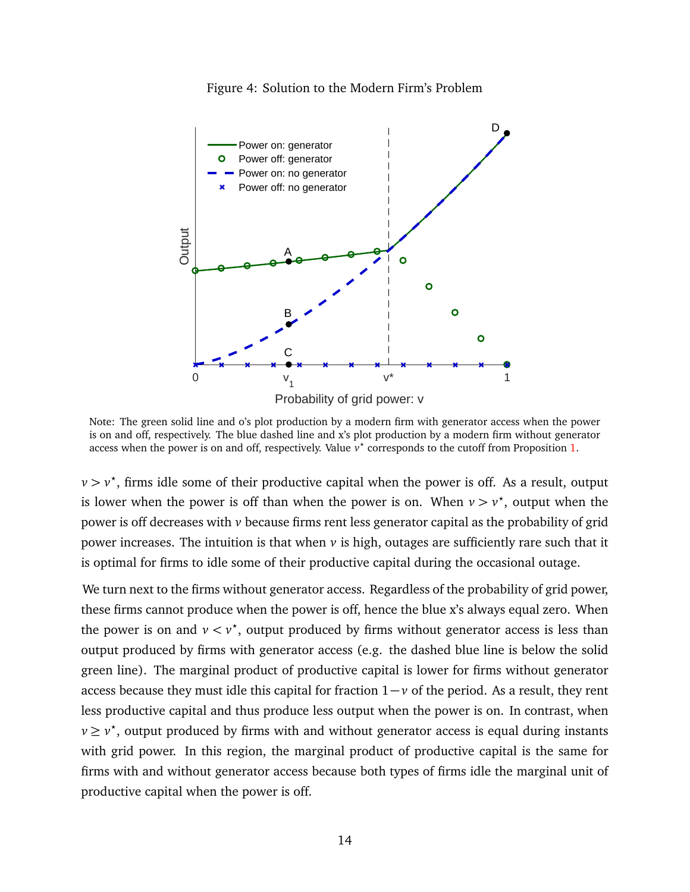Figure 4: Solution to the Modern Firm's Problem

Note: The green solid line and o's plot production by a modern firm with generator access when the power is on and off, respectively. The blue dashed line and x's plot production by a modern firm without generator access when the power is on and off, respectively. Value $v^\star$ corresponds to the cutoff from Proposition 1.

$v > v^\star$, firms idle some of their productive capital when the power is off. As a result, output is lower when the power is off than when the power is on. When $v > v^\star$, output when the power is off decreases with $v$ because firms rent less generator capital as the probability of grid power increases. The intuition is that when $v$ is high, outages are sufficiently rare such that it is optimal for firms to idle some of their productive capital during the occasional outage.

We turn next to the firms without generator access. Regardless of the probability of grid power, these firms cannot produce when the power is off, hence the blue x's always equal zero. When the power is on and $v < v^\star$, output produced by firms without generator access is less than output produced by firms with generator access (e.g. the dashed blue line is below the solid green line). The marginal product of productive capital is lower for firms without generator access because they must idle this capital for fraction $1 - v$ of the period. As a result, they rent less productive capital and thus produce less output when the power is on. In contrast, when $v \geq v^\star$, output produced by firms with and without generator access is equal during instants with grid power. In this region, the marginal product of productive capital is the same for firms with and without generator access because both types of firms idle the marginal unit of productive capital when the power is off.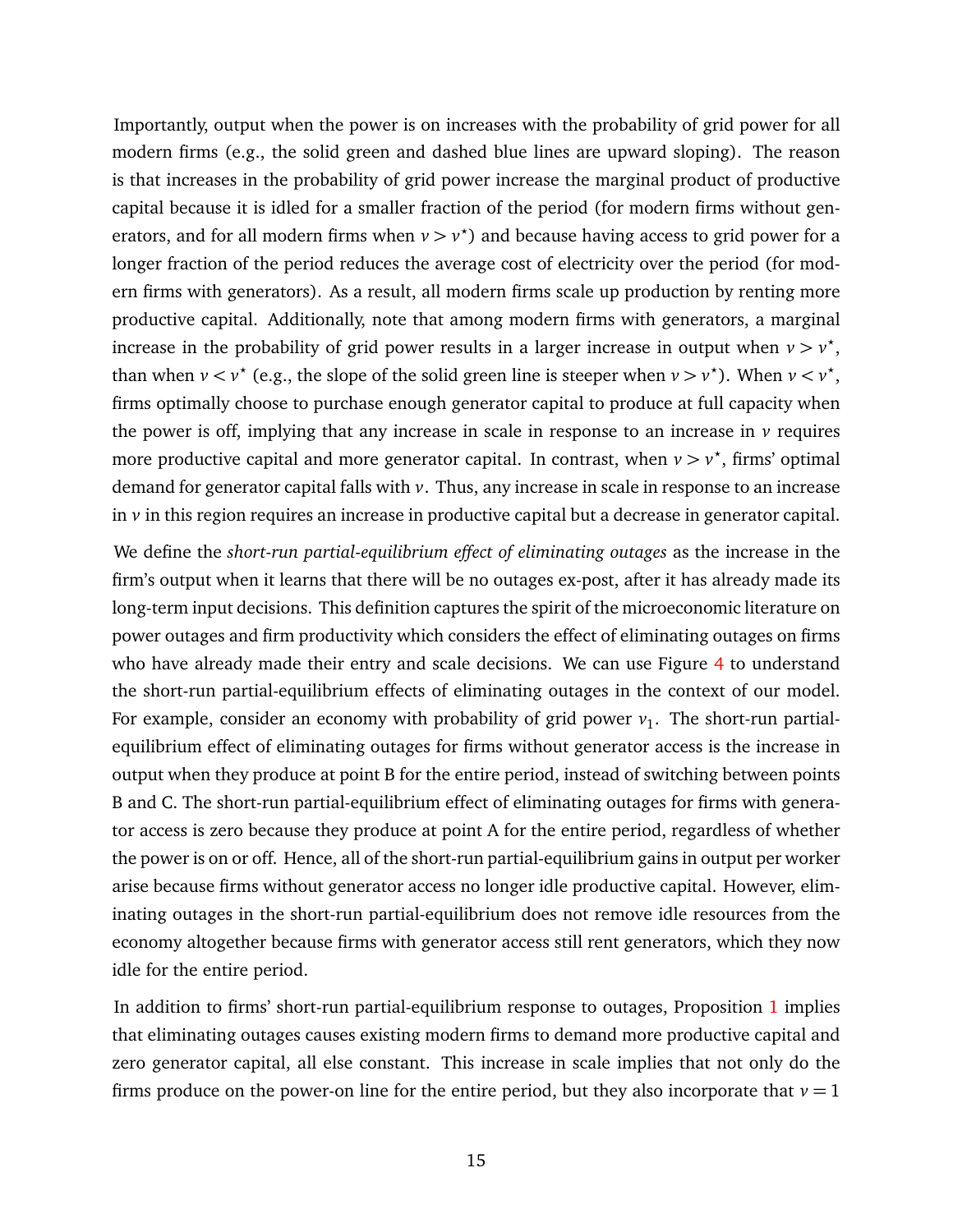Importantly, output when the power is on increases with the probability of grid power for all modern firms (e.g., the solid green and dashed blue lines are upward sloping). The reason is that increases in the probability of grid power increase the marginal product of productive capital because it is idled for a smaller fraction of the period (for modern firms without generators, and for all modern firms when $v > v^{\star}$) and because having access to grid power for a longer fraction of the period reduces the average cost of electricity over the period (for modern firms with generators). As a result, all modern firms scale up production by renting more productive capital. Additionally, note that among modern firms with generators, a marginal increase in the probability of grid power results in a larger increase in output when $v > v^{\star}$, than when $v < v^{\star}$ (e.g., the slope of the solid green line is steeper when $v > v^{\star}$). When $v < v^{\star}$, firms optimally choose to purchase enough generator capital to produce at full capacity when the power is off, implying that any increase in scale in response to an increase in $v$ requires more productive capital and more generator capital. In contrast, when $v > v^{\star}$, firms' optimal demand for generator capital falls with $v$. Thus, any increase in scale in response to an increase in $v$ in this region requires an increase in productive capital but a decrease in generator capital.

We define the *short-run partial-equilibrium effect of eliminating outages* as the increase in the firm's output when it learns that there will be no outages ex-post, after it has already made its long-term input decisions. This definition captures the spirit of the microeconomic literature on power outages and firm productivity which considers the effect of eliminating outages on firms who have already made their entry and scale decisions. We can use Figure 4 to understand the short-run partial-equilibrium effects of eliminating outages in the context of our model. For example, consider an economy with probability of grid power $v_1$. The short-run partial-equilibrium effect of eliminating outages for firms without generator access is the increase in output when they produce at point B for the entire period, instead of switching between points B and C. The short-run partial-equilibrium effect of eliminating outages for firms with generator access is zero because they produce at point A for the entire period, regardless of whether the power is on or off. Hence, all of the short-run partial-equilibrium gains in output per worker arise because firms without generator access no longer idle productive capital. However, eliminating outages in the short-run partial-equilibrium does not remove idle resources from the economy altogether because firms with generator access still rent generators, which they now idle for the entire period.

In addition to firms' short-run partial-equilibrium response to outages, Proposition 1 implies that eliminating outages causes existing modern firms to demand more productive capital and zero generator capital, all else constant. This increase in scale implies that not only do the firms produce on the power-on line for the entire period, but they also incorporate that $v = 1$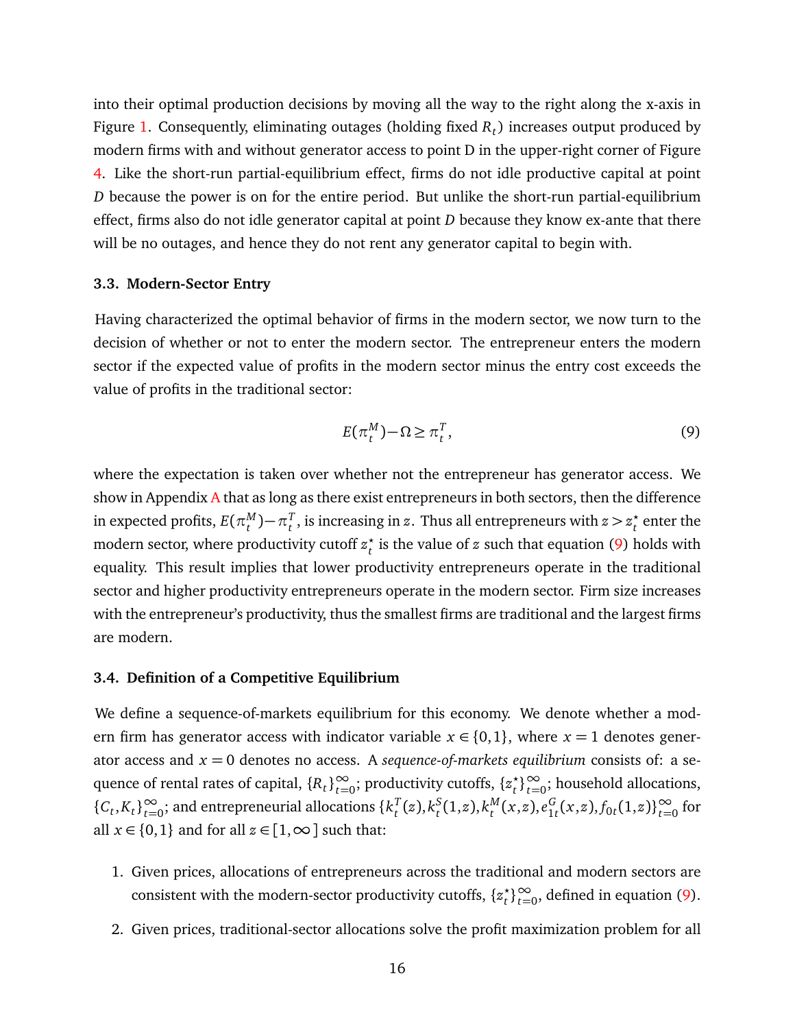into their optimal production decisions by moving all the way to the right along the x-axis in Figure 1. Consequently, eliminating outages (holding fixed $R_t$) increases output produced by modern firms with and without generator access to point D in the upper-right corner of Figure 4. Like the short-run partial-equilibrium effect, firms do not idle productive capital at point $D$ because the power is on for the entire period. But unlike the short-run partial-equilibrium effect, firms also do not idle generator capital at point $D$ because they know ex-ante that there will be no outages, and hence they do not rent any generator capital to begin with.

### 3.3. Modern-Sector Entry

Having characterized the optimal behavior of firms in the modern sector, we now turn to the decision of whether or not to enter the modern sector. The entrepreneur enters the modern sector if the expected value of profits in the modern sector minus the entry cost exceeds the value of profits in the traditional sector:

$$E(\pi_t^M) - \Omega \geq \pi_t^T, \tag{9}$$

where the expectation is taken over whether not the entrepreneur has generator access. We show in Appendix A that as long as there exist entrepreneurs in both sectors, then the difference in expected profits, $E(\pi_t^M) - \pi_t^T$, is increasing in $z$. Thus all entrepreneurs with $z > z_t^\star$ enter the modern sector, where productivity cutoff $z_t^\star$ is the value of $z$ such that equation (9) holds with equality. This result implies that lower productivity entrepreneurs operate in the traditional sector and higher productivity entrepreneurs operate in the modern sector. Firm size increases with the entrepreneur's productivity, thus the smallest firms are traditional and the largest firms are modern.

### 3.4. Definition of a Competitive Equilibrium

We define a sequence-of-markets equilibrium for this economy. We denote whether a modern firm has generator access with indicator variable $x \in \{0,1\}$, where $x = 1$ denotes generator access and $x = 0$ denotes no access. A *sequence-of-markets equilibrium* consists of: a sequence of rental rates of capital, $\{R_t\}_{t=0}^{\infty}$; productivity cutoffs, $\{z_t^\star\}_{t=0}^{\infty}$; household allocations, $\{C_t, K_t\}_{t=0}^{\infty}$; and entrepreneurial allocations $\{k_t^T(z), k_t^S(1,z), k_t^M(x,z), e_{1t}^G(x,z), f_{0t}(1,z)\}_{t=0}^{\infty}$ for all $x \in \{0,1\}$ and for all $z \in [1, \infty]$ such that:

1. Given prices, allocations of entrepreneurs across the traditional and modern sectors are consistent with the modern-sector productivity cutoffs, $\{z_t^\star\}_{t=0}^{\infty}$, defined in equation (9).

2. Given prices, traditional-sector allocations solve the profit maximization problem for all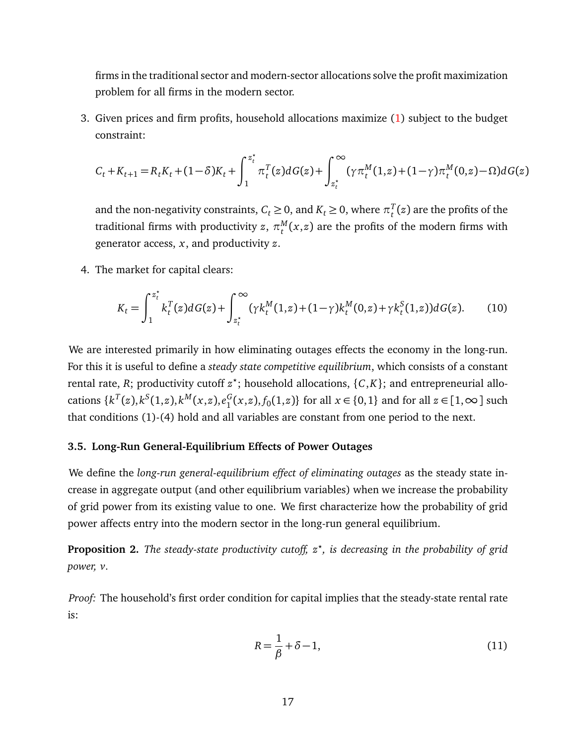firms in the traditional sector and modern-sector allocations solve the profit maximization problem for all firms in the modern sector.

3. Given prices and firm profits, household allocations maximize (1) subject to the budget constraint:

$$C_t + K_{t+1} = R_t K_t + (1-\delta)K_t + \int_1^{z_t^\star} \pi_t^T(z)dG(z) + \int_{z_t^\star}^{\infty} (\gamma \pi_t^M(1,z) + (1-\gamma)\pi_t^M(0,z) - \Omega)dG(z)$$

and the non-negativity constraints, $C_t \geq 0$, and $K_t \geq 0$, where $\pi_t^T(z)$ are the profits of the traditional firms with productivity $z$, $\pi_t^M(x,z)$ are the profits of the modern firms with generator access, $x$, and productivity $z$.

4. The market for capital clears:

$$K_t = \int_1^{z_t^\star} k_t^T(z)dG(z) + \int_{z_t^\star}^{\infty} (\gamma k_t^M(1,z) + (1-\gamma)k_t^M(0,z) + \gamma k_t^S(1,z))dG(z). \tag{10}$$

We are interested primarily in how eliminating outages effects the economy in the long-run. For this it is useful to define a *steady state competitive equilibrium*, which consists of a constant rental rate, $R$; productivity cutoff $z^\star$; household allocations, $\{C,K\}$; and entrepreneurial allocations $\{k^T(z), k^S(1,z), k^M(x,z), e_1^G(x,z), f_0(1,z)\}$ for all $x \in \{0,1\}$ and for all $z \in [1,\infty]$ such that conditions (1)-(4) hold and all variables are constant from one period to the next.

### 3.5. Long-Run General-Equilibrium Effects of Power Outages

We define the *long-run general-equilibrium effect of eliminating outages* as the steady state increase in aggregate output (and other equilibrium variables) when we increase the probability of grid power from its existing value to one. We first characterize how the probability of grid power affects entry into the modern sector in the long-run general equilibrium.

**Proposition 2.** *The steady-state productivity cutoff, $z^\star$, is decreasing in the probability of grid power, $\nu$.*

*Proof:* The household's first order condition for capital implies that the steady-state rental rate is:

$$R = \frac{1}{\beta} + \delta - 1, \tag{11}$$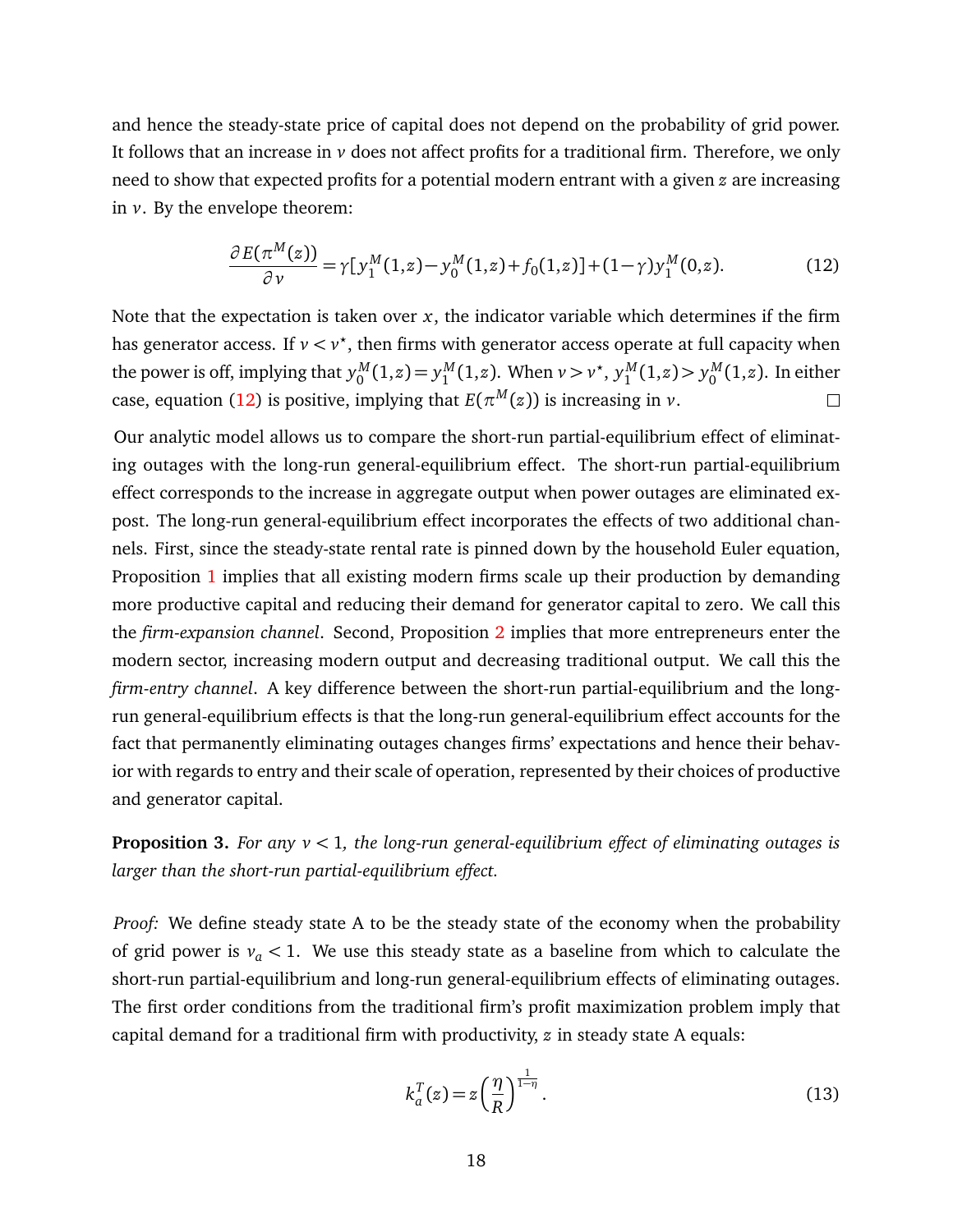and hence the steady-state price of capital does not depend on the probability of grid power. It follows that an increase in $v$ does not affect profits for a traditional firm. Therefore, we only need to show that expected profits for a potential modern entrant with a given $z$ are increasing in $v$. By the envelope theorem:

$$\frac{\partial E(\pi^M(z))}{\partial v} = \gamma[y_1^M(1,z) - y_0^M(1,z) + f_0(1,z)] + (1-\gamma)y_1^M(0,z). \tag{12}$$

Note that the expectation is taken over $x$, the indicator variable which determines if the firm has generator access. If $v < v^\star$, then firms with generator access operate at full capacity when the power is off, implying that $y_0^M(1,z) = y_1^M(1,z)$. When $v > v^\star$, $y_1^M(1,z) > y_0^M(1,z)$. In either case, equation (12) is positive, implying that $E(\pi^M(z))$ is increasing in $v$. □

Our analytic model allows us to compare the short-run partial-equilibrium effect of eliminating outages with the long-run general-equilibrium effect. The short-run partial-equilibrium effect corresponds to the increase in aggregate output when power outages are eliminated ex-post. The long-run general-equilibrium effect incorporates the effects of two additional channels. First, since the steady-state rental rate is pinned down by the household Euler equation, Proposition 1 implies that all existing modern firms scale up their production by demanding more productive capital and reducing their demand for generator capital to zero. We call this the *firm-expansion channel*. Second, Proposition 2 implies that more entrepreneurs enter the modern sector, increasing modern output and decreasing traditional output. We call this the *firm-entry channel*. A key difference between the short-run partial-equilibrium and the long-run general-equilibrium effects is that the long-run general-equilibrium effect accounts for the fact that permanently eliminating outages changes firms' expectations and hence their behavior with regards to entry and their scale of operation, represented by their choices of productive and generator capital.

**Proposition 3.** *For any $v < 1$, the long-run general-equilibrium effect of eliminating outages is larger than the short-run partial-equilibrium effect.*

*Proof:* We define steady state A to be the steady state of the economy when the probability of grid power is $v_a < 1$. We use this steady state as a baseline from which to calculate the short-run partial-equilibrium and long-run general-equilibrium effects of eliminating outages. The first order conditions from the traditional firm's profit maximization problem imply that capital demand for a traditional firm with productivity, $z$ in steady state A equals:

$$k_a^T(z) = z\left(\frac{\eta}{R}\right)^{\frac{1}{1-\eta}}. \tag{13}$$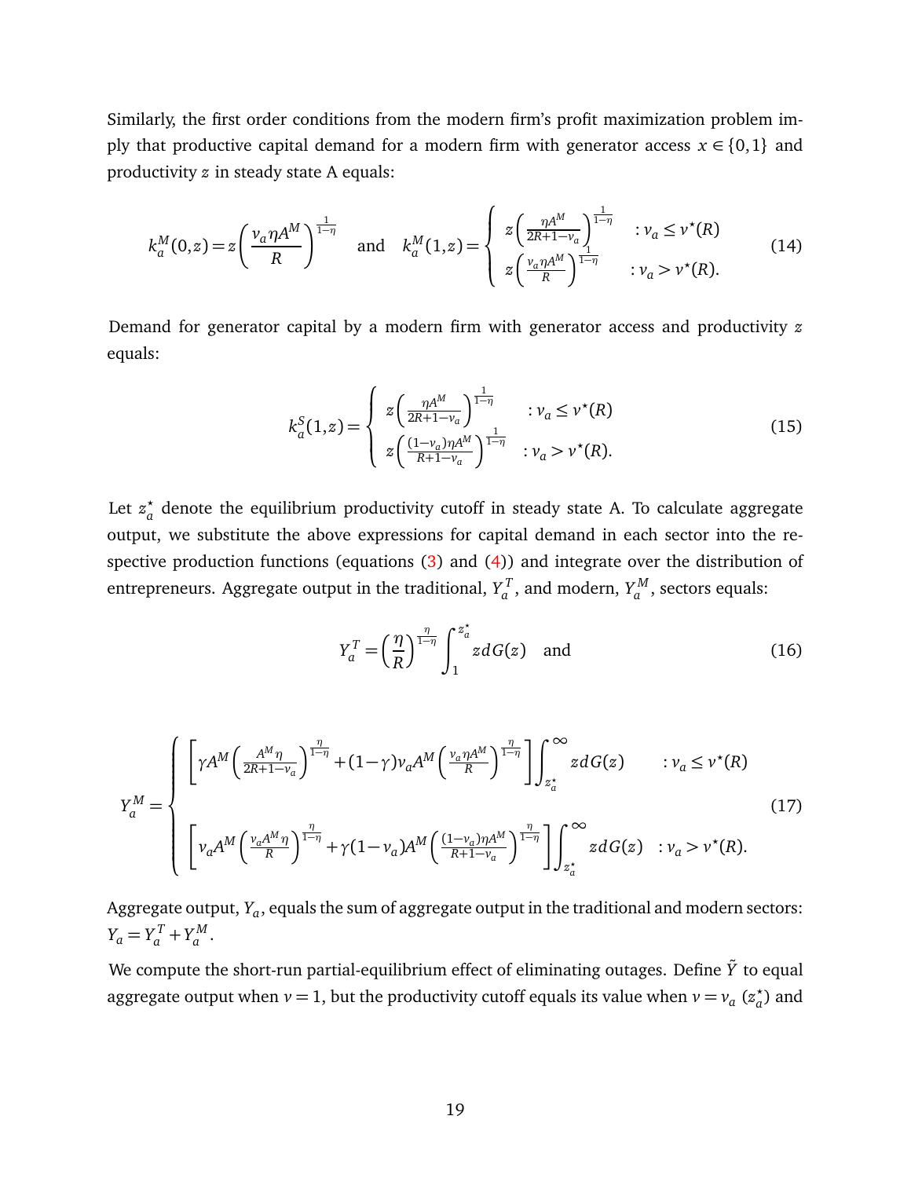Similarly, the first order conditions from the modern firm's profit maximization problem imply that productive capital demand for a modern firm with generator access $x \in \{0,1\}$ and productivity $z$ in steady state A equals:

$$
k_a^M(0,z) = z\left(\frac{v_a \eta A^M}{R}\right)^{\frac{1}{1-\eta}} \quad \text{and} \quad k_a^M(1,z) = \begin{cases} z\left(\frac{\eta A^M}{2R+1-v_a}\right)^{\frac{1}{1-\eta}} & : v_a \leq v^\star(R) \\ z\left(\frac{v_a \eta A^M}{R}\right)^{\frac{1}{1-\eta}} & : v_a > v^\star(R). \end{cases} \tag{14}
$$

Demand for generator capital by a modern firm with generator access and productivity $z$ equals:

$$
k_a^S(1,z) = \begin{cases} z\left(\frac{\eta A^M}{2R+1-v_a}\right)^{\frac{1}{1-\eta}} & : v_a \leq v^\star(R) \\ z\left(\frac{(1-v_a)\eta A^M}{R+1-v_a}\right)^{\frac{1}{1-\eta}} & : v_a > v^\star(R). \end{cases} \tag{15}
$$

Let $z_a^\star$ denote the equilibrium productivity cutoff in steady state A. To calculate aggregate output, we substitute the above expressions for capital demand in each sector into the respective production functions (equations (3) and (4)) and integrate over the distribution of entrepreneurs. Aggregate output in the traditional, $Y_a^T$, and modern, $Y_a^M$, sectors equals:

$$
Y_a^T = \left(\frac{\eta}{R}\right)^{\frac{\eta}{1-\eta}} \int_1^{z_a^\star} z\, dG(z) \quad \text{and} \tag{16}
$$

$$
Y_a^M = \begin{cases} \left[\gamma A^M \left(\frac{A^M \eta}{2R+1-v_a}\right)^{\frac{\eta}{1-\eta}} + (1-\gamma) v_a A^M \left(\frac{v_a \eta A^M}{R}\right)^{\frac{\eta}{1-\eta}}\right] \int_{z_a^\star}^{\infty} z\, dG(z) & : v_a \leq v^\star(R) \\ \left[v_a A^M \left(\frac{v_a A^M \eta}{R}\right)^{\frac{\eta}{1-\eta}} + \gamma(1-v_a) A^M \left(\frac{(1-v_a)\eta A^M}{R+1-v_a}\right)^{\frac{\eta}{1-\eta}}\right] \int_{z_a^\star}^{\infty} z\, dG(z) & : v_a > v^\star(R). \end{cases} \tag{17}
$$

Aggregate output, $Y_a$, equals the sum of aggregate output in the traditional and modern sectors: $Y_a = Y_a^T + Y_a^M$.

We compute the short-run partial-equilibrium effect of eliminating outages. Define $\tilde{Y}$ to equal aggregate output when $v = 1$, but the productivity cutoff equals its value when $v = v_a$ ($z_a^\star$) and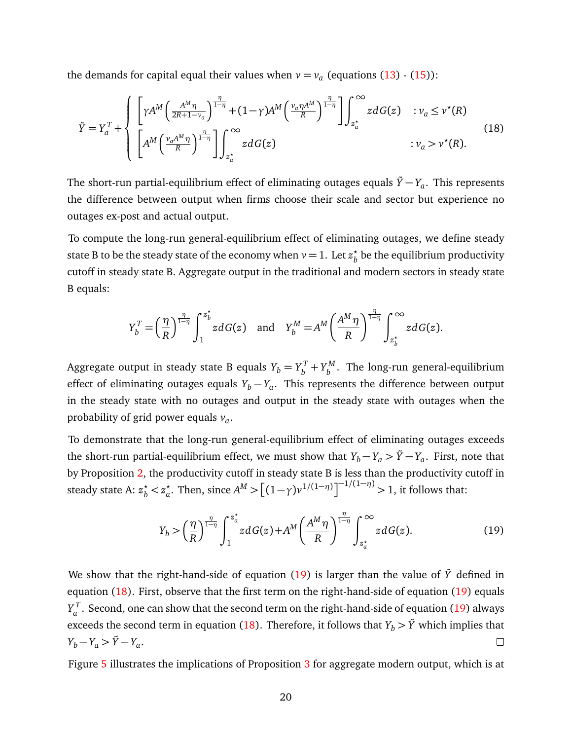the demands for capital equal their values when $v = v_a$ (equations (13) - (15)):

$$\tilde{Y} = Y_a^T + \begin{cases} \left[ \gamma A^M \left( \frac{A^M \eta}{2R+1-v_a} \right)^{\frac{\eta}{1-\eta}} + (1-\gamma) A^M \left( \frac{v_a \eta A^M}{R} \right)^{\frac{\eta}{1-\eta}} \right] \int_{z_a^\star}^{\infty} z dG(z) & : v_a \leq v^\star(R) \\ \left[ A^M \left( \frac{v_a A^M \eta}{R} \right)^{\frac{\eta}{1-\eta}} \right] \int_{z_a^\star}^{\infty} z dG(z) & : v_a > v^\star(R). \end{cases} \tag{18}$$

The short-run partial-equilibrium effect of eliminating outages equals $\tilde{Y} - Y_a$. This represents the difference between output when firms choose their scale and sector but experience no outages ex-post and actual output.

To compute the long-run general-equilibrium effect of eliminating outages, we define steady state B to be the steady state of the economy when $v = 1$. Let $z_b^\star$ be the equilibrium productivity cutoff in steady state B. Aggregate output in the traditional and modern sectors in steady state B equals:

$$Y_b^T = \left( \frac{\eta}{R} \right)^{\frac{\eta}{1-\eta}} \int_1^{z_b^\star} z dG(z) \quad \text{and} \quad Y_b^M = A^M \left( \frac{A^M \eta}{R} \right)^{\frac{\eta}{1-\eta}} \int_{z_b^\star}^{\infty} z dG(z).$$

Aggregate output in steady state B equals $Y_b = Y_b^T + Y_b^M$. The long-run general-equilibrium effect of eliminating outages equals $Y_b - Y_a$. This represents the difference between output in the steady state with no outages and output in the steady state with outages when the probability of grid power equals $v_a$.

To demonstrate that the long-run general-equilibrium effect of eliminating outages exceeds the short-run partial-equilibrium effect, we must show that $Y_b - Y_a > \tilde{Y} - Y_a$. First, note that by Proposition 2, the productivity cutoff in steady state B is less than the productivity cutoff in steady state A: $z_b^\star < z_a^\star$. Then, since $A^M > \left[ (1-\gamma) v^{1/(1-\eta)} \right]^{-1/(1-\eta)} > 1$, it follows that:

$$Y_b > \left( \frac{\eta}{R} \right)^{\frac{\eta}{1-\eta}} \int_1^{z_a^\star} z dG(z) + A^M \left( \frac{A^M \eta}{R} \right)^{\frac{\eta}{1-\eta}} \int_{z_a^\star}^{\infty} z dG(z). \tag{19}$$

We show that the right-hand-side of equation (19) is larger than the value of $\tilde{Y}$ defined in equation (18). First, observe that the first term on the right-hand-side of equation (19) equals $Y_a^T$. Second, one can show that the second term on the right-hand-side of equation (19) always exceeds the second term in equation (18). Therefore, it follows that $Y_b > \tilde{Y}$ which implies that $Y_b - Y_a > \tilde{Y} - Y_a$. □

Figure 5 illustrates the implications of Proposition 3 for aggregate modern output, which is at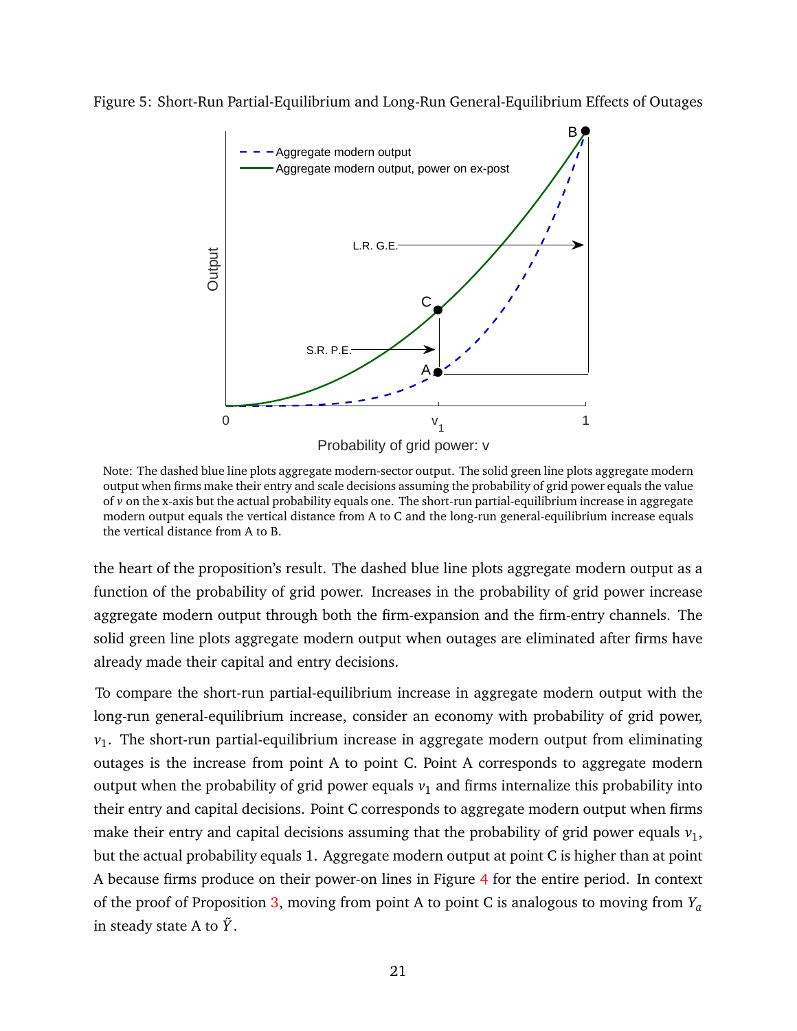Figure 5: Short-Run Partial-Equilibrium and Long-Run General-Equilibrium Effects of Outages

Note: The dashed blue line plots aggregate modern-sector output. The solid green line plots aggregate modern output when firms make their entry and scale decisions assuming the probability of grid power equals the value of $v$ on the x-axis but the actual probability equals one. The short-run partial-equilibrium increase in aggregate modern output equals the vertical distance from A to C and the long-run general-equilibrium increase equals the vertical distance from A to B.

the heart of the proposition's result. The dashed blue line plots aggregate modern output as a function of the probability of grid power. Increases in the probability of grid power increase aggregate modern output through both the firm-expansion and the firm-entry channels. The solid green line plots aggregate modern output when outages are eliminated after firms have already made their capital and entry decisions.

To compare the short-run partial-equilibrium increase in aggregate modern output with the long-run general-equilibrium increase, consider an economy with probability of grid power, $v_1$. The short-run partial-equilibrium increase in aggregate modern output from eliminating outages is the increase from point A to point C. Point A corresponds to aggregate modern output when the probability of grid power equals $v_1$ and firms internalize this probability into their entry and capital decisions. Point C corresponds to aggregate modern output when firms make their entry and capital decisions assuming that the probability of grid power equals $v_1$, but the actual probability equals 1. Aggregate modern output at point C is higher than at point A because firms produce on their power-on lines in Figure 4 for the entire period. In context of the proof of Proposition 3, moving from point A to point C is analogous to moving from $Y_a$ in steady state A to $\tilde{Y}$.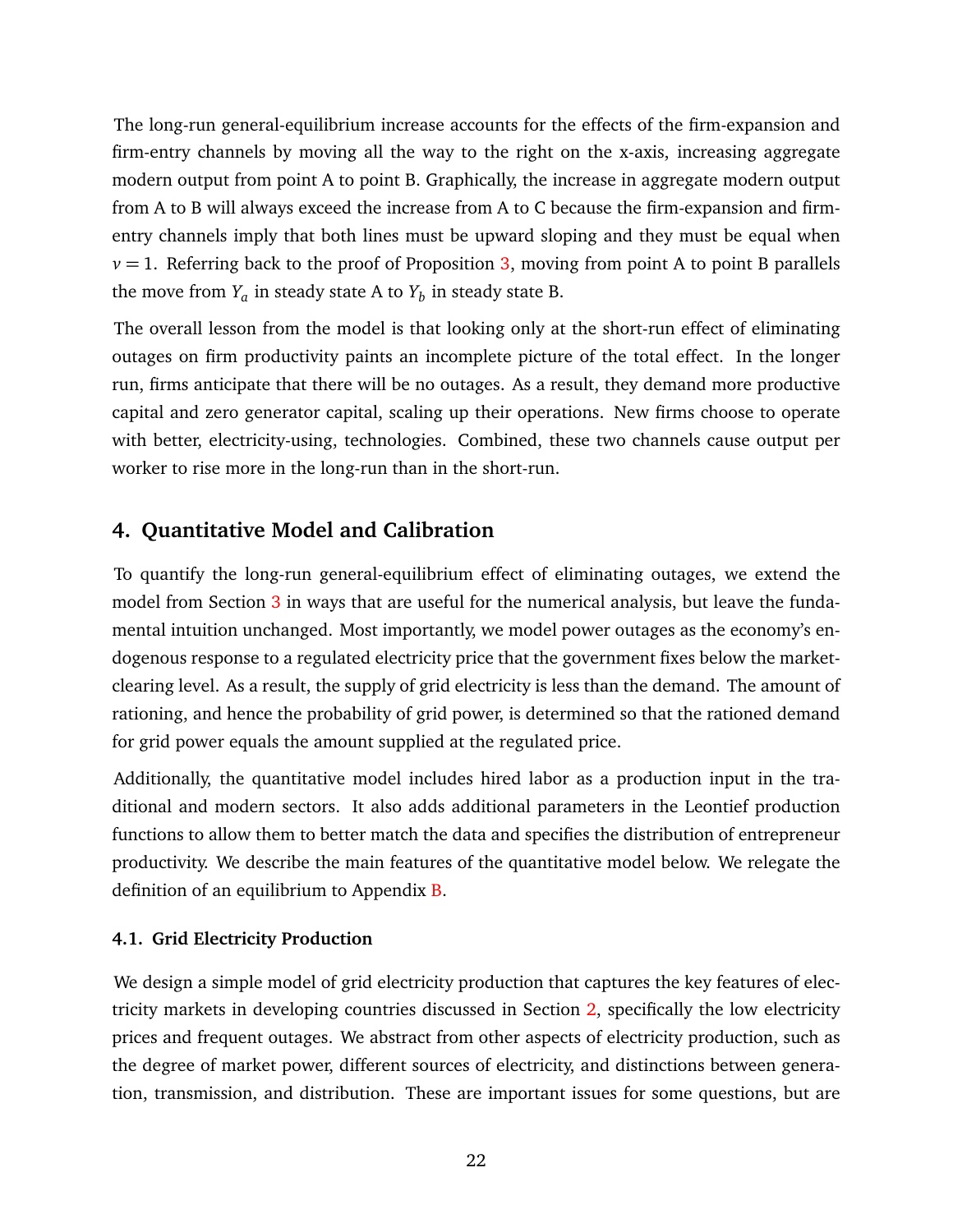The long-run general-equilibrium increase accounts for the effects of the firm-expansion and firm-entry channels by moving all the way to the right on the x-axis, increasing aggregate modern output from point A to point B. Graphically, the increase in aggregate modern output from A to B will always exceed the increase from A to C because the firm-expansion and firm-entry channels imply that both lines must be upward sloping and they must be equal when $v = 1$. Referring back to the proof of Proposition 3, moving from point A to point B parallels the move from $Y_a$ in steady state A to $Y_b$ in steady state B.

The overall lesson from the model is that looking only at the short-run effect of eliminating outages on firm productivity paints an incomplete picture of the total effect. In the longer run, firms anticipate that there will be no outages. As a result, they demand more productive capital and zero generator capital, scaling up their operations. New firms choose to operate with better, electricity-using, technologies. Combined, these two channels cause output per worker to rise more in the long-run than in the short-run.

## 4. Quantitative Model and Calibration

To quantify the long-run general-equilibrium effect of eliminating outages, we extend the model from Section 3 in ways that are useful for the numerical analysis, but leave the fundamental intuition unchanged. Most importantly, we model power outages as the economy's endogenous response to a regulated electricity price that the government fixes below the market-clearing level. As a result, the supply of grid electricity is less than the demand. The amount of rationing, and hence the probability of grid power, is determined so that the rationed demand for grid power equals the amount supplied at the regulated price.

Additionally, the quantitative model includes hired labor as a production input in the traditional and modern sectors. It also adds additional parameters in the Leontief production functions to allow them to better match the data and specifies the distribution of entrepreneur productivity. We describe the main features of the quantitative model below. We relegate the definition of an equilibrium to Appendix B.

### 4.1. Grid Electricity Production

We design a simple model of grid electricity production that captures the key features of electricity markets in developing countries discussed in Section 2, specifically the low electricity prices and frequent outages. We abstract from other aspects of electricity production, such as the degree of market power, different sources of electricity, and distinctions between generation, transmission, and distribution. These are important issues for some questions, but are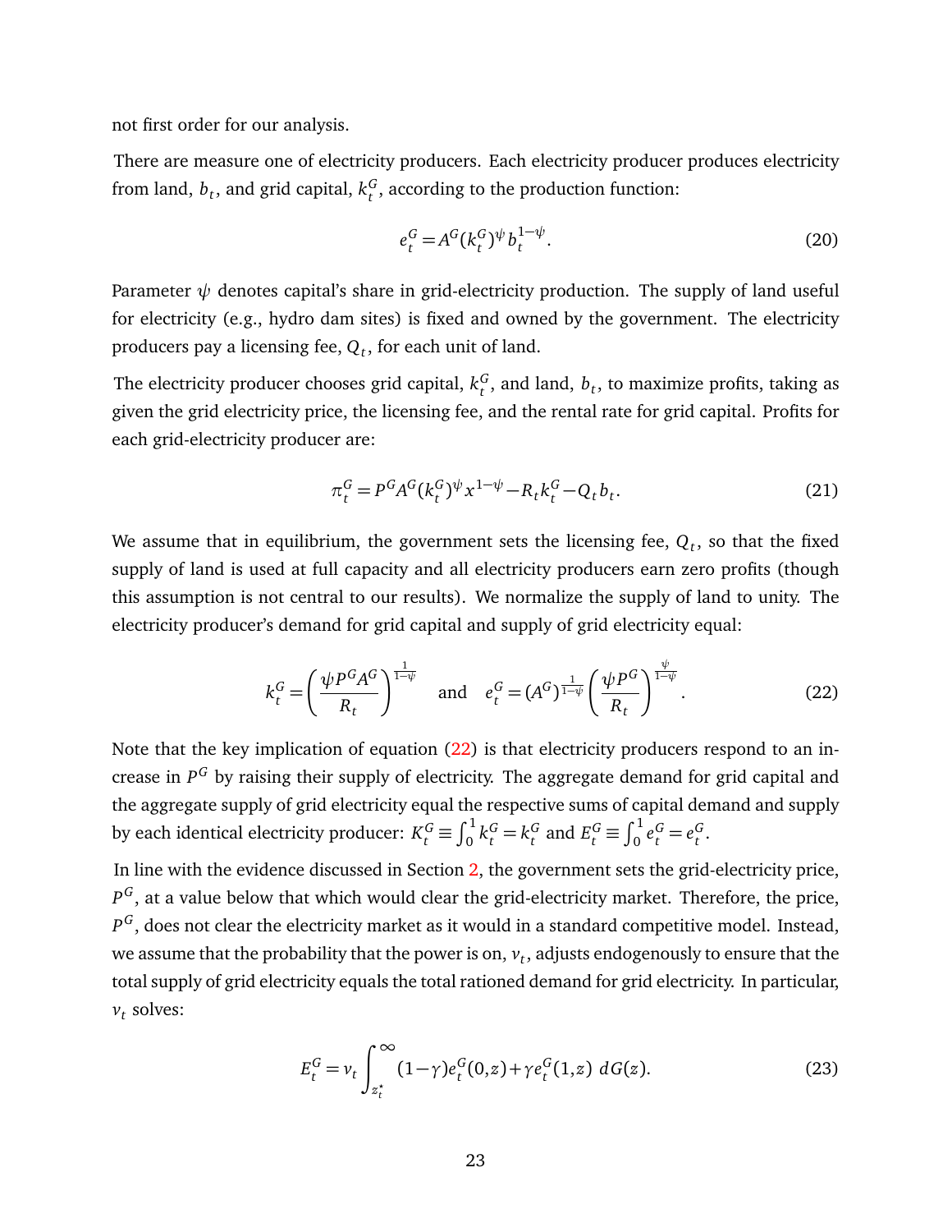not first order for our analysis.

There are measure one of electricity producers. Each electricity producer produces electricity from land, $b_t$, and grid capital, $k_t^G$, according to the production function:

$$e_t^G = A^G (k_t^G)^{\psi} b_t^{1-\psi}. \tag{20}$$

Parameter $\psi$ denotes capital's share in grid-electricity production. The supply of land useful for electricity (e.g., hydro dam sites) is fixed and owned by the government. The electricity producers pay a licensing fee, $Q_t$, for each unit of land.

The electricity producer chooses grid capital, $k_t^G$, and land, $b_t$, to maximize profits, taking as given the grid electricity price, the licensing fee, and the rental rate for grid capital. Profits for each grid-electricity producer are:

$$\pi_t^G = P^G A^G (k_t^G)^{\psi} x^{1-\psi} - R_t k_t^G - Q_t b_t. \tag{21}$$

We assume that in equilibrium, the government sets the licensing fee, $Q_t$, so that the fixed supply of land is used at full capacity and all electricity producers earn zero profits (though this assumption is not central to our results). We normalize the supply of land to unity. The electricity producer's demand for grid capital and supply of grid electricity equal:

$$k_t^G = \left(\frac{\psi P^G A^G}{R_t}\right)^{\frac{1}{1-\psi}} \quad \text{and} \quad e_t^G = (A^G)^{\frac{1}{1-\psi}} \left(\frac{\psi P^G}{R_t}\right)^{\frac{\psi}{1-\psi}}. \tag{22}$$

Note that the key implication of equation (22) is that electricity producers respond to an increase in $P^G$ by raising their supply of electricity. The aggregate demand for grid capital and the aggregate supply of grid electricity equal the respective sums of capital demand and supply by each identical electricity producer: $K_t^G \equiv \int_0^1 k_t^G = k_t^G$ and $E_t^G \equiv \int_0^1 e_t^G = e_t^G$.

In line with the evidence discussed in Section 2, the government sets the grid-electricity price, $P^G$, at a value below that which would clear the grid-electricity market. Therefore, the price, $P^G$, does not clear the electricity market as it would in a standard competitive model. Instead, we assume that the probability that the power is on, $v_t$, adjusts endogenously to ensure that the total supply of grid electricity equals the total rationed demand for grid electricity. In particular, $v_t$ solves:

$$E_t^G = v_t \int_{z_t^\star}^{\infty} (1-\gamma) e_t^G(0,z) + \gamma e_t^G(1,z) \; dG(z). \tag{23}$$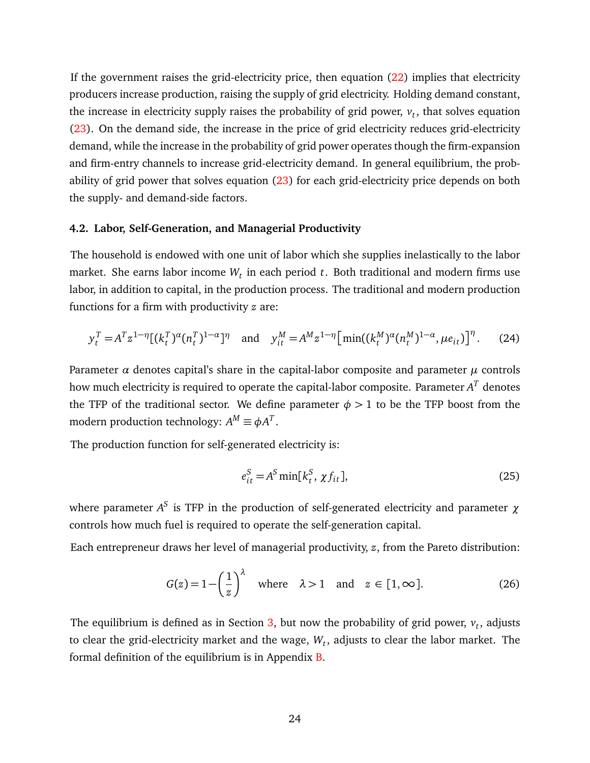If the government raises the grid-electricity price, then equation (22) implies that electricity producers increase production, raising the supply of grid electricity. Holding demand constant, the increase in electricity supply raises the probability of grid power, $v_t$, that solves equation (23). On the demand side, the increase in the price of grid electricity reduces grid-electricity demand, while the increase in the probability of grid power operates though the firm-expansion and firm-entry channels to increase grid-electricity demand. In general equilibrium, the probability of grid power that solves equation (23) for each grid-electricity price depends on both the supply- and demand-side factors.

### 4.2. Labor, Self-Generation, and Managerial Productivity

The household is endowed with one unit of labor which she supplies inelastically to the labor market. She earns labor income $W_t$ in each period $t$. Both traditional and modern firms use labor, in addition to capital, in the production process. The traditional and modern production functions for a firm with productivity $z$ are:

$$y_t^T = A^T z^{1-\eta}[(k_t^T)^{\alpha}(n_t^T)^{1-\alpha}]^{\eta} \quad \text{and} \quad y_{it}^M = A^M z^{1-\eta}\left[\min((k_t^M)^{\alpha}(n_t^M)^{1-\alpha}, \mu e_{it})\right]^{\eta}. \tag{24}$$

Parameter $\alpha$ denotes capital's share in the capital-labor composite and parameter $\mu$ controls how much electricity is required to operate the capital-labor composite. Parameter $A^T$ denotes the TFP of the traditional sector. We define parameter $\phi > 1$ to be the TFP boost from the modern production technology: $A^M \equiv \phi A^T$.

The production function for self-generated electricity is:

$$e_{it}^S = A^S \min[k_t^S, \chi f_{it}], \tag{25}$$

where parameter $A^S$ is TFP in the production of self-generated electricity and parameter $\chi$ controls how much fuel is required to operate the self-generation capital.

Each entrepreneur draws her level of managerial productivity, $z$, from the Pareto distribution:

$$G(z) = 1 - \left(\frac{1}{z}\right)^{\lambda} \quad \text{where} \quad \lambda > 1 \quad \text{and} \quad z \in [1, \infty]. \tag{26}$$

The equilibrium is defined as in Section 3, but now the probability of grid power, $v_t$, adjusts to clear the grid-electricity market and the wage, $W_t$, adjusts to clear the labor market. The formal definition of the equilibrium is in Appendix B.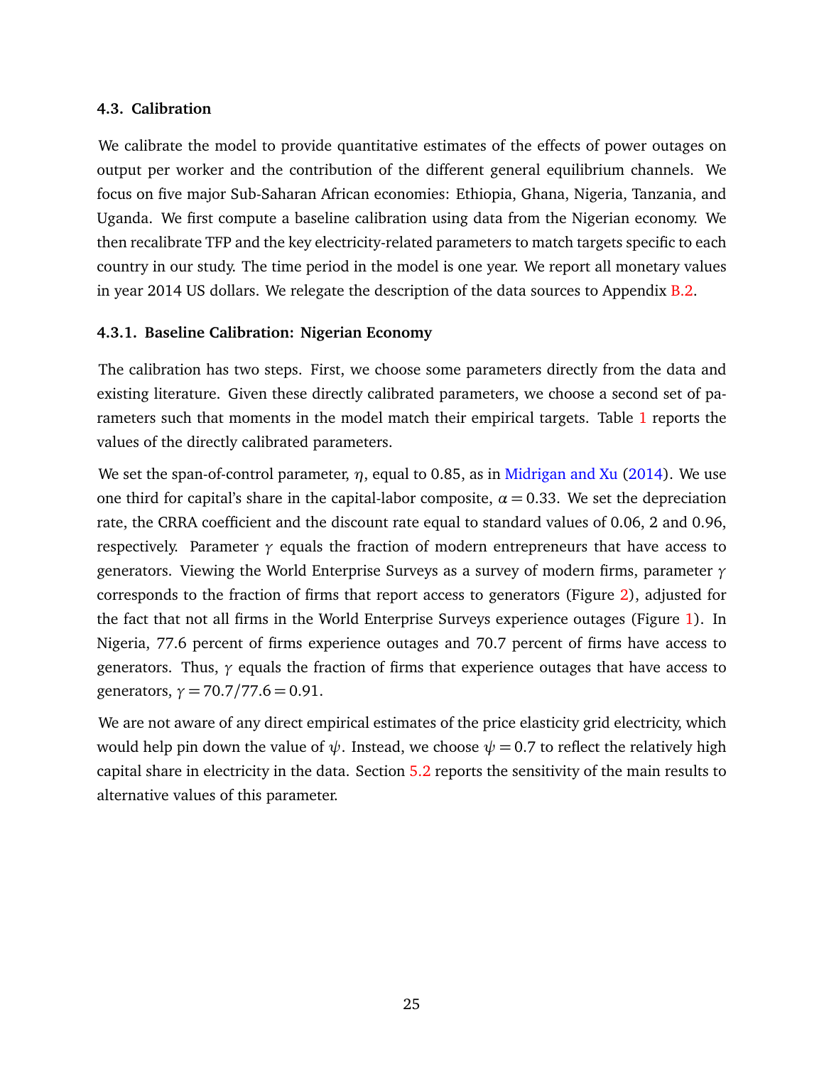### 4.3. Calibration

We calibrate the model to provide quantitative estimates of the effects of power outages on output per worker and the contribution of the different general equilibrium channels. We focus on five major Sub-Saharan African economies: Ethiopia, Ghana, Nigeria, Tanzania, and Uganda. We first compute a baseline calibration using data from the Nigerian economy. We then recalibrate TFP and the key electricity-related parameters to match targets specific to each country in our study. The time period in the model is one year. We report all monetary values in year 2014 US dollars. We relegate the description of the data sources to Appendix B.2.

#### 4.3.1. Baseline Calibration: Nigerian Economy

The calibration has two steps. First, we choose some parameters directly from the data and existing literature. Given these directly calibrated parameters, we choose a second set of parameters such that moments in the model match their empirical targets. Table 1 reports the values of the directly calibrated parameters.

We set the span-of-control parameter, $\eta$, equal to 0.85, as in Midrigan and Xu (2014). We use one third for capital's share in the capital-labor composite, $\alpha = 0.33$. We set the depreciation rate, the CRRA coefficient and the discount rate equal to standard values of 0.06, 2 and 0.96, respectively. Parameter $\gamma$ equals the fraction of modern entrepreneurs that have access to generators. Viewing the World Enterprise Surveys as a survey of modern firms, parameter $\gamma$ corresponds to the fraction of firms that report access to generators (Figure 2), adjusted for the fact that not all firms in the World Enterprise Surveys experience outages (Figure 1). In Nigeria, 77.6 percent of firms experience outages and 70.7 percent of firms have access to generators. Thus, $\gamma$ equals the fraction of firms that experience outages that have access to generators, $\gamma = 70.7/77.6 = 0.91$.

We are not aware of any direct empirical estimates of the price elasticity grid electricity, which would help pin down the value of $\psi$. Instead, we choose $\psi = 0.7$ to reflect the relatively high capital share in electricity in the data. Section 5.2 reports the sensitivity of the main results to alternative values of this parameter.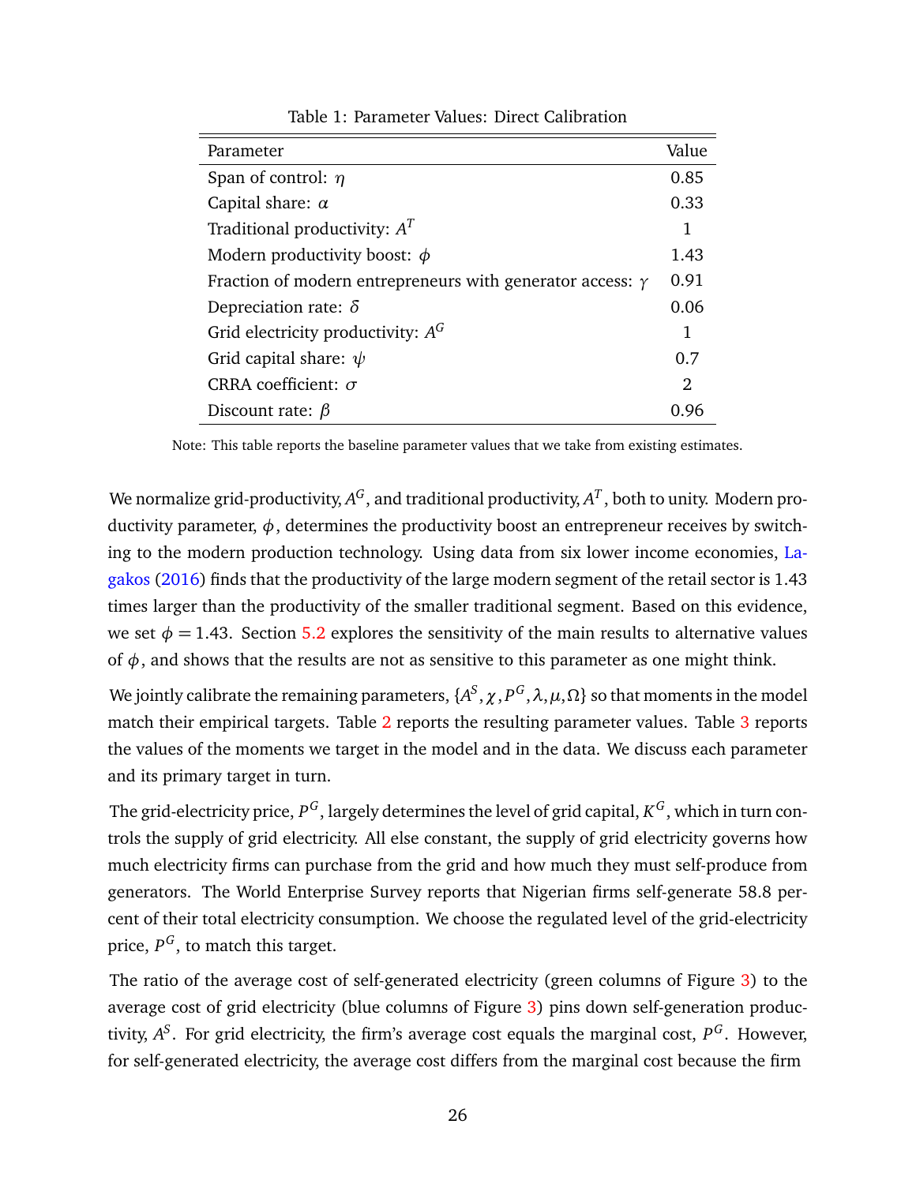Table 1: Parameter Values: Direct Calibration

| Parameter | Value |
|---|---|
| Span of control: $\eta$ | 0.85 |
| Capital share: $\alpha$ | 0.33 |
| Traditional productivity: $A^T$ | 1 |
| Modern productivity boost: $\phi$ | 1.43 |
| Fraction of modern entrepreneurs with generator access: $\gamma$ | 0.91 |
| Depreciation rate: $\delta$ | 0.06 |
| Grid electricity productivity: $A^G$ | 1 |
| Grid capital share: $\psi$ | 0.7 |
| CRRA coefficient: $\sigma$ | 2 |
| Discount rate: $\beta$ | 0.96 |

Note: This table reports the baseline parameter values that we take from existing estimates.

We normalize grid-productivity, $A^G$, and traditional productivity, $A^T$, both to unity. Modern productivity parameter, $\phi$, determines the productivity boost an entrepreneur receives by switching to the modern production technology. Using data from six lower income economies, Lagakos (2016) finds that the productivity of the large modern segment of the retail sector is 1.43 times larger than the productivity of the smaller traditional segment. Based on this evidence, we set $\phi = 1.43$. Section 5.2 explores the sensitivity of the main results to alternative values of $\phi$, and shows that the results are not as sensitive to this parameter as one might think.

We jointly calibrate the remaining parameters, $\{A^S, \chi, P^G, \lambda, \mu, \Omega\}$ so that moments in the model match their empirical targets. Table 2 reports the resulting parameter values. Table 3 reports the values of the moments we target in the model and in the data. We discuss each parameter and its primary target in turn.

The grid-electricity price, $P^G$, largely determines the level of grid capital, $K^G$, which in turn controls the supply of grid electricity. All else constant, the supply of grid electricity governs how much electricity firms can purchase from the grid and how much they must self-produce from generators. The World Enterprise Survey reports that Nigerian firms self-generate 58.8 percent of their total electricity consumption. We choose the regulated level of the grid-electricity price, $P^G$, to match this target.

The ratio of the average cost of self-generated electricity (green columns of Figure 3) to the average cost of grid electricity (blue columns of Figure 3) pins down self-generation productivity, $A^S$. For grid electricity, the firm's average cost equals the marginal cost, $P^G$. However, for self-generated electricity, the average cost differs from the marginal cost because the firm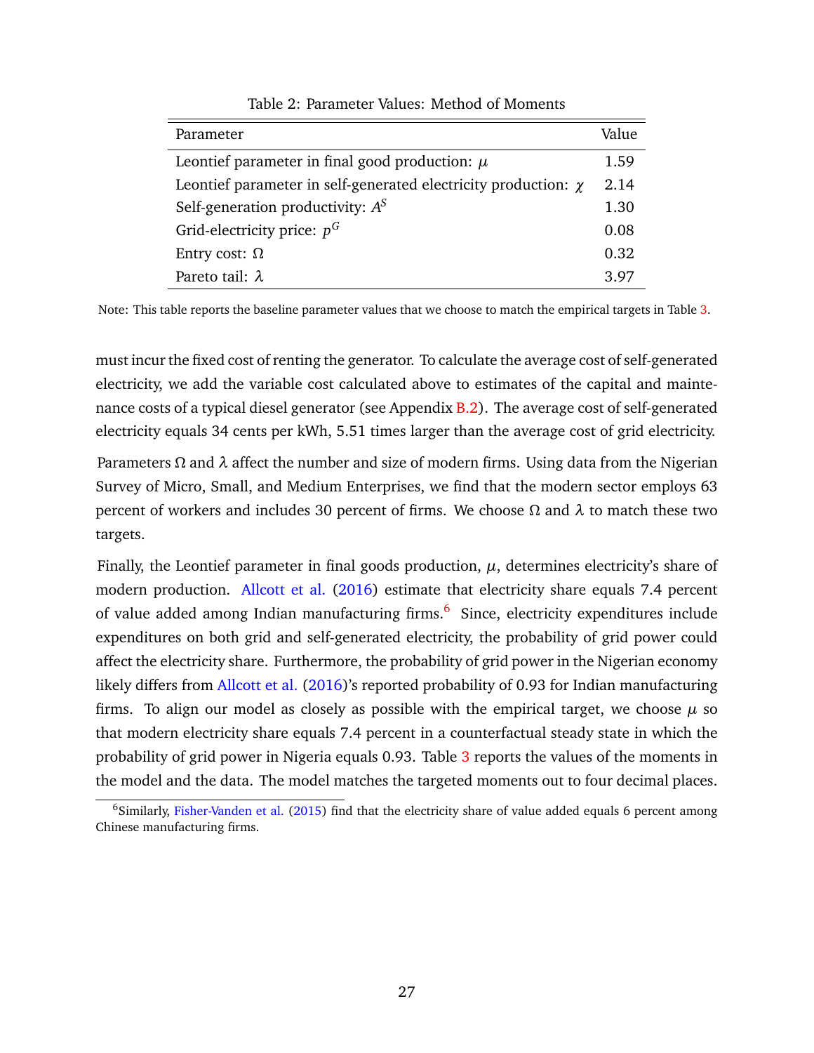Table 2: Parameter Values: Method of Moments

| Parameter | Value |
|---|---|
| Leontief parameter in final good production: $\mu$ | 1.59 |
| Leontief parameter in self-generated electricity production: $\chi$ | 2.14 |
| Self-generation productivity: $A^S$ | 1.30 |
| Grid-electricity price: $p^G$ | 0.08 |
| Entry cost: $\Omega$ | 0.32 |
| Pareto tail: $\lambda$ | 3.97 |

Note: This table reports the baseline parameter values that we choose to match the empirical targets in Table 3.

must incur the fixed cost of renting the generator. To calculate the average cost of self-generated electricity, we add the variable cost calculated above to estimates of the capital and maintenance costs of a typical diesel generator (see Appendix B.2). The average cost of self-generated electricity equals 34 cents per kWh, 5.51 times larger than the average cost of grid electricity.

Parameters $\Omega$ and $\lambda$ affect the number and size of modern firms. Using data from the Nigerian Survey of Micro, Small, and Medium Enterprises, we find that the modern sector employs 63 percent of workers and includes 30 percent of firms. We choose $\Omega$ and $\lambda$ to match these two targets.

Finally, the Leontief parameter in final goods production, $\mu$, determines electricity's share of modern production. Allcott et al. (2016) estimate that electricity share equals 7.4 percent of value added among Indian manufacturing firms.[6] Since, electricity expenditures include expenditures on both grid and self-generated electricity, the probability of grid power could affect the electricity share. Furthermore, the probability of grid power in the Nigerian economy likely differs from Allcott et al. (2016)'s reported probability of 0.93 for Indian manufacturing firms. To align our model as closely as possible with the empirical target, we choose $\mu$ so that modern electricity share equals 7.4 percent in a counterfactual steady state in which the probability of grid power in Nigeria equals 0.93. Table 3 reports the values of the moments in the model and the data. The model matches the targeted moments out to four decimal places.

[6] Similarly, Fisher-Vanden et al. (2015) find that the electricity share of value added equals 6 percent among Chinese manufacturing firms.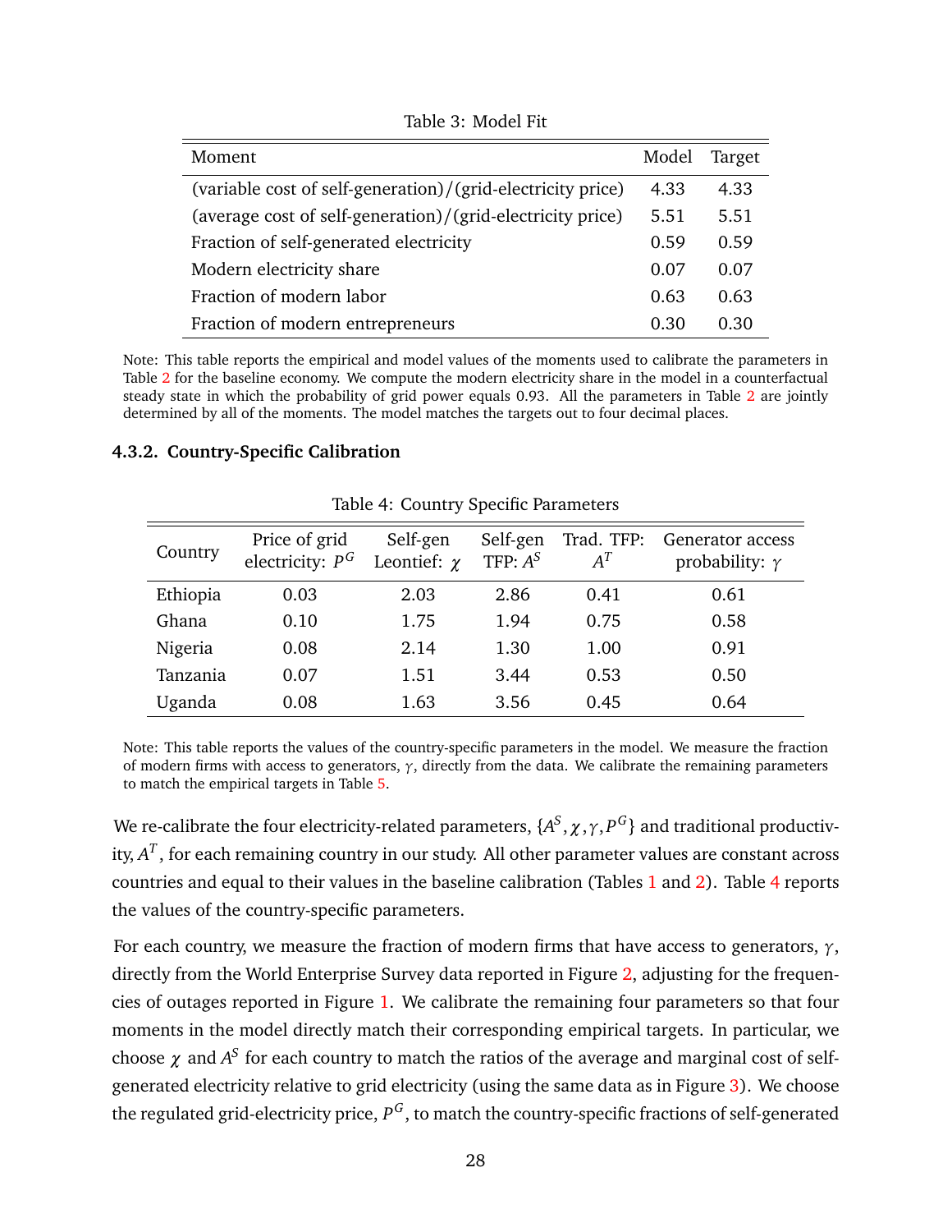Table 3: Model Fit

| Moment | Model | Target |
|---|---|---|
| (variable cost of self-generation)/(grid-electricity price) | 4.33 | 4.33 |
| (average cost of self-generation)/(grid-electricity price) | 5.51 | 5.51 |
| Fraction of self-generated electricity | 0.59 | 0.59 |
| Modern electricity share | 0.07 | 0.07 |
| Fraction of modern labor | 0.63 | 0.63 |
| Fraction of modern entrepreneurs | 0.30 | 0.30 |

Note: This table reports the empirical and model values of the moments used to calibrate the parameters in Table 2 for the baseline economy. We compute the modern electricity share in the model in a counterfactual steady state in which the probability of grid power equals 0.93. All the parameters in Table 2 are jointly determined by all of the moments. The model matches the targets out to four decimal places.

#### 4.3.2. Country-Specific Calibration

Table 4: Country Specific Parameters

| Country | Price of grid electricity: $P^G$ | Self-gen Leontief: $\chi$ | Self-gen TFP: $A^S$ | Trad. TFP: $A^T$ | Generator access probability: $\gamma$ |
|---|---|---|---|---|---|
| Ethiopia | 0.03 | 2.03 | 2.86 | 0.41 | 0.61 |
| Ghana | 0.10 | 1.75 | 1.94 | 0.75 | 0.58 |
| Nigeria | 0.08 | 2.14 | 1.30 | 1.00 | 0.91 |
| Tanzania | 0.07 | 1.51 | 3.44 | 0.53 | 0.50 |
| Uganda | 0.08 | 1.63 | 3.56 | 0.45 | 0.64 |

Note: This table reports the values of the country-specific parameters in the model. We measure the fraction of modern firms with access to generators, $\gamma$, directly from the data. We calibrate the remaining parameters to match the empirical targets in Table 5.

We re-calibrate the four electricity-related parameters, $\{A^S, \chi, \gamma, P^G\}$ and traditional productivity, $A^T$, for each remaining country in our study. All other parameter values are constant across countries and equal to their values in the baseline calibration (Tables 1 and 2). Table 4 reports the values of the country-specific parameters.

For each country, we measure the fraction of modern firms that have access to generators, $\gamma$, directly from the World Enterprise Survey data reported in Figure 2, adjusting for the frequencies of outages reported in Figure 1. We calibrate the remaining four parameters so that four moments in the model directly match their corresponding empirical targets. In particular, we choose $\chi$ and $A^S$ for each country to match the ratios of the average and marginal cost of self-generated electricity relative to grid electricity (using the same data as in Figure 3). We choose the regulated grid-electricity price, $P^G$, to match the country-specific fractions of self-generated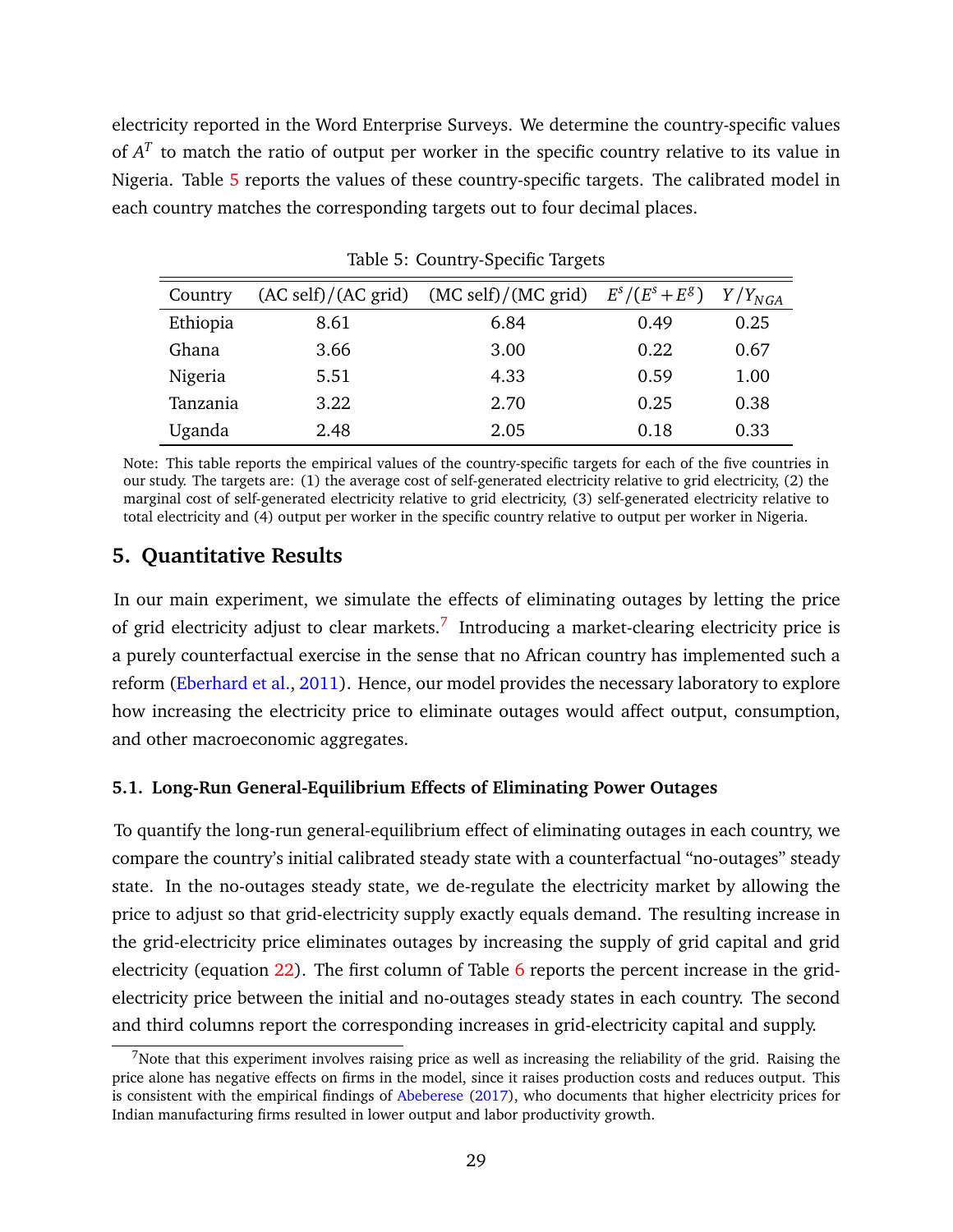electricity reported in the Word Enterprise Surveys. We determine the country-specific values of $A^T$ to match the ratio of output per worker in the specific country relative to its value in Nigeria. Table 5 reports the values of these country-specific targets. The calibrated model in each country matches the corresponding targets out to four decimal places.

Table 5: Country-Specific Targets

| Country | (AC self)/(AC grid) | (MC self)/(MC grid) | $E^s/(E^s+E^g)$ | $Y/Y_{NGA}$ |
|---|---|---|---|---|
| Ethiopia | 8.61 | 6.84 | 0.49 | 0.25 |
| Ghana | 3.66 | 3.00 | 0.22 | 0.67 |
| Nigeria | 5.51 | 4.33 | 0.59 | 1.00 |
| Tanzania | 3.22 | 2.70 | 0.25 | 0.38 |
| Uganda | 2.48 | 2.05 | 0.18 | 0.33 |

Note: This table reports the empirical values of the country-specific targets for each of the five countries in our study. The targets are: (1) the average cost of self-generated electricity relative to grid electricity, (2) the marginal cost of self-generated electricity relative to grid electricity, (3) self-generated electricity relative to total electricity and (4) output per worker in the specific country relative to output per worker in Nigeria.

## 5. Quantitative Results

In our main experiment, we simulate the effects of eliminating outages by letting the price of grid electricity adjust to clear markets.[7] Introducing a market-clearing electricity price is a purely counterfactual exercise in the sense that no African country has implemented such a reform (Eberhard et al., 2011). Hence, our model provides the necessary laboratory to explore how increasing the electricity price to eliminate outages would affect output, consumption, and other macroeconomic aggregates.

### 5.1. Long-Run General-Equilibrium Effects of Eliminating Power Outages

To quantify the long-run general-equilibrium effect of eliminating outages in each country, we compare the country's initial calibrated steady state with a counterfactual "no-outages" steady state. In the no-outages steady state, we de-regulate the electricity market by allowing the price to adjust so that grid-electricity supply exactly equals demand. The resulting increase in the grid-electricity price eliminates outages by increasing the supply of grid capital and grid electricity (equation 22). The first column of Table 6 reports the percent increase in the grid-electricity price between the initial and no-outages steady states in each country. The second and third columns report the corresponding increases in grid-electricity capital and supply.

[7] Note that this experiment involves raising price as well as increasing the reliability of the grid. Raising the price alone has negative effects on firms in the model, since it raises production costs and reduces output. This is consistent with the empirical findings of Abeberese (2017), who documents that higher electricity prices for Indian manufacturing firms resulted in lower output and labor productivity growth.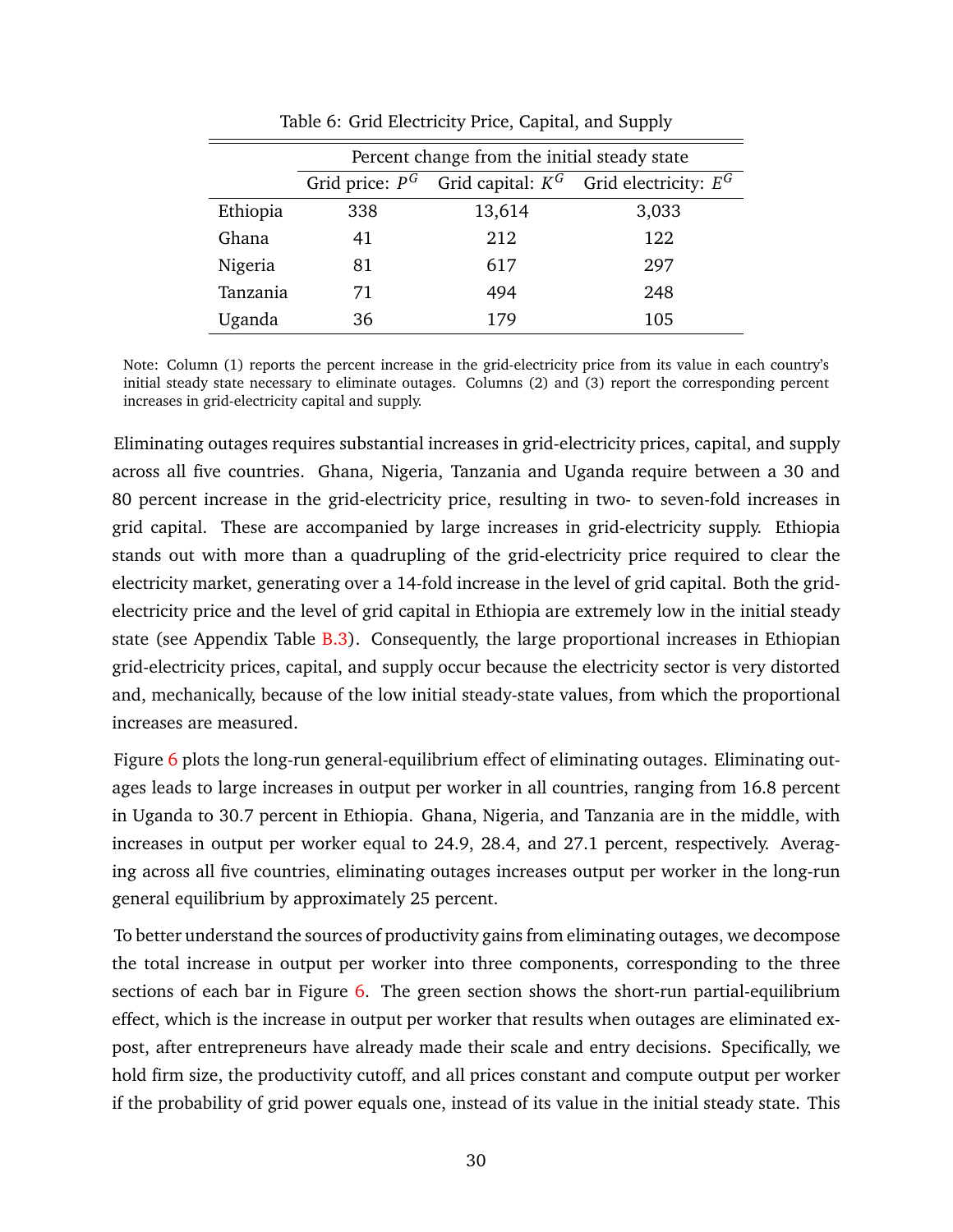Table 6: Grid Electricity Price, Capital, and Supply

| | Percent change from the initial steady state | | |
|---|---|---|---|
| | Grid price: $P^G$ | Grid capital: $K^G$ | Grid electricity: $E^G$ |
| Ethiopia | 338 | 13,614 | 3,033 |
| Ghana | 41 | 212 | 122 |
| Nigeria | 81 | 617 | 297 |
| Tanzania | 71 | 494 | 248 |
| Uganda | 36 | 179 | 105 |

Note: Column (1) reports the percent increase in the grid-electricity price from its value in each country's initial steady state necessary to eliminate outages. Columns (2) and (3) report the corresponding percent increases in grid-electricity capital and supply.

Eliminating outages requires substantial increases in grid-electricity prices, capital, and supply across all five countries. Ghana, Nigeria, Tanzania and Uganda require between a 30 and 80 percent increase in the grid-electricity price, resulting in two- to seven-fold increases in grid capital. These are accompanied by large increases in grid-electricity supply. Ethiopia stands out with more than a quadrupling of the grid-electricity price required to clear the electricity market, generating over a 14-fold increase in the level of grid capital. Both the grid-electricity price and the level of grid capital in Ethiopia are extremely low in the initial steady state (see Appendix Table B.3). Consequently, the large proportional increases in Ethiopian grid-electricity prices, capital, and supply occur because the electricity sector is very distorted and, mechanically, because of the low initial steady-state values, from which the proportional increases are measured.

Figure 6 plots the long-run general-equilibrium effect of eliminating outages. Eliminating outages leads to large increases in output per worker in all countries, ranging from 16.8 percent in Uganda to 30.7 percent in Ethiopia. Ghana, Nigeria, and Tanzania are in the middle, with increases in output per worker equal to 24.9, 28.4, and 27.1 percent, respectively. Averaging across all five countries, eliminating outages increases output per worker in the long-run general equilibrium by approximately 25 percent.

To better understand the sources of productivity gains from eliminating outages, we decompose the total increase in output per worker into three components, corresponding to the three sections of each bar in Figure 6. The green section shows the short-run partial-equilibrium effect, which is the increase in output per worker that results when outages are eliminated ex-post, after entrepreneurs have already made their scale and entry decisions. Specifically, we hold firm size, the productivity cutoff, and all prices constant and compute output per worker if the probability of grid power equals one, instead of its value in the initial steady state. This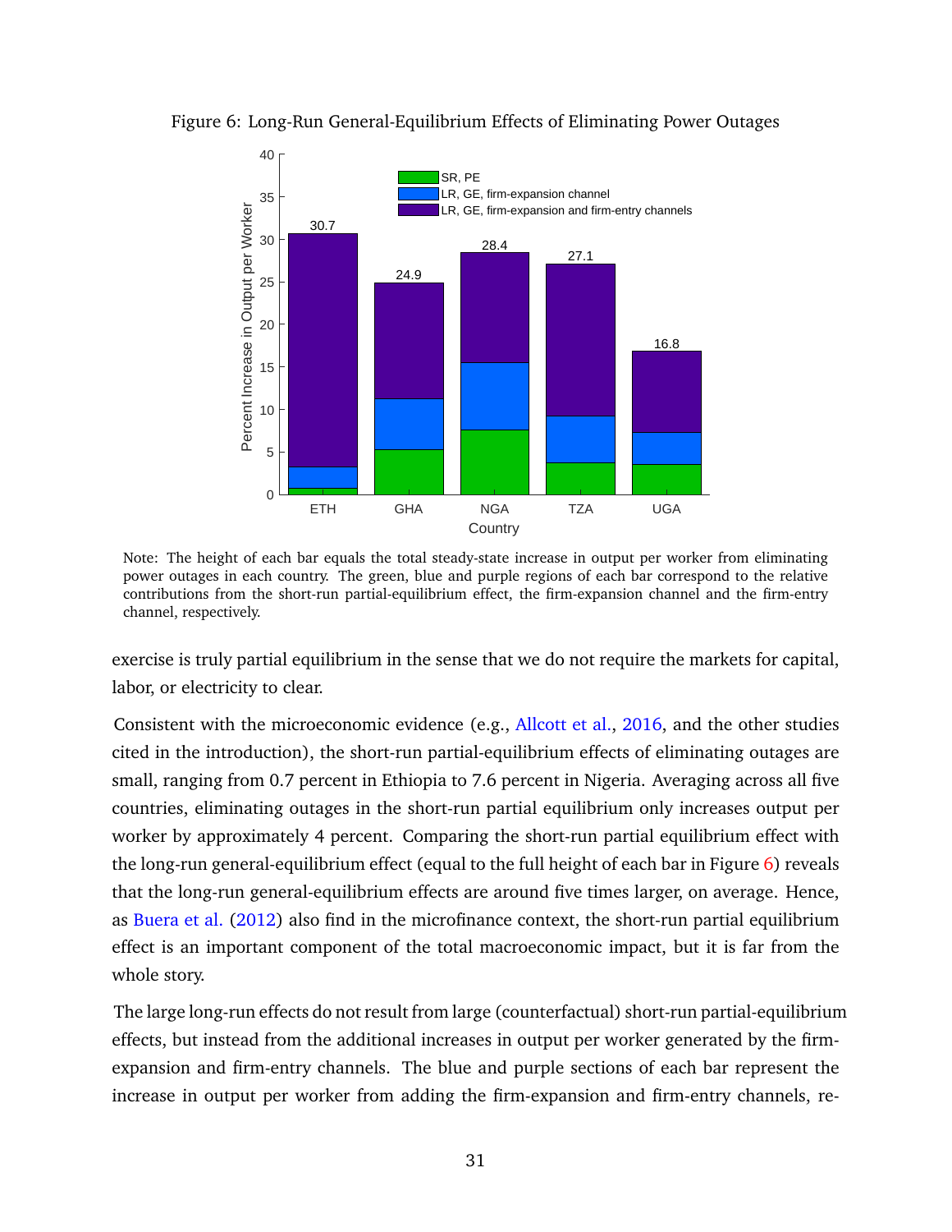Figure 6: Long-Run General-Equilibrium Effects of Eliminating Power Outages

Note: The height of each bar equals the total steady-state increase in output per worker from eliminating power outages in each country. The green, blue and purple regions of each bar correspond to the relative contributions from the short-run partial-equilibrium effect, the firm-expansion channel and the firm-entry channel, respectively.

exercise is truly partial equilibrium in the sense that we do not require the markets for capital, labor, or electricity to clear.

Consistent with the microeconomic evidence (e.g., Allcott et al., 2016, and the other studies cited in the introduction), the short-run partial-equilibrium effects of eliminating outages are small, ranging from 0.7 percent in Ethiopia to 7.6 percent in Nigeria. Averaging across all five countries, eliminating outages in the short-run partial equilibrium only increases output per worker by approximately 4 percent. Comparing the short-run partial equilibrium effect with the long-run general-equilibrium effect (equal to the full height of each bar in Figure 6) reveals that the long-run general-equilibrium effects are around five times larger, on average. Hence, as Buera et al. (2012) also find in the microfinance context, the short-run partial equilibrium effect is an important component of the total macroeconomic impact, but it is far from the whole story.

The large long-run effects do not result from large (counterfactual) short-run partial-equilibrium effects, but instead from the additional increases in output per worker generated by the firm-expansion and firm-entry channels. The blue and purple sections of each bar represent the increase in output per worker from adding the firm-expansion and firm-entry channels, re-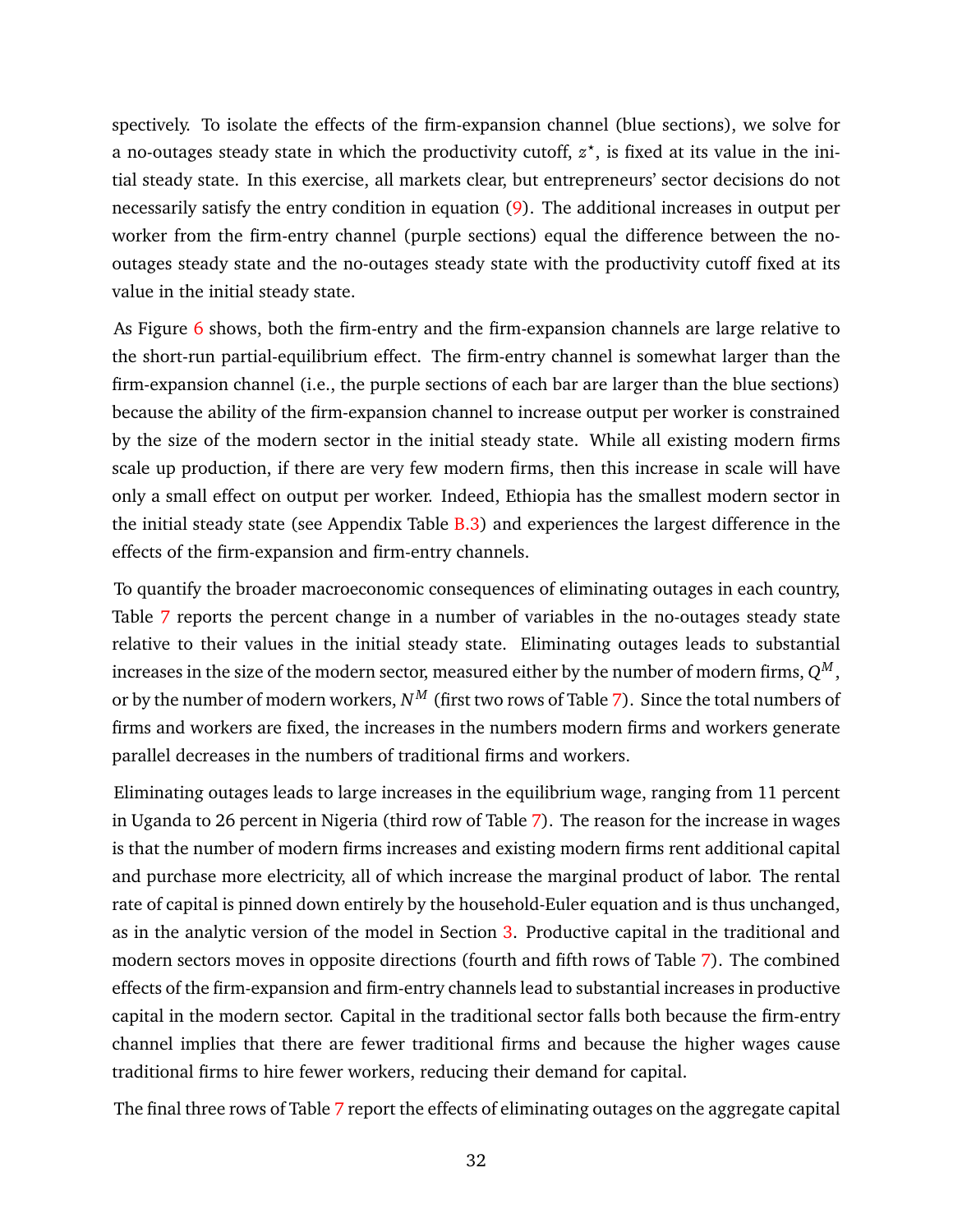spectively. To isolate the effects of the firm-expansion channel (blue sections), we solve for a no-outages steady state in which the productivity cutoff, $z^\star$, is fixed at its value in the initial steady state. In this exercise, all markets clear, but entrepreneurs' sector decisions do not necessarily satisfy the entry condition in equation (9). The additional increases in output per worker from the firm-entry channel (purple sections) equal the difference between the no-outages steady state and the no-outages steady state with the productivity cutoff fixed at its value in the initial steady state.

As Figure 6 shows, both the firm-entry and the firm-expansion channels are large relative to the short-run partial-equilibrium effect. The firm-entry channel is somewhat larger than the firm-expansion channel (i.e., the purple sections of each bar are larger than the blue sections) because the ability of the firm-expansion channel to increase output per worker is constrained by the size of the modern sector in the initial steady state. While all existing modern firms scale up production, if there are very few modern firms, then this increase in scale will have only a small effect on output per worker. Indeed, Ethiopia has the smallest modern sector in the initial steady state (see Appendix Table B.3) and experiences the largest difference in the effects of the firm-expansion and firm-entry channels.

To quantify the broader macroeconomic consequences of eliminating outages in each country, Table 7 reports the percent change in a number of variables in the no-outages steady state relative to their values in the initial steady state. Eliminating outages leads to substantial increases in the size of the modern sector, measured either by the number of modern firms, $Q^M$, or by the number of modern workers, $N^M$ (first two rows of Table 7). Since the total numbers of firms and workers are fixed, the increases in the numbers modern firms and workers generate parallel decreases in the numbers of traditional firms and workers.

Eliminating outages leads to large increases in the equilibrium wage, ranging from 11 percent in Uganda to 26 percent in Nigeria (third row of Table 7). The reason for the increase in wages is that the number of modern firms increases and existing modern firms rent additional capital and purchase more electricity, all of which increase the marginal product of labor. The rental rate of capital is pinned down entirely by the household-Euler equation and is thus unchanged, as in the analytic version of the model in Section 3. Productive capital in the traditional and modern sectors moves in opposite directions (fourth and fifth rows of Table 7). The combined effects of the firm-expansion and firm-entry channels lead to substantial increases in productive capital in the modern sector. Capital in the traditional sector falls both because the firm-entry channel implies that there are fewer traditional firms and because the higher wages cause traditional firms to hire fewer workers, reducing their demand for capital.

The final three rows of Table 7 report the effects of eliminating outages on the aggregate capital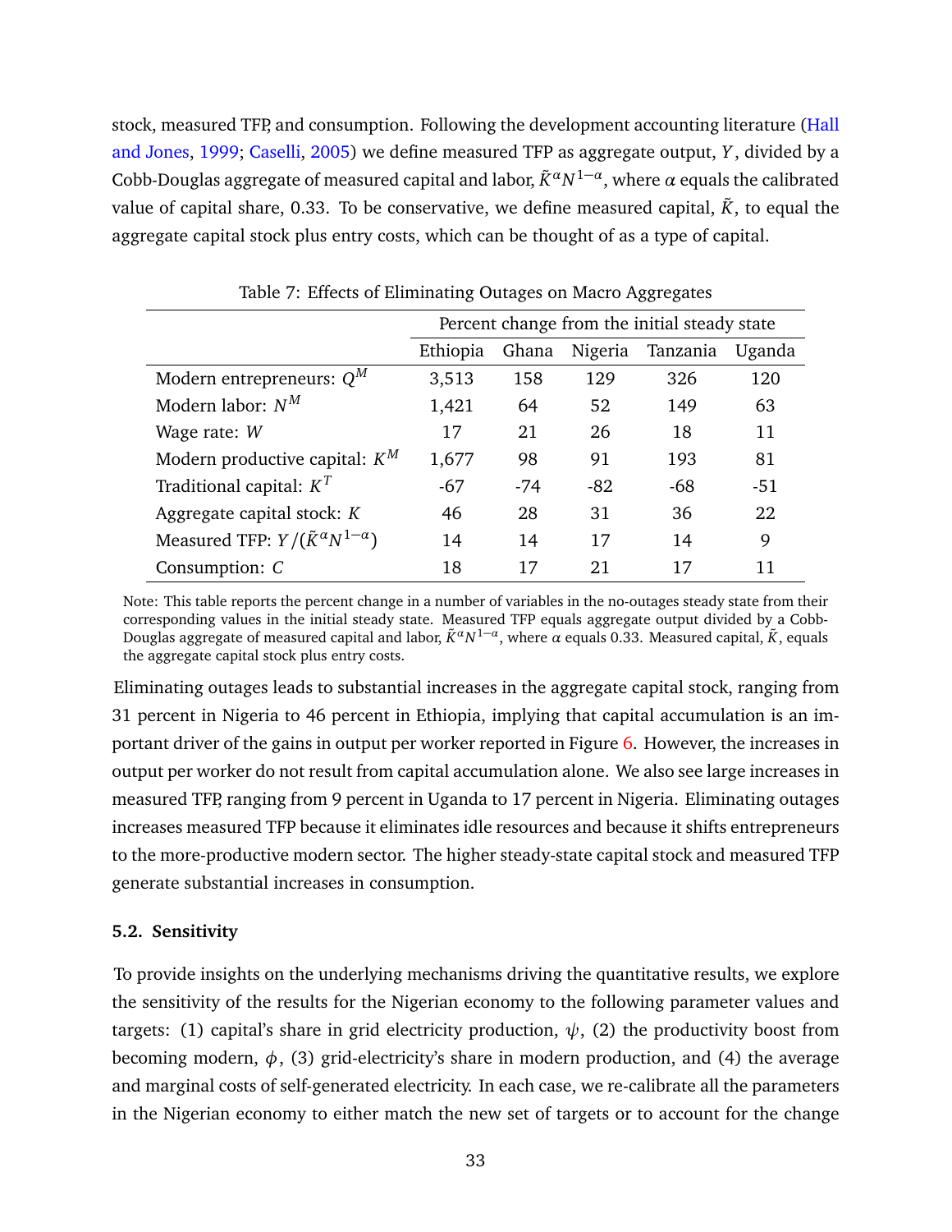stock, measured TFP, and consumption. Following the development accounting literature (Hall and Jones, 1999; Caselli, 2005) we define measured TFP as aggregate output, $Y$, divided by a Cobb-Douglas aggregate of measured capital and labor, $\tilde{K}^{\alpha}N^{1-\alpha}$, where $\alpha$ equals the calibrated value of capital share, 0.33. To be conservative, we define measured capital, $\tilde{K}$, to equal the aggregate capital stock plus entry costs, which can be thought of as a type of capital.

Table 7: Effects of Eliminating Outages on Macro Aggregates

| | Percent change from the initial steady state | | | | |
|---|---|---|---|---|---|
| | Ethiopia | Ghana | Nigeria | Tanzania | Uganda |
| Modern entrepreneurs: $Q^M$ | 3,513 | 158 | 129 | 326 | 120 |
| Modern labor: $N^M$ | 1,421 | 64 | 52 | 149 | 63 |
| Wage rate: $W$ | 17 | 21 | 26 | 18 | 11 |
| Modern productive capital: $K^M$ | 1,677 | 98 | 91 | 193 | 81 |
| Traditional capital: $K^T$ | -67 | -74 | -82 | -68 | -51 |
| Aggregate capital stock: $K$ | 46 | 28 | 31 | 36 | 22 |
| Measured TFP: $Y/(\tilde{K}^{\alpha}N^{1-\alpha})$ | 14 | 14 | 17 | 14 | 9 |
| Consumption: $C$ | 18 | 17 | 21 | 17 | 11 |

Note: This table reports the percent change in a number of variables in the no-outages steady state from their corresponding values in the initial steady state. Measured TFP equals aggregate output divided by a Cobb-Douglas aggregate of measured capital and labor, $\tilde{K}^{\alpha}N^{1-\alpha}$, where $\alpha$ equals 0.33. Measured capital, $\tilde{K}$, equals the aggregate capital stock plus entry costs.

Eliminating outages leads to substantial increases in the aggregate capital stock, ranging from 31 percent in Nigeria to 46 percent in Ethiopia, implying that capital accumulation is an important driver of the gains in output per worker reported in Figure 6. However, the increases in output per worker do not result from capital accumulation alone. We also see large increases in measured TFP, ranging from 9 percent in Uganda to 17 percent in Nigeria. Eliminating outages increases measured TFP because it eliminates idle resources and because it shifts entrepreneurs to the more-productive modern sector. The higher steady-state capital stock and measured TFP generate substantial increases in consumption.

### 5.2. Sensitivity

To provide insights on the underlying mechanisms driving the quantitative results, we explore the sensitivity of the results for the Nigerian economy to the following parameter values and targets: (1) capital's share in grid electricity production, $\psi$, (2) the productivity boost from becoming modern, $\phi$, (3) grid-electricity's share in modern production, and (4) the average and marginal costs of self-generated electricity. In each case, we re-calibrate all the parameters in the Nigerian economy to either match the new set of targets or to account for the change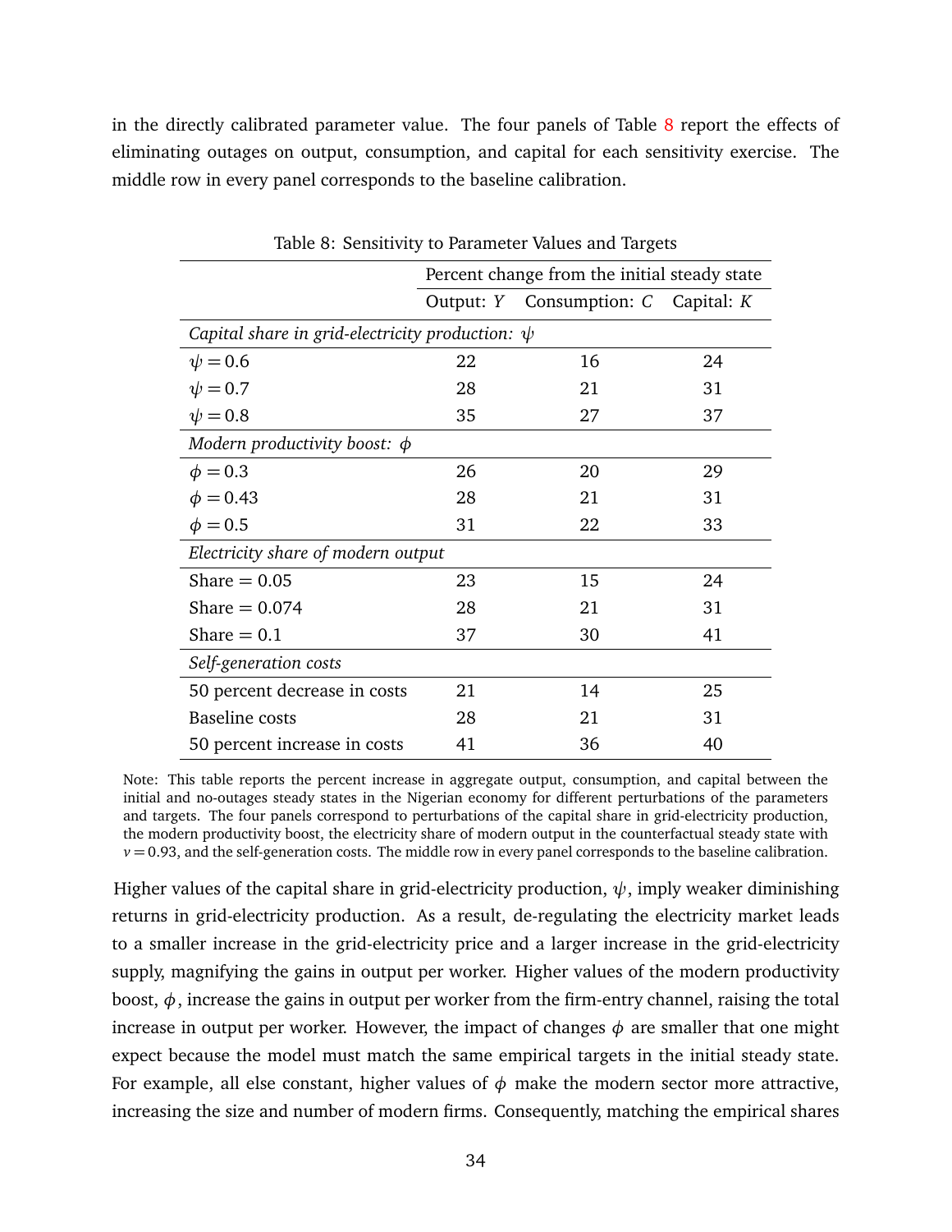in the directly calibrated parameter value. The four panels of Table 8 report the effects of eliminating outages on output, consumption, and capital for each sensitivity exercise. The middle row in every panel corresponds to the baseline calibration.

Table 8: Sensitivity to Parameter Values and Targets

| | Percent change from the initial steady state | | |
|---|---|---|---|
| | Output: $Y$ | Consumption: $C$ | Capital: $K$ |
| *Capital share in grid-electricity production:* $\psi$ | | | |
| $\psi = 0.6$ | 22 | 16 | 24 |
| $\psi = 0.7$ | 28 | 21 | 31 |
| $\psi = 0.8$ | 35 | 27 | 37 |
| *Modern productivity boost:* $\phi$ | | | |
| $\phi = 0.3$ | 26 | 20 | 29 |
| $\phi = 0.43$ | 28 | 21 | 31 |
| $\phi = 0.5$ | 31 | 22 | 33 |
| *Electricity share of modern output* | | | |
| Share = 0.05 | 23 | 15 | 24 |
| Share = 0.074 | 28 | 21 | 31 |
| Share = 0.1 | 37 | 30 | 41 |
| *Self-generation costs* | | | |
| 50 percent decrease in costs | 21 | 14 | 25 |
| Baseline costs | 28 | 21 | 31 |
| 50 percent increase in costs | 41 | 36 | 40 |

Note: This table reports the percent increase in aggregate output, consumption, and capital between the initial and no-outages steady states in the Nigerian economy for different perturbations of the parameters and targets. The four panels correspond to perturbations of the capital share in grid-electricity production, the modern productivity boost, the electricity share of modern output in the counterfactual steady state with $\nu = 0.93$, and the self-generation costs. The middle row in every panel corresponds to the baseline calibration.

Higher values of the capital share in grid-electricity production, $\psi$, imply weaker diminishing returns in grid-electricity production. As a result, de-regulating the electricity market leads to a smaller increase in the grid-electricity price and a larger increase in the grid-electricity supply, magnifying the gains in output per worker. Higher values of the modern productivity boost, $\phi$, increase the gains in output per worker from the firm-entry channel, raising the total increase in output per worker. However, the impact of changes $\phi$ are smaller that one might expect because the model must match the same empirical targets in the initial steady state. For example, all else constant, higher values of $\phi$ make the modern sector more attractive, increasing the size and number of modern firms. Consequently, matching the empirical shares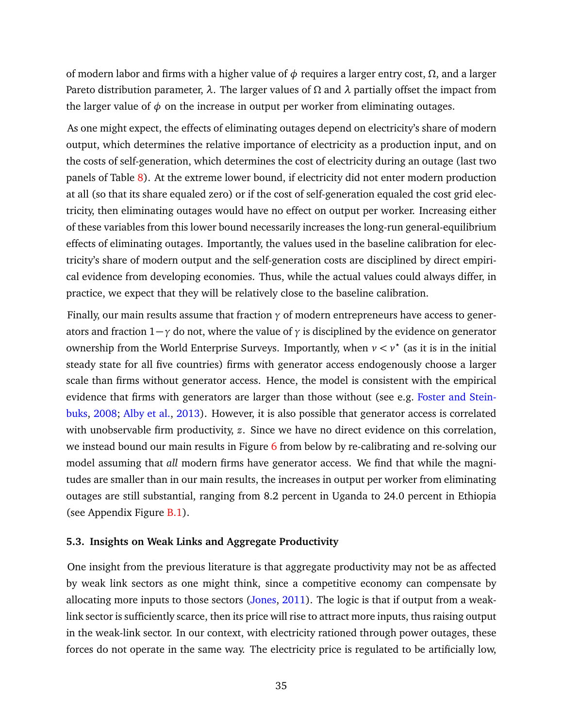of modern labor and firms with a higher value of $\phi$ requires a larger entry cost, $\Omega$, and a larger Pareto distribution parameter, $\lambda$. The larger values of $\Omega$ and $\lambda$ partially offset the impact from the larger value of $\phi$ on the increase in output per worker from eliminating outages.

As one might expect, the effects of eliminating outages depend on electricity's share of modern output, which determines the relative importance of electricity as a production input, and on the costs of self-generation, which determines the cost of electricity during an outage (last two panels of Table 8). At the extreme lower bound, if electricity did not enter modern production at all (so that its share equaled zero) or if the cost of self-generation equaled the cost grid electricity, then eliminating outages would have no effect on output per worker. Increasing either of these variables from this lower bound necessarily increases the long-run general-equilibrium effects of eliminating outages. Importantly, the values used in the baseline calibration for electricity's share of modern output and the self-generation costs are disciplined by direct empirical evidence from developing economies. Thus, while the actual values could always differ, in practice, we expect that they will be relatively close to the baseline calibration.

Finally, our main results assume that fraction $\gamma$ of modern entrepreneurs have access to generators and fraction $1-\gamma$ do not, where the value of $\gamma$ is disciplined by the evidence on generator ownership from the World Enterprise Surveys. Importantly, when $\nu < \nu^{\star}$ (as it is in the initial steady state for all five countries) firms with generator access endogenously choose a larger scale than firms without generator access. Hence, the model is consistent with the empirical evidence that firms with generators are larger than those without (see e.g. Foster and Steinbuks, 2008; Alby et al., 2013). However, it is also possible that generator access is correlated with unobservable firm productivity, $z$. Since we have no direct evidence on this correlation, we instead bound our main results in Figure 6 from below by re-calibrating and re-solving our model assuming that *all* modern firms have generator access. We find that while the magnitudes are smaller than in our main results, the increases in output per worker from eliminating outages are still substantial, ranging from 8.2 percent in Uganda to 24.0 percent in Ethiopia (see Appendix Figure B.1).

### 5.3. Insights on Weak Links and Aggregate Productivity

One insight from the previous literature is that aggregate productivity may not be as affected by weak link sectors as one might think, since a competitive economy can compensate by allocating more inputs to those sectors (Jones, 2011). The logic is that if output from a weak-link sector is sufficiently scarce, then its price will rise to attract more inputs, thus raising output in the weak-link sector. In our context, with electricity rationed through power outages, these forces do not operate in the same way. The electricity price is regulated to be artificially low,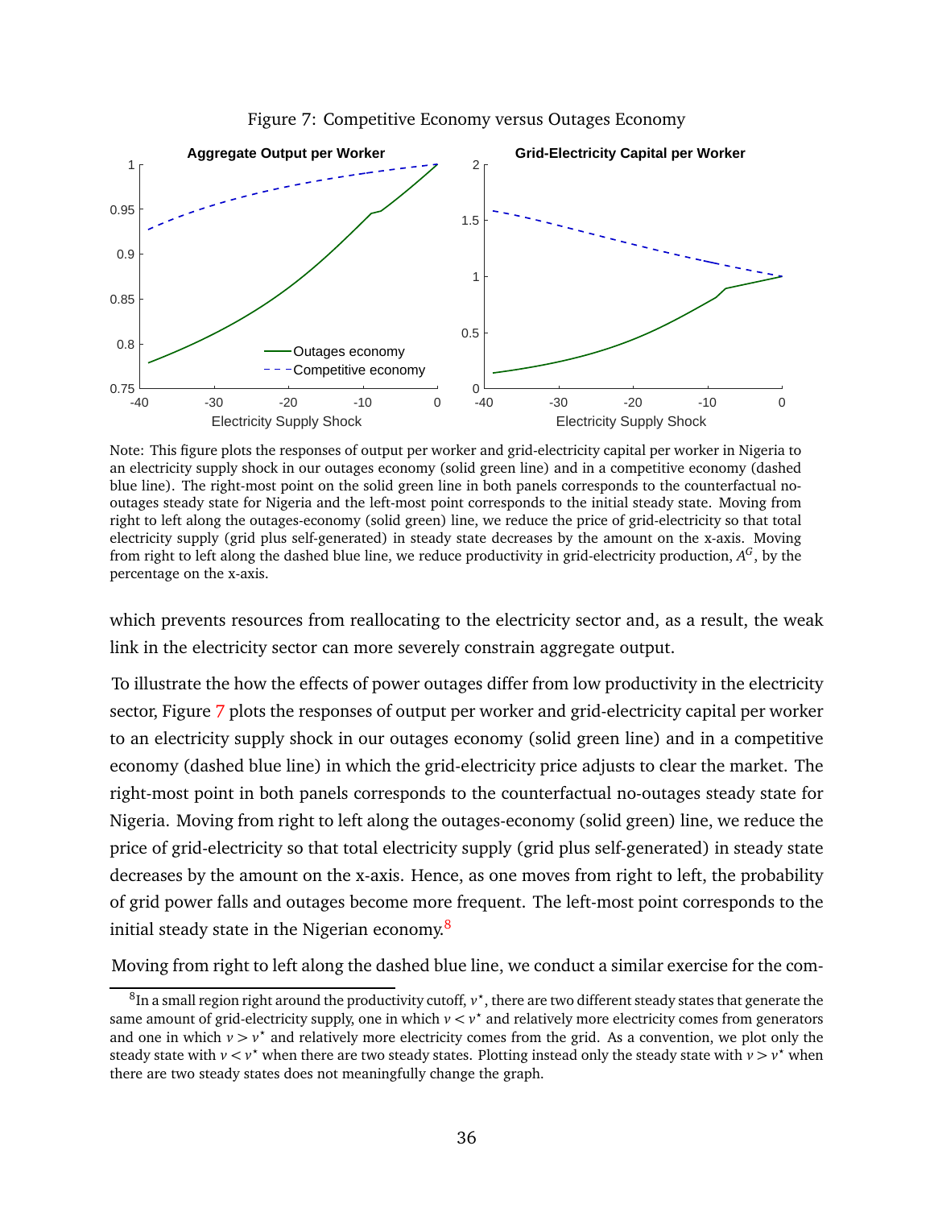Figure 7: Competitive Economy versus Outages Economy

Note: This figure plots the responses of output per worker and grid-electricity capital per worker in Nigeria to an electricity supply shock in our outages economy (solid green line) and in a competitive economy (dashed blue line). The right-most point on the solid green line in both panels corresponds to the counterfactual no-outages steady state for Nigeria and the left-most point corresponds to the initial steady state. Moving from right to left along the outages-economy (solid green) line, we reduce the price of grid-electricity so that total electricity supply (grid plus self-generated) in steady state decreases by the amount on the x-axis. Moving from right to left along the dashed blue line, we reduce productivity in grid-electricity production, $A^G$, by the percentage on the x-axis.

which prevents resources from reallocating to the electricity sector and, as a result, the weak link in the electricity sector can more severely constrain aggregate output.

To illustrate the how the effects of power outages differ from low productivity in the electricity sector, Figure 7 plots the responses of output per worker and grid-electricity capital per worker to an electricity supply shock in our outages economy (solid green line) and in a competitive economy (dashed blue line) in which the grid-electricity price adjusts to clear the market. The right-most point in both panels corresponds to the counterfactual no-outages steady state for Nigeria. Moving from right to left along the outages-economy (solid green) line, we reduce the price of grid-electricity so that total electricity supply (grid plus self-generated) in steady state decreases by the amount on the x-axis. Hence, as one moves from right to left, the probability of grid power falls and outages become more frequent. The left-most point corresponds to the initial steady state in the Nigerian economy.[8]

Moving from right to left along the dashed blue line, we conduct a similar exercise for the com-

[8] In a small region right around the productivity cutoff, $v^{\star}$, there are two different steady states that generate the same amount of grid-electricity supply, one in which $v < v^{\star}$ and relatively more electricity comes from generators and one in which $v > v^{\star}$ and relatively more electricity comes from the grid. As a convention, we plot only the steady state with $v < v^{\star}$ when there are two steady states. Plotting instead only the steady state with $v > v^{\star}$ when there are two steady states does not meaningfully change the graph.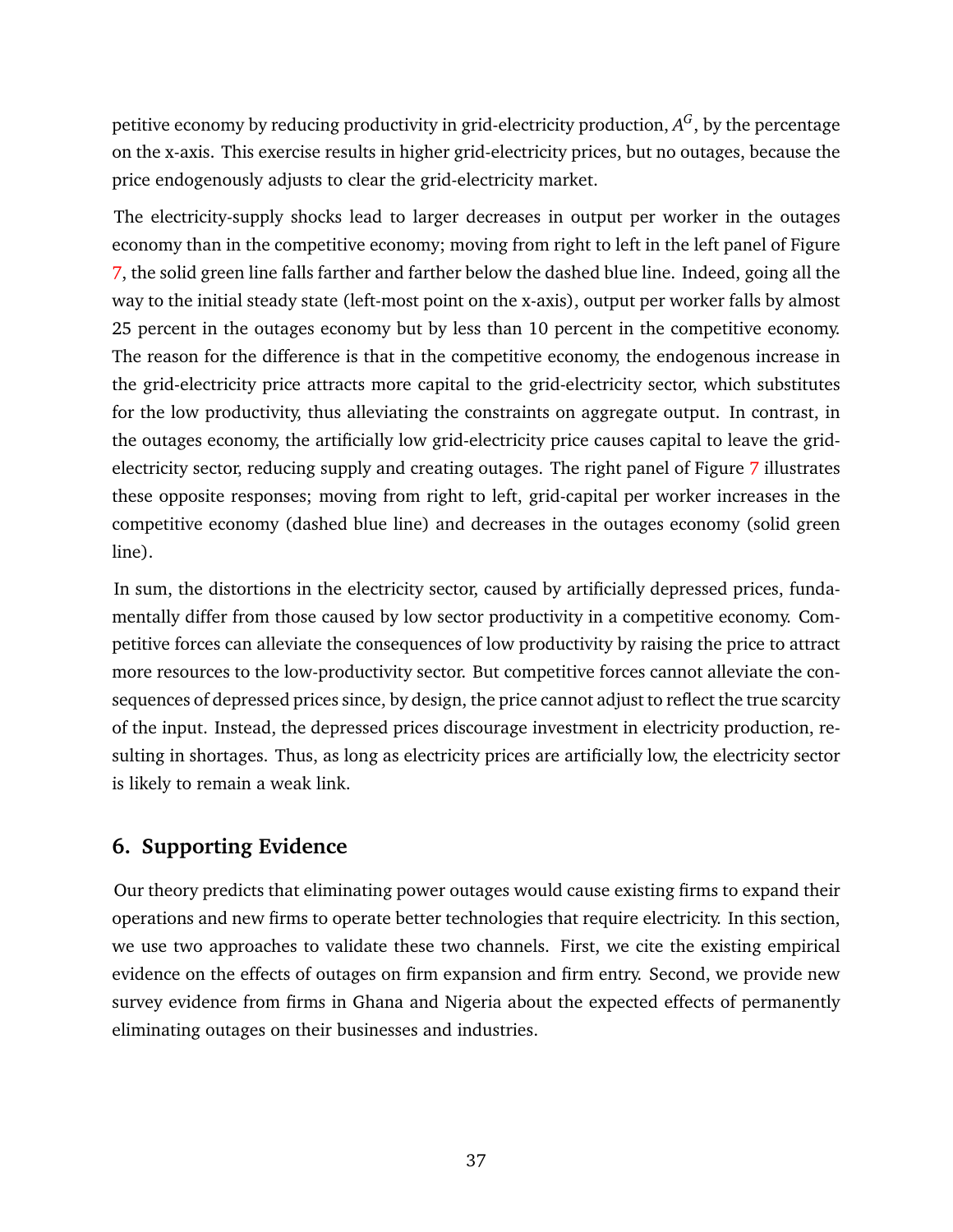petitive economy by reducing productivity in grid-electricity production, $A^G$, by the percentage on the x-axis. This exercise results in higher grid-electricity prices, but no outages, because the price endogenously adjusts to clear the grid-electricity market.

The electricity-supply shocks lead to larger decreases in output per worker in the outages economy than in the competitive economy; moving from right to left in the left panel of Figure 7, the solid green line falls farther and farther below the dashed blue line. Indeed, going all the way to the initial steady state (left-most point on the x-axis), output per worker falls by almost 25 percent in the outages economy but by less than 10 percent in the competitive economy. The reason for the difference is that in the competitive economy, the endogenous increase in the grid-electricity price attracts more capital to the grid-electricity sector, which substitutes for the low productivity, thus alleviating the constraints on aggregate output. In contrast, in the outages economy, the artificially low grid-electricity price causes capital to leave the grid-electricity sector, reducing supply and creating outages. The right panel of Figure 7 illustrates these opposite responses; moving from right to left, grid-capital per worker increases in the competitive economy (dashed blue line) and decreases in the outages economy (solid green line).

In sum, the distortions in the electricity sector, caused by artificially depressed prices, fundamentally differ from those caused by low sector productivity in a competitive economy. Competitive forces can alleviate the consequences of low productivity by raising the price to attract more resources to the low-productivity sector. But competitive forces cannot alleviate the consequences of depressed prices since, by design, the price cannot adjust to reflect the true scarcity of the input. Instead, the depressed prices discourage investment in electricity production, resulting in shortages. Thus, as long as electricity prices are artificially low, the electricity sector is likely to remain a weak link.

## 6. Supporting Evidence

Our theory predicts that eliminating power outages would cause existing firms to expand their operations and new firms to operate better technologies that require electricity. In this section, we use two approaches to validate these two channels. First, we cite the existing empirical evidence on the effects of outages on firm expansion and firm entry. Second, we provide new survey evidence from firms in Ghana and Nigeria about the expected effects of permanently eliminating outages on their businesses and industries.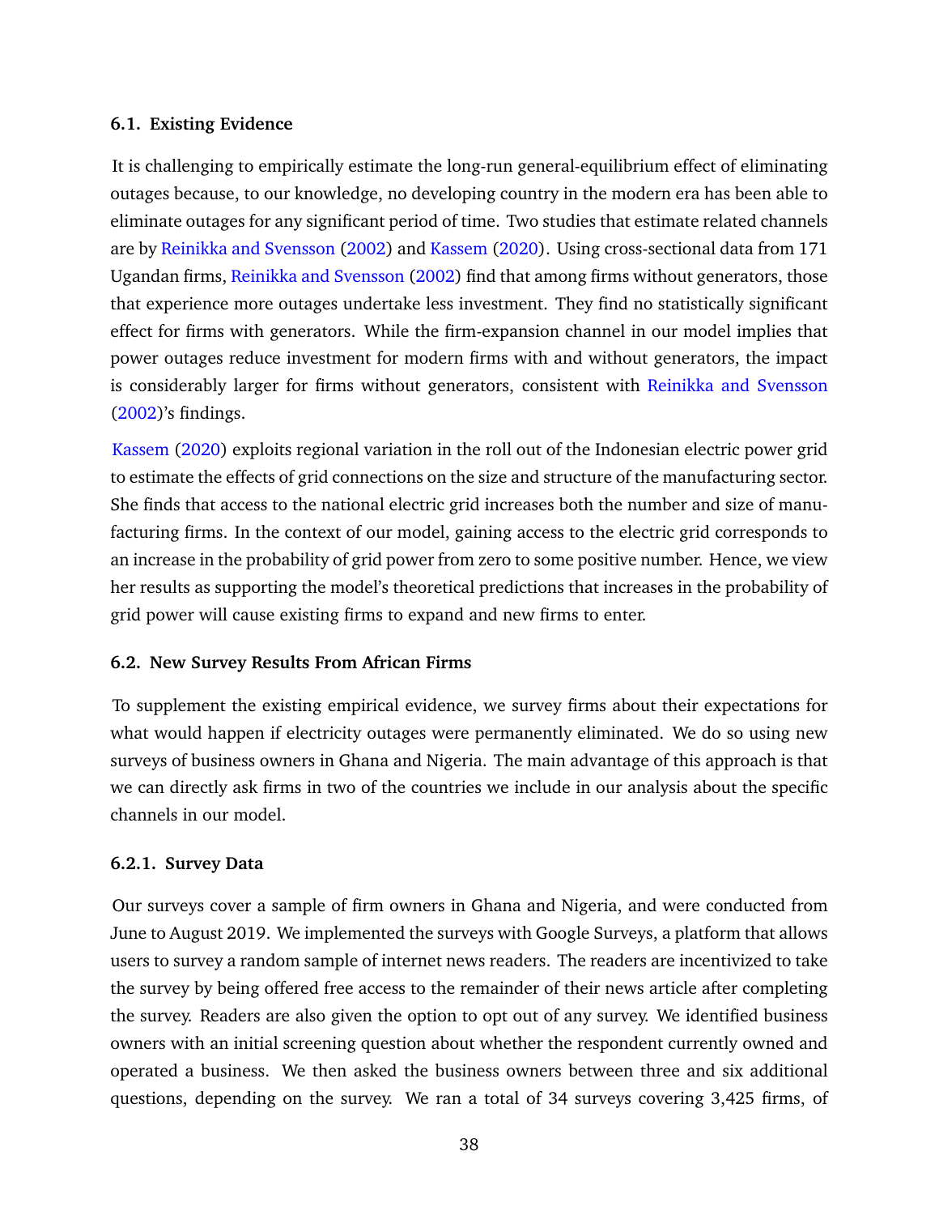### 6.1. Existing Evidence

It is challenging to empirically estimate the long-run general-equilibrium effect of eliminating outages because, to our knowledge, no developing country in the modern era has been able to eliminate outages for any significant period of time. Two studies that estimate related channels are by Reinikka and Svensson (2002) and Kassem (2020). Using cross-sectional data from 171 Ugandan firms, Reinikka and Svensson (2002) find that among firms without generators, those that experience more outages undertake less investment. They find no statistically significant effect for firms with generators. While the firm-expansion channel in our model implies that power outages reduce investment for modern firms with and without generators, the impact is considerably larger for firms without generators, consistent with Reinikka and Svensson (2002)'s findings.

Kassem (2020) exploits regional variation in the roll out of the Indonesian electric power grid to estimate the effects of grid connections on the size and structure of the manufacturing sector. She finds that access to the national electric grid increases both the number and size of manufacturing firms. In the context of our model, gaining access to the electric grid corresponds to an increase in the probability of grid power from zero to some positive number. Hence, we view her results as supporting the model's theoretical predictions that increases in the probability of grid power will cause existing firms to expand and new firms to enter.

### 6.2. New Survey Results From African Firms

To supplement the existing empirical evidence, we survey firms about their expectations for what would happen if electricity outages were permanently eliminated. We do so using new surveys of business owners in Ghana and Nigeria. The main advantage of this approach is that we can directly ask firms in two of the countries we include in our analysis about the specific channels in our model.

#### 6.2.1. Survey Data

Our surveys cover a sample of firm owners in Ghana and Nigeria, and were conducted from June to August 2019. We implemented the surveys with Google Surveys, a platform that allows users to survey a random sample of internet news readers. The readers are incentivized to take the survey by being offered free access to the remainder of their news article after completing the survey. Readers are also given the option to opt out of any survey. We identified business owners with an initial screening question about whether the respondent currently owned and operated a business. We then asked the business owners between three and six additional questions, depending on the survey. We ran a total of 34 surveys covering 3,425 firms, of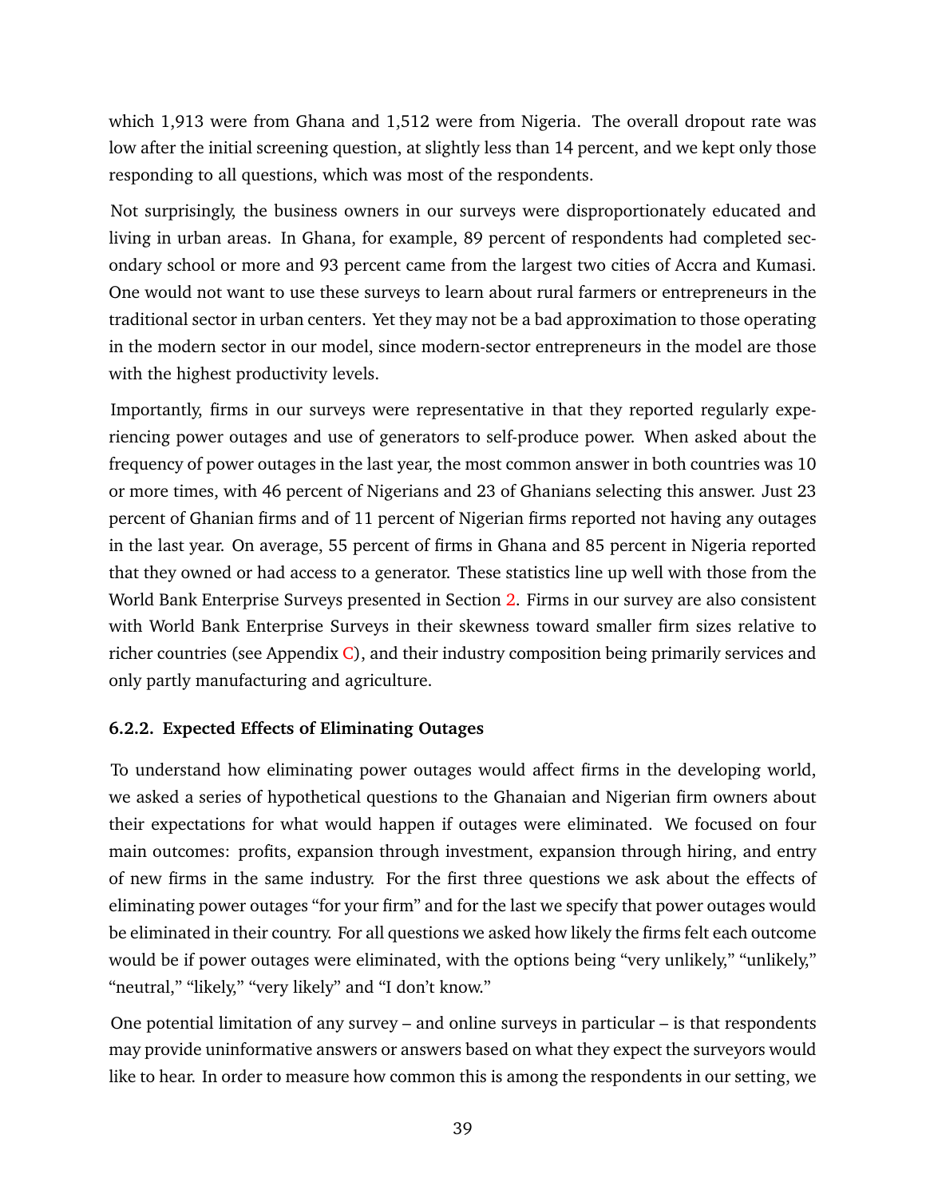which 1,913 were from Ghana and 1,512 were from Nigeria. The overall dropout rate was low after the initial screening question, at slightly less than 14 percent, and we kept only those responding to all questions, which was most of the respondents.

Not surprisingly, the business owners in our surveys were disproportionately educated and living in urban areas. In Ghana, for example, 89 percent of respondents had completed secondary school or more and 93 percent came from the largest two cities of Accra and Kumasi. One would not want to use these surveys to learn about rural farmers or entrepreneurs in the traditional sector in urban centers. Yet they may not be a bad approximation to those operating in the modern sector in our model, since modern-sector entrepreneurs in the model are those with the highest productivity levels.

Importantly, firms in our surveys were representative in that they reported regularly experiencing power outages and use of generators to self-produce power. When asked about the frequency of power outages in the last year, the most common answer in both countries was 10 or more times, with 46 percent of Nigerians and 23 of Ghanians selecting this answer. Just 23 percent of Ghanian firms and of 11 percent of Nigerian firms reported not having any outages in the last year. On average, 55 percent of firms in Ghana and 85 percent in Nigeria reported that they owned or had access to a generator. These statistics line up well with those from the World Bank Enterprise Surveys presented in Section 2. Firms in our survey are also consistent with World Bank Enterprise Surveys in their skewness toward smaller firm sizes relative to richer countries (see Appendix C), and their industry composition being primarily services and only partly manufacturing and agriculture.

#### 6.2.2. Expected Effects of Eliminating Outages

To understand how eliminating power outages would affect firms in the developing world, we asked a series of hypothetical questions to the Ghanaian and Nigerian firm owners about their expectations for what would happen if outages were eliminated. We focused on four main outcomes: profits, expansion through investment, expansion through hiring, and entry of new firms in the same industry. For the first three questions we ask about the effects of eliminating power outages "for your firm" and for the last we specify that power outages would be eliminated in their country. For all questions we asked how likely the firms felt each outcome would be if power outages were eliminated, with the options being "very unlikely," "unlikely," "neutral," "likely," "very likely" and "I don't know."

One potential limitation of any survey – and online surveys in particular – is that respondents may provide uninformative answers or answers based on what they expect the surveyors would like to hear. In order to measure how common this is among the respondents in our setting, we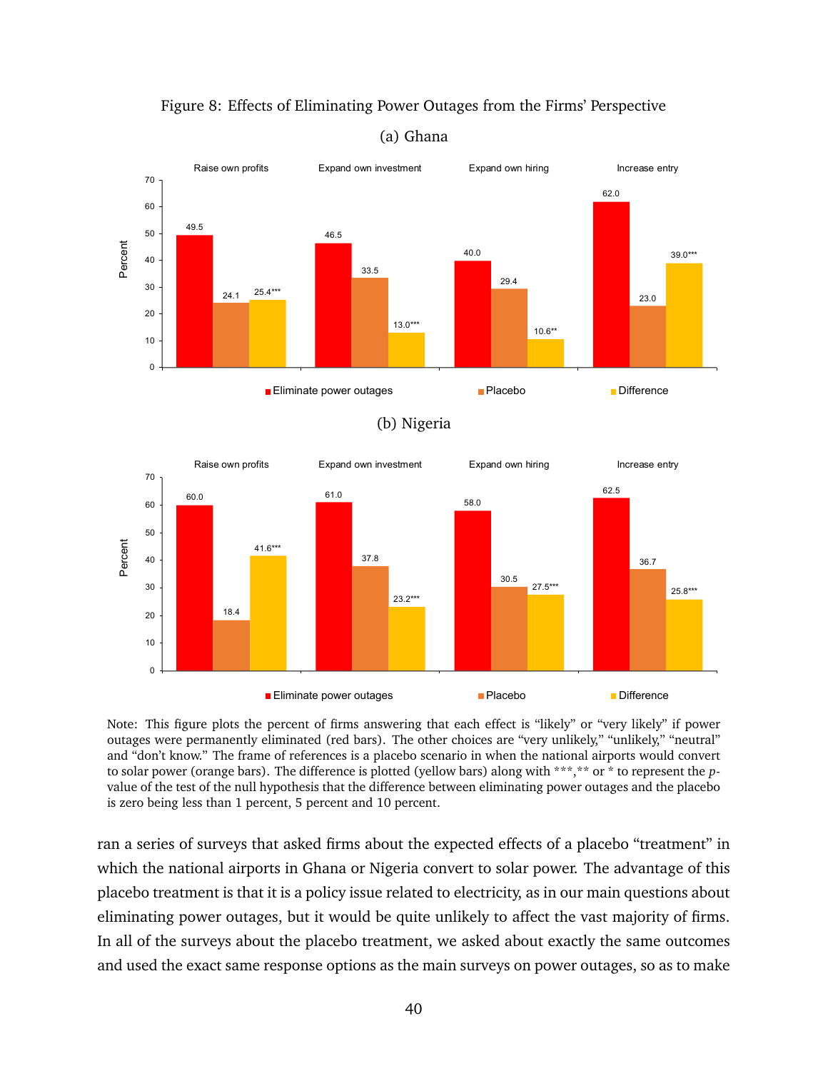Figure 8: Effects of Eliminating Power Outages from the Firms' Perspective

(a) Ghana

| | Raise own profits | Expand own investment | Expand own hiring | Increase entry |
|---|---|---|---|---|
| Eliminate power outages | 49.5 | 46.5 | 40.0 | 62.0 |
| Placebo | 24.1 | 33.5 | 29.4 | 23.0 |
| Difference | 25.4*** | 13.0*** | 10.6** | 39.0*** |

(b) Nigeria

| | Raise own profits | Expand own investment | Expand own hiring | Increase entry |
|---|---|---|---|---|
| Eliminate power outages | 60.0 | 61.0 | 58.0 | 62.5 |
| Placebo | 18.4 | 37.8 | 30.5 | 36.7 |
| Difference | 41.6*** | 23.2*** | 27.5*** | 25.8*** |

Note: This figure plots the percent of firms answering that each effect is "likely" or "very likely" if power outages were permanently eliminated (red bars). The other choices are "very unlikely," "unlikely," "neutral" and "don't know." The frame of references is a placebo scenario in when the national airports would convert to solar power (orange bars). The difference is plotted (yellow bars) along with ***,** or * to represent the $p$-value of the test of the null hypothesis that the difference between eliminating power outages and the placebo is zero being less than 1 percent, 5 percent and 10 percent.

ran a series of surveys that asked firms about the expected effects of a placebo "treatment" in which the national airports in Ghana or Nigeria convert to solar power. The advantage of this placebo treatment is that it is a policy issue related to electricity, as in our main questions about eliminating power outages, but it would be quite unlikely to affect the vast majority of firms. In all of the surveys about the placebo treatment, we asked about exactly the same outcomes and used the exact same response options as the main surveys on power outages, so as to make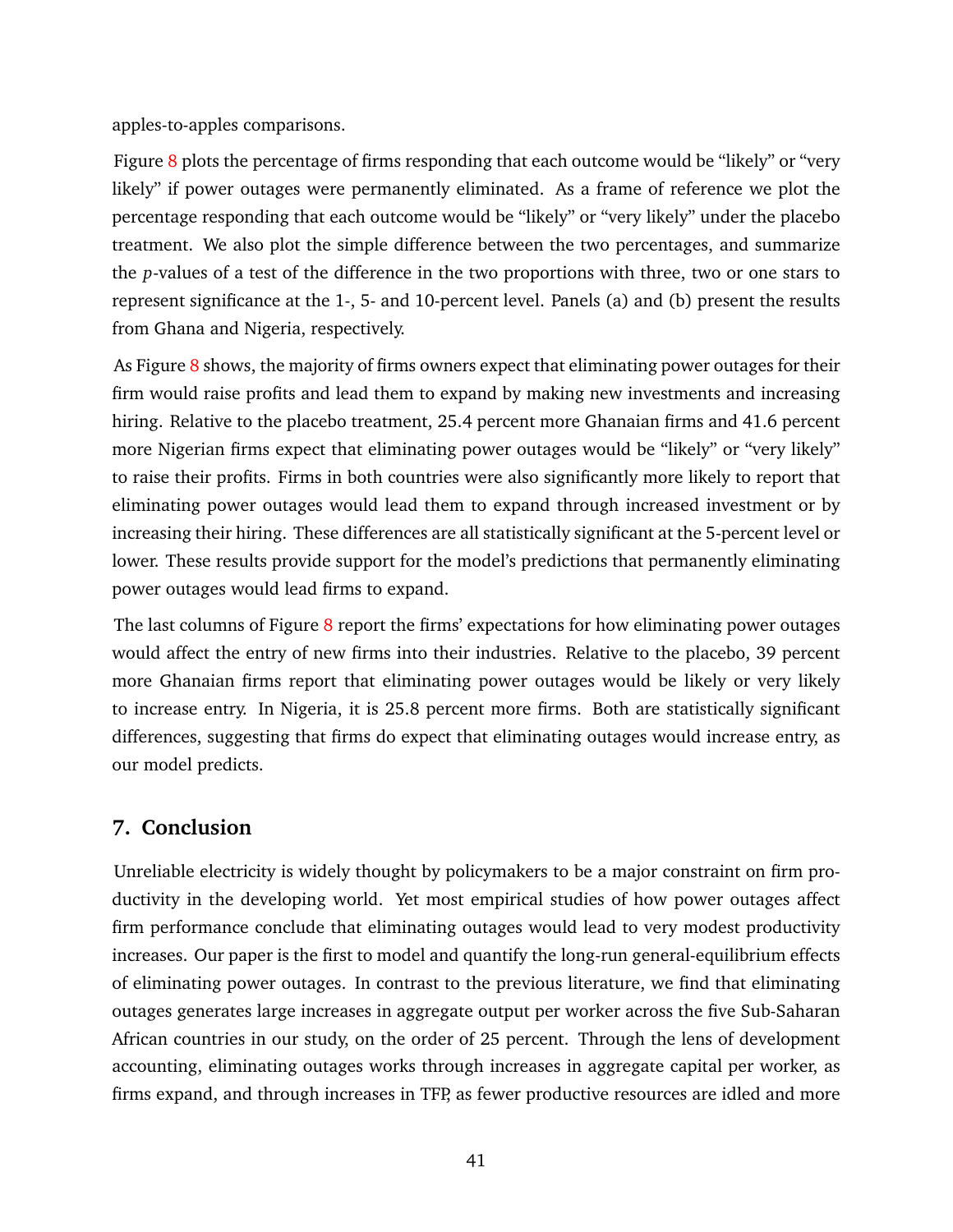apples-to-apples comparisons.

Figure 8 plots the percentage of firms responding that each outcome would be "likely" or "very likely" if power outages were permanently eliminated. As a frame of reference we plot the percentage responding that each outcome would be "likely" or "very likely" under the placebo treatment. We also plot the simple difference between the two percentages, and summarize the *p*-values of a test of the difference in the two proportions with three, two or one stars to represent significance at the 1-, 5- and 10-percent level. Panels (a) and (b) present the results from Ghana and Nigeria, respectively.

As Figure 8 shows, the majority of firms owners expect that eliminating power outages for their firm would raise profits and lead them to expand by making new investments and increasing hiring. Relative to the placebo treatment, 25.4 percent more Ghanaian firms and 41.6 percent more Nigerian firms expect that eliminating power outages would be "likely" or "very likely" to raise their profits. Firms in both countries were also significantly more likely to report that eliminating power outages would lead them to expand through increased investment or by increasing their hiring. These differences are all statistically significant at the 5-percent level or lower. These results provide support for the model's predictions that permanently eliminating power outages would lead firms to expand.

The last columns of Figure 8 report the firms' expectations for how eliminating power outages would affect the entry of new firms into their industries. Relative to the placebo, 39 percent more Ghanaian firms report that eliminating power outages would be likely or very likely to increase entry. In Nigeria, it is 25.8 percent more firms. Both are statistically significant differences, suggesting that firms do expect that eliminating outages would increase entry, as our model predicts.

## 7. Conclusion

Unreliable electricity is widely thought by policymakers to be a major constraint on firm productivity in the developing world. Yet most empirical studies of how power outages affect firm performance conclude that eliminating outages would lead to very modest productivity increases. Our paper is the first to model and quantify the long-run general-equilibrium effects of eliminating power outages. In contrast to the previous literature, we find that eliminating outages generates large increases in aggregate output per worker across the five Sub-Saharan African countries in our study, on the order of 25 percent. Through the lens of development accounting, eliminating outages works through increases in aggregate capital per worker, as firms expand, and through increases in TFP, as fewer productive resources are idled and more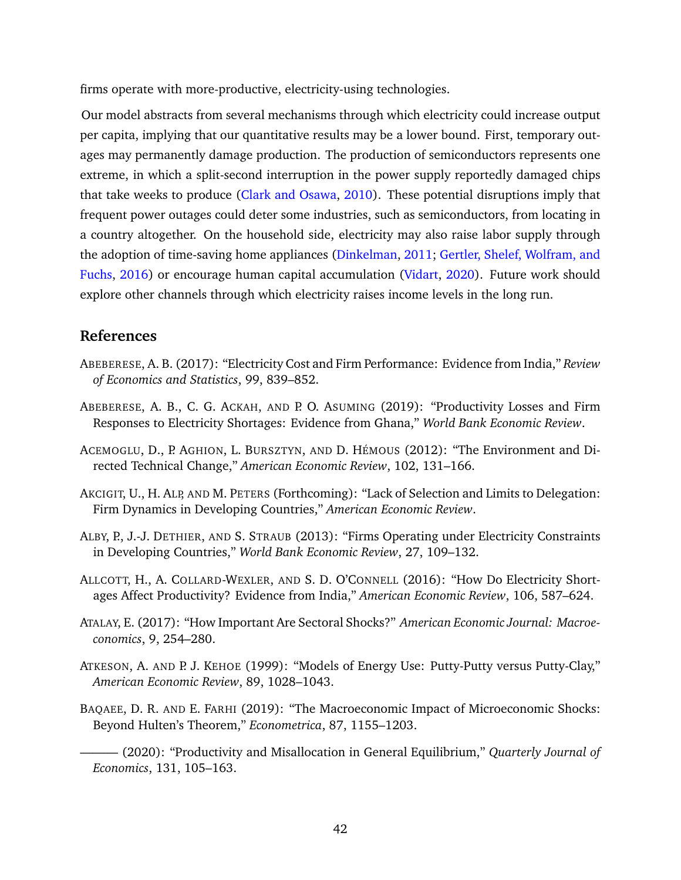firms operate with more-productive, electricity-using technologies.

Our model abstracts from several mechanisms through which electricity could increase output per capita, implying that our quantitative results may be a lower bound. First, temporary outages may permanently damage production. The production of semiconductors represents one extreme, in which a split-second interruption in the power supply reportedly damaged chips that take weeks to produce (Clark and Osawa, 2010). These potential disruptions imply that frequent power outages could deter some industries, such as semiconductors, from locating in a country altogether. On the household side, electricity may also raise labor supply through the adoption of time-saving home appliances (Dinkelman, 2011; Gertler, Shelef, Wolfram, and Fuchs, 2016) or encourage human capital accumulation (Vidart, 2020). Future work should explore other channels through which electricity raises income levels in the long run.

## References

ABEBERESE, A. B. (2017): "Electricity Cost and Firm Performance: Evidence from India," *Review of Economics and Statistics*, 99, 839–852.

ABEBERESE, A. B., C. G. ACKAH, AND P. O. ASUMING (2019): "Productivity Losses and Firm Responses to Electricity Shortages: Evidence from Ghana," *World Bank Economic Review*.

ACEMOGLU, D., P. AGHION, L. BURSZTYN, AND D. HÉMOUS (2012): "The Environment and Directed Technical Change," *American Economic Review*, 102, 131–166.

AKCIGIT, U., H. ALP, AND M. PETERS (Forthcoming): "Lack of Selection and Limits to Delegation: Firm Dynamics in Developing Countries," *American Economic Review*.

ALBY, P., J.-J. DETHIER, AND S. STRAUB (2013): "Firms Operating under Electricity Constraints in Developing Countries," *World Bank Economic Review*, 27, 109–132.

ALLCOTT, H., A. COLLARD-WEXLER, AND S. D. O'CONNELL (2016): "How Do Electricity Shortages Affect Productivity? Evidence from India," *American Economic Review*, 106, 587–624.

ATALAY, E. (2017): "How Important Are Sectoral Shocks?" *American Economic Journal: Macroeconomics*, 9, 254–280.

ATKESON, A. AND P. J. KEHOE (1999): "Models of Energy Use: Putty-Putty versus Putty-Clay," *American Economic Review*, 89, 1028–1043.

BAQAEE, D. R. AND E. FARHI (2019): "The Macroeconomic Impact of Microeconomic Shocks: Beyond Hulten's Theorem," *Econometrica*, 87, 1155–1203.

——— (2020): "Productivity and Misallocation in General Equilibrium," *Quarterly Journal of Economics*, 131, 105–163.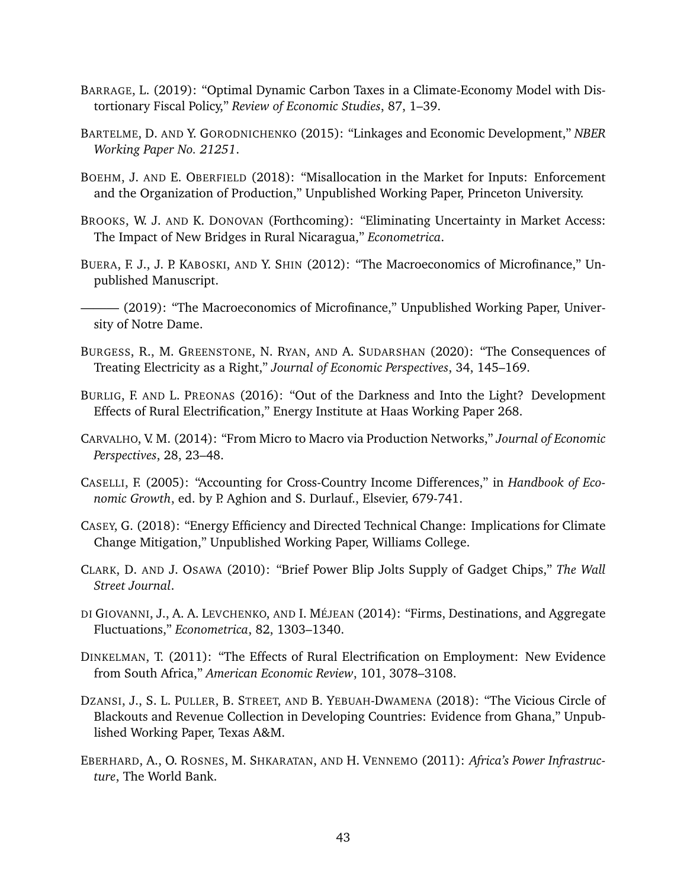Barrage, L. (2019): "Optimal Dynamic Carbon Taxes in a Climate-Economy Model with Distortionary Fiscal Policy," *Review of Economic Studies*, 87, 1–39.

Bartelme, D. and Y. Gorodnichenko (2015): "Linkages and Economic Development," *NBER Working Paper No. 21251*.

Boehm, J. and E. Oberfield (2018): "Misallocation in the Market for Inputs: Enforcement and the Organization of Production," Unpublished Working Paper, Princeton University.

Brooks, W. J. and K. Donovan (Forthcoming): "Eliminating Uncertainty in Market Access: The Impact of New Bridges in Rural Nicaragua," *Econometrica*.

Buera, F. J., J. P. Kaboski, and Y. Shin (2012): "The Macroeconomics of Microfinance," Unpublished Manuscript.

——— (2019): "The Macroeconomics of Microfinance," Unpublished Working Paper, University of Notre Dame.

Burgess, R., M. Greenstone, N. Ryan, and A. Sudarshan (2020): "The Consequences of Treating Electricity as a Right," *Journal of Economic Perspectives*, 34, 145–169.

Burlig, F. and L. Preonas (2016): "Out of the Darkness and Into the Light? Development Effects of Rural Electrification," Energy Institute at Haas Working Paper 268.

Carvalho, V. M. (2014): "From Micro to Macro via Production Networks," *Journal of Economic Perspectives*, 28, 23–48.

Caselli, F. (2005): "Accounting for Cross-Country Income Differences," in *Handbook of Economic Growth*, ed. by P. Aghion and S. Durlauf., Elsevier, 679-741.

Casey, G. (2018): "Energy Efficiency and Directed Technical Change: Implications for Climate Change Mitigation," Unpublished Working Paper, Williams College.

Clark, D. and J. Osawa (2010): "Brief Power Blip Jolts Supply of Gadget Chips," *The Wall Street Journal*.

di Giovanni, J., A. A. Levchenko, and I. Méjean (2014): "Firms, Destinations, and Aggregate Fluctuations," *Econometrica*, 82, 1303–1340.

Dinkelman, T. (2011): "The Effects of Rural Electrification on Employment: New Evidence from South Africa," *American Economic Review*, 101, 3078–3108.

Dzansi, J., S. L. Puller, B. Street, and B. Yebuah-Dwamena (2018): "The Vicious Circle of Blackouts and Revenue Collection in Developing Countries: Evidence from Ghana," Unpublished Working Paper, Texas A&M.

Eberhard, A., O. Rosnes, M. Shkaratan, and H. Vennemo (2011): *Africa's Power Infrastructure*, The World Bank.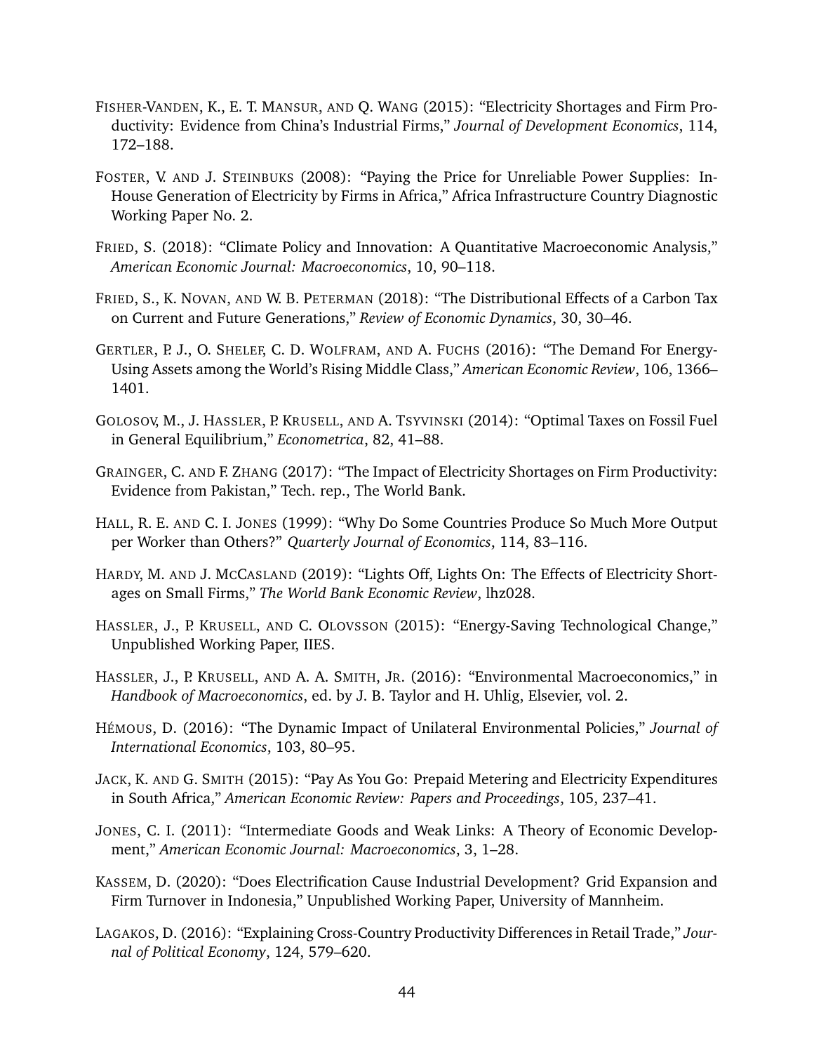Fisher-Vanden, K., E. T. Mansur, and Q. Wang (2015): "Electricity Shortages and Firm Productivity: Evidence from China's Industrial Firms," *Journal of Development Economics*, 114, 172–188.

Foster, V. and J. Steinbuks (2008): "Paying the Price for Unreliable Power Supplies: In-House Generation of Electricity by Firms in Africa," Africa Infrastructure Country Diagnostic Working Paper No. 2.

Fried, S. (2018): "Climate Policy and Innovation: A Quantitative Macroeconomic Analysis," *American Economic Journal: Macroeconomics*, 10, 90–118.

Fried, S., K. Novan, and W. B. Peterman (2018): "The Distributional Effects of a Carbon Tax on Current and Future Generations," *Review of Economic Dynamics*, 30, 30–46.

Gertler, P. J., O. Shelef, C. D. Wolfram, and A. Fuchs (2016): "The Demand For Energy-Using Assets among the World's Rising Middle Class," *American Economic Review*, 106, 1366–1401.

Golosov, M., J. Hassler, P. Krusell, and A. Tsyvinski (2014): "Optimal Taxes on Fossil Fuel in General Equilibrium," *Econometrica*, 82, 41–88.

Grainger, C. and F. Zhang (2017): "The Impact of Electricity Shortages on Firm Productivity: Evidence from Pakistan," Tech. rep., The World Bank.

Hall, R. E. and C. I. Jones (1999): "Why Do Some Countries Produce So Much More Output per Worker than Others?" *Quarterly Journal of Economics*, 114, 83–116.

Hardy, M. and J. McCasland (2019): "Lights Off, Lights On: The Effects of Electricity Shortages on Small Firms," *The World Bank Economic Review*, lhz028.

Hassler, J., P. Krusell, and C. Olovsson (2015): "Energy-Saving Technological Change," Unpublished Working Paper, IIES.

Hassler, J., P. Krusell, and A. A. Smith, Jr. (2016): "Environmental Macroeconomics," in *Handbook of Macroeconomics*, ed. by J. B. Taylor and H. Uhlig, Elsevier, vol. 2.

Hémous, D. (2016): "The Dynamic Impact of Unilateral Environmental Policies," *Journal of International Economics*, 103, 80–95.

Jack, K. and G. Smith (2015): "Pay As You Go: Prepaid Metering and Electricity Expenditures in South Africa," *American Economic Review: Papers and Proceedings*, 105, 237–41.

Jones, C. I. (2011): "Intermediate Goods and Weak Links: A Theory of Economic Development," *American Economic Journal: Macroeconomics*, 3, 1–28.

Kassem, D. (2020): "Does Electrification Cause Industrial Development? Grid Expansion and Firm Turnover in Indonesia," Unpublished Working Paper, University of Mannheim.

Lagakos, D. (2016): "Explaining Cross-Country Productivity Differences in Retail Trade," *Journal of Political Economy*, 124, 579–620.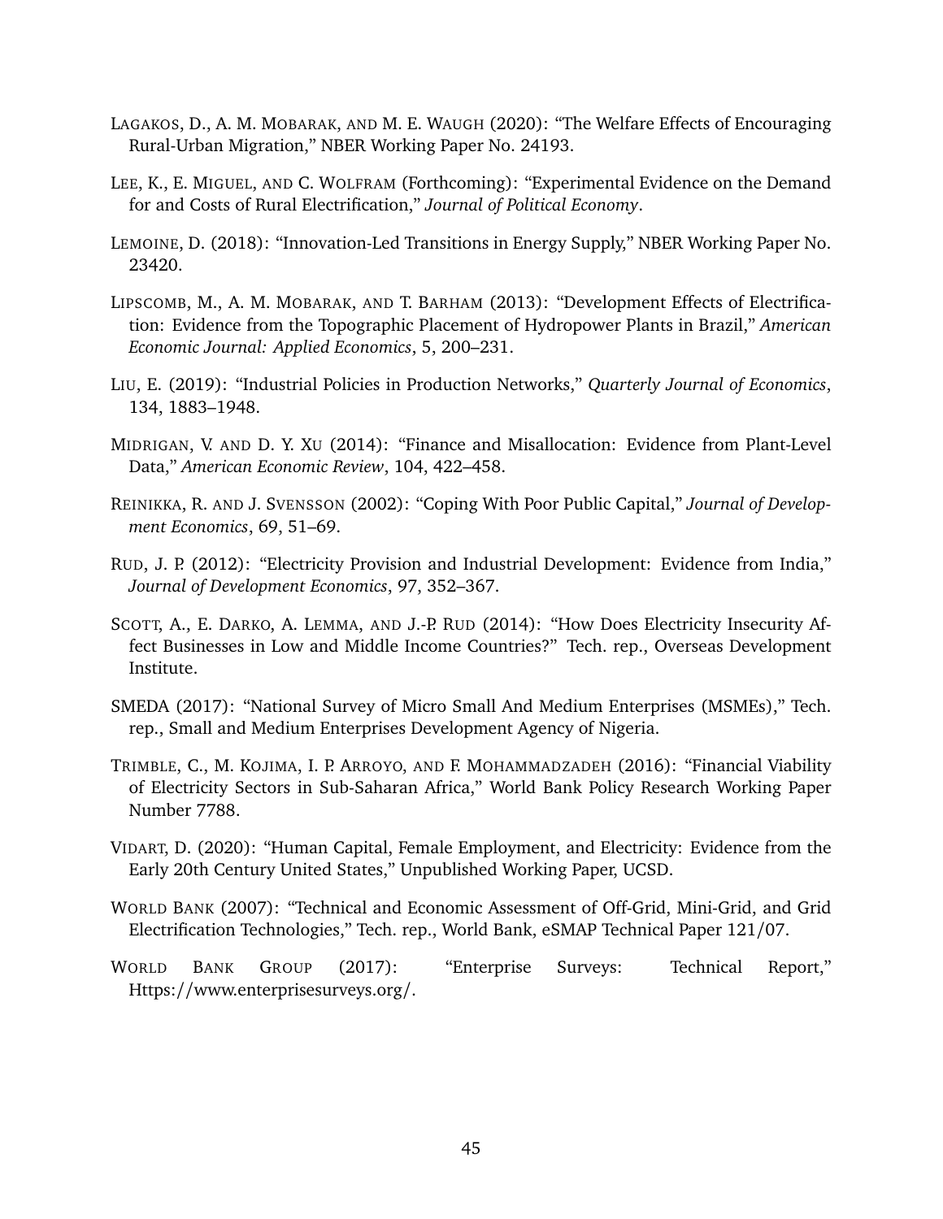LAGAKOS, D., A. M. MOBARAK, AND M. E. WAUGH (2020): "The Welfare Effects of Encouraging Rural-Urban Migration," NBER Working Paper No. 24193.

LEE, K., E. MIGUEL, AND C. WOLFRAM (Forthcoming): "Experimental Evidence on the Demand for and Costs of Rural Electrification," *Journal of Political Economy*.

LEMOINE, D. (2018): "Innovation-Led Transitions in Energy Supply," NBER Working Paper No. 23420.

LIPSCOMB, M., A. M. MOBARAK, AND T. BARHAM (2013): "Development Effects of Electrification: Evidence from the Topographic Placement of Hydropower Plants in Brazil," *American Economic Journal: Applied Economics*, 5, 200–231.

LIU, E. (2019): "Industrial Policies in Production Networks," *Quarterly Journal of Economics*, 134, 1883–1948.

MIDRIGAN, V. AND D. Y. XU (2014): "Finance and Misallocation: Evidence from Plant-Level Data," *American Economic Review*, 104, 422–458.

REINIKKA, R. AND J. SVENSSON (2002): "Coping With Poor Public Capital," *Journal of Development Economics*, 69, 51–69.

RUD, J. P. (2012): "Electricity Provision and Industrial Development: Evidence from India," *Journal of Development Economics*, 97, 352–367.

SCOTT, A., E. DARKO, A. LEMMA, AND J.-P. RUD (2014): "How Does Electricity Insecurity Affect Businesses in Low and Middle Income Countries?" Tech. rep., Overseas Development Institute.

SMEDA (2017): "National Survey of Micro Small And Medium Enterprises (MSMEs)," Tech. rep., Small and Medium Enterprises Development Agency of Nigeria.

TRIMBLE, C., M. KOJIMA, I. P. ARROYO, AND F. MOHAMMADZADEH (2016): "Financial Viability of Electricity Sectors in Sub-Saharan Africa," World Bank Policy Research Working Paper Number 7788.

VIDART, D. (2020): "Human Capital, Female Employment, and Electricity: Evidence from the Early 20th Century United States," Unpublished Working Paper, UCSD.

WORLD BANK (2007): "Technical and Economic Assessment of Off-Grid, Mini-Grid, and Grid Electrification Technologies," Tech. rep., World Bank, eSMAP Technical Paper 121/07.

WORLD BANK GROUP (2017): "Enterprise Surveys: Technical Report," Https://www.enterprisesurveys.org/.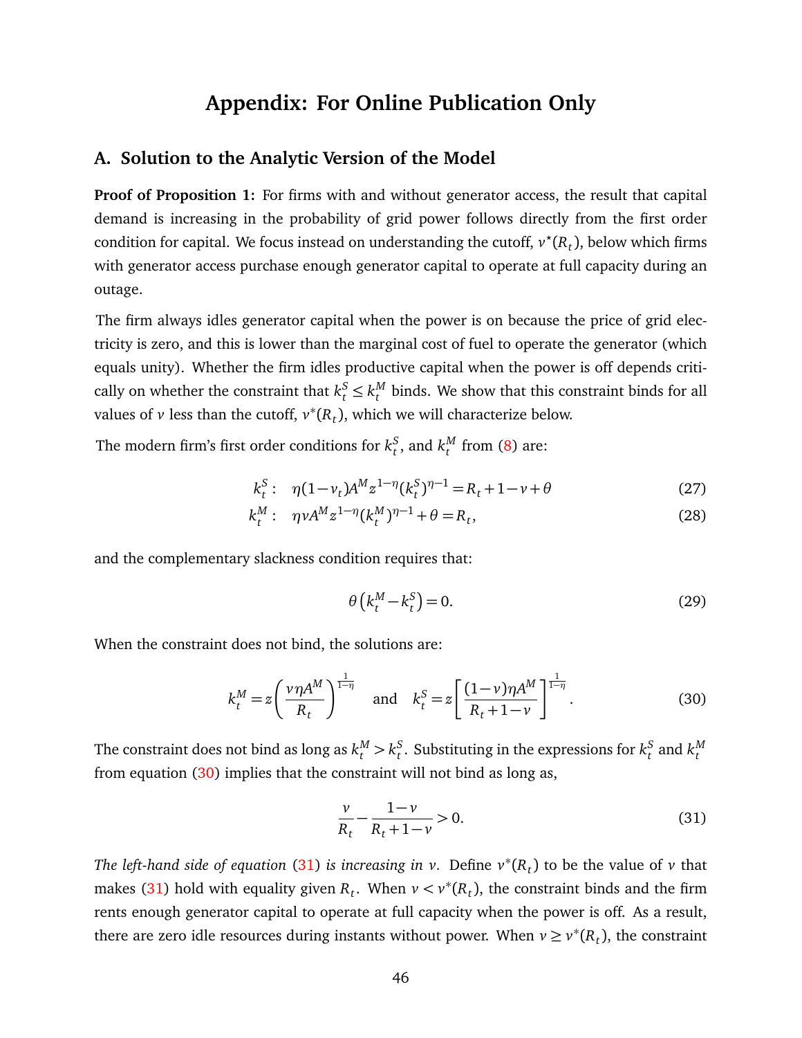# Appendix: For Online Publication Only

## A. Solution to the Analytic Version of the Model

**Proof of Proposition 1:** For firms with and without generator access, the result that capital demand is increasing in the probability of grid power follows directly from the first order condition for capital. We focus instead on understanding the cutoff, $\nu^{\star}(R_t)$, below which firms with generator access purchase enough generator capital to operate at full capacity during an outage.

The firm always idles generator capital when the power is on because the price of grid electricity is zero, and this is lower than the marginal cost of fuel to operate the generator (which equals unity). Whether the firm idles productive capital when the power is off depends critically on whether the constraint that $k_t^S \leq k_t^M$ binds. We show that this constraint binds for all values of $\nu$ less than the cutoff, $\nu^{*}(R_t)$, which we will characterize below.

The modern firm's first order conditions for $k_t^S$, and $k_t^M$ from (8) are:

$$k_t^S: \quad \eta(1-\nu_t)A^M z^{1-\eta}(k_t^S)^{\eta-1} = R_t + 1 - \nu + \theta \tag{27}$$

$$k_t^M: \quad \eta \nu A^M z^{1-\eta}(k_t^M)^{\eta-1} + \theta = R_t, \tag{28}$$

and the complementary slackness condition requires that:

$$\theta\left(k_t^M - k_t^S\right) = 0. \tag{29}$$

When the constraint does not bind, the solutions are:

$$k_t^M = z\left(\frac{\nu\eta A^M}{R_t}\right)^{\frac{1}{1-\eta}} \quad \text{and} \quad k_t^S = z\left[\frac{(1-\nu)\eta A^M}{R_t+1-\nu}\right]^{\frac{1}{1-\eta}}. \tag{30}$$

The constraint does not bind as long as $k_t^M > k_t^S$. Substituting in the expressions for $k_t^S$ and $k_t^M$ from equation (30) implies that the constraint will not bind as long as,

$$\frac{\nu}{R_t} - \frac{1-\nu}{R_t+1-\nu} > 0. \tag{31}$$

*The left-hand side of equation* (31) *is increasing in* $\nu$. Define $\nu^{*}(R_t)$ to be the value of $\nu$ that makes (31) hold with equality given $R_t$. When $\nu < \nu^{*}(R_t)$, the constraint binds and the firm rents enough generator capital to operate at full capacity when the power is off. As a result, there are zero idle resources during instants without power. When $\nu \geq \nu^{*}(R_t)$, the constraint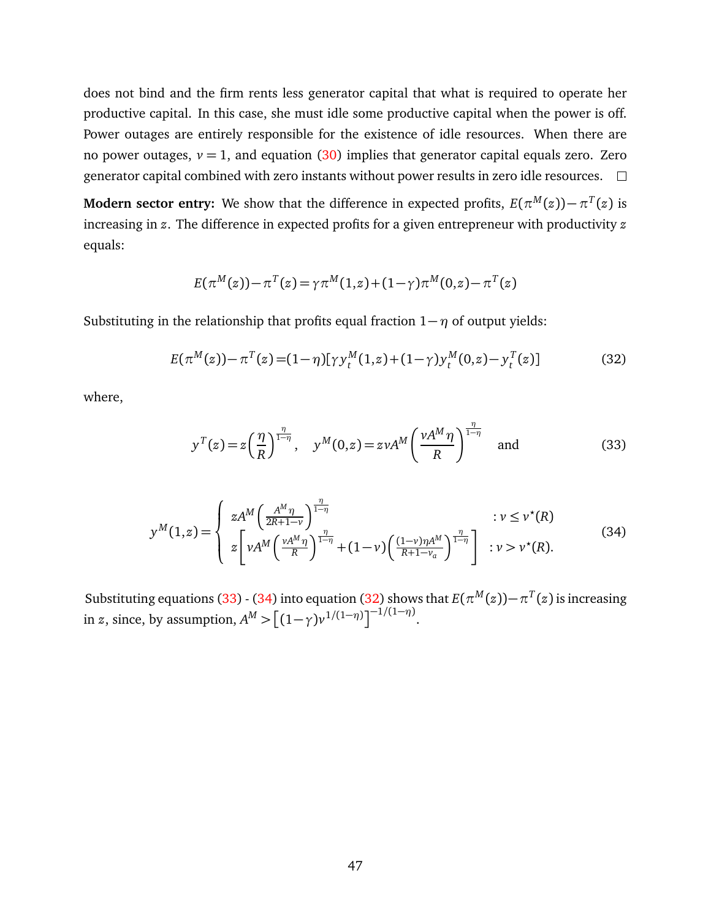does not bind and the firm rents less generator capital that what is required to operate her productive capital. In this case, she must idle some productive capital when the power is off. Power outages are entirely responsible for the existence of idle resources. When there are no power outages, $\nu = 1$, and equation (30) implies that generator capital equals zero. Zero generator capital combined with zero instants without power results in zero idle resources. □

**Modern sector entry:** We show that the difference in expected profits, $E(\pi^M(z)) - \pi^T(z)$ is increasing in $z$. The difference in expected profits for a given entrepreneur with productivity $z$ equals:

$$E(\pi^M(z)) - \pi^T(z) = \gamma \pi^M(1,z) + (1-\gamma)\pi^M(0,z) - \pi^T(z)$$

Substituting in the relationship that profits equal fraction $1-\eta$ of output yields:

$$E(\pi^M(z)) - \pi^T(z) = (1-\eta)[\gamma y_t^M(1,z) + (1-\gamma) y_t^M(0,z) - y_t^T(z)] \tag{32}$$

where,

$$y^T(z) = z\left(\frac{\eta}{R}\right)^{\frac{\eta}{1-\eta}}, \quad y^M(0,z) = z\nu A^M\left(\frac{\nu A^M \eta}{R}\right)^{\frac{\eta}{1-\eta}} \quad \text{and} \tag{33}$$

$$y^M(1,z) = \begin{cases} zA^M\left(\frac{A^M\eta}{2R+1-\nu}\right)^{\frac{\eta}{1-\eta}} & : \nu \leq \nu^\star(R) \\ z\left[\nu A^M\left(\frac{\nu A^M \eta}{R}\right)^{\frac{\eta}{1-\eta}} + (1-\nu)\left(\frac{(1-\nu)\eta A^M}{R+1-\nu_a}\right)^{\frac{\eta}{1-\eta}}\right] & : \nu > \nu^\star(R). \end{cases} \tag{34}$$

Substituting equations (33) - (34) into equation (32) shows that $E(\pi^M(z)) - \pi^T(z)$ is increasing in $z$, since, by assumption, $A^M > \left[(1-\gamma)\nu^{1/(1-\eta)}\right]^{-1/(1-\eta)}$.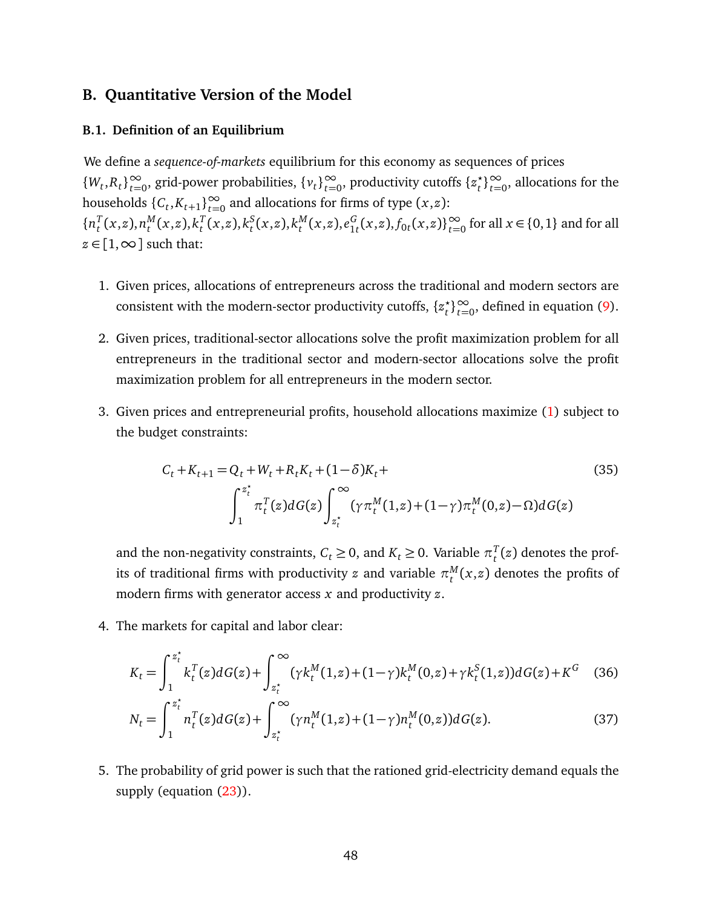## B. Quantitative Version of the Model

### B.1. Definition of an Equilibrium

We define a *sequence-of-markets* equilibrium for this economy as sequences of prices $\{W_t, R_t\}_{t=0}^{\infty}$, grid-power probabilities, $\{v_t\}_{t=0}^{\infty}$, productivity cutoffs $\{z_t^{\star}\}_{t=0}^{\infty}$, allocations for the households $\{C_t, K_{t+1}\}_{t=0}^{\infty}$ and allocations for firms of type $(x,z)$: $\{n_t^T(x,z), n_t^M(x,z), k_t^T(x,z), k_t^S(x,z), k_t^M(x,z), e_{1t}^G(x,z), f_{0t}(x,z)\}_{t=0}^{\infty}$ for all $x \in \{0,1\}$ and for all $z \in [1, \infty]$ such that:

1. Given prices, allocations of entrepreneurs across the traditional and modern sectors are consistent with the modern-sector productivity cutoffs, $\{z_t^{\star}\}_{t=0}^{\infty}$, defined in equation (9).

2. Given prices, traditional-sector allocations solve the profit maximization problem for all entrepreneurs in the traditional sector and modern-sector allocations solve the profit maximization problem for all entrepreneurs in the modern sector.

3. Given prices and entrepreneurial profits, household allocations maximize (1) subject to the budget constraints:

$$C_t + K_{t+1} = Q_t + W_t + R_t K_t + (1-\delta)K_t + \int_1^{z_t^{\star}} \pi_t^T(z) dG(z) \int_{z_t^{\star}}^{\infty} (\gamma \pi_t^M(1,z) + (1-\gamma)\pi_t^M(0,z) - \Omega) dG(z) \tag{35}$$

   and the non-negativity constraints, $C_t \geq 0$, and $K_t \geq 0$. Variable $\pi_t^T(z)$ denotes the profits of traditional firms with productivity $z$ and variable $\pi_t^M(x,z)$ denotes the profits of modern firms with generator access $x$ and productivity $z$.

4. The markets for capital and labor clear:

$$K_t = \int_1^{z_t^{\star}} k_t^T(z) dG(z) + \int_{z_t^{\star}}^{\infty} (\gamma k_t^M(1,z) + (1-\gamma)k_t^M(0,z) + \gamma k_t^S(1,z)) dG(z) + K^G \tag{36}$$

$$N_t = \int_1^{z_t^{\star}} n_t^T(z) dG(z) + \int_{z_t^{\star}}^{\infty} (\gamma n_t^M(1,z) + (1-\gamma)n_t^M(0,z)) dG(z). \tag{37}$$

5. The probability of grid power is such that the rationed grid-electricity demand equals the supply (equation (23)).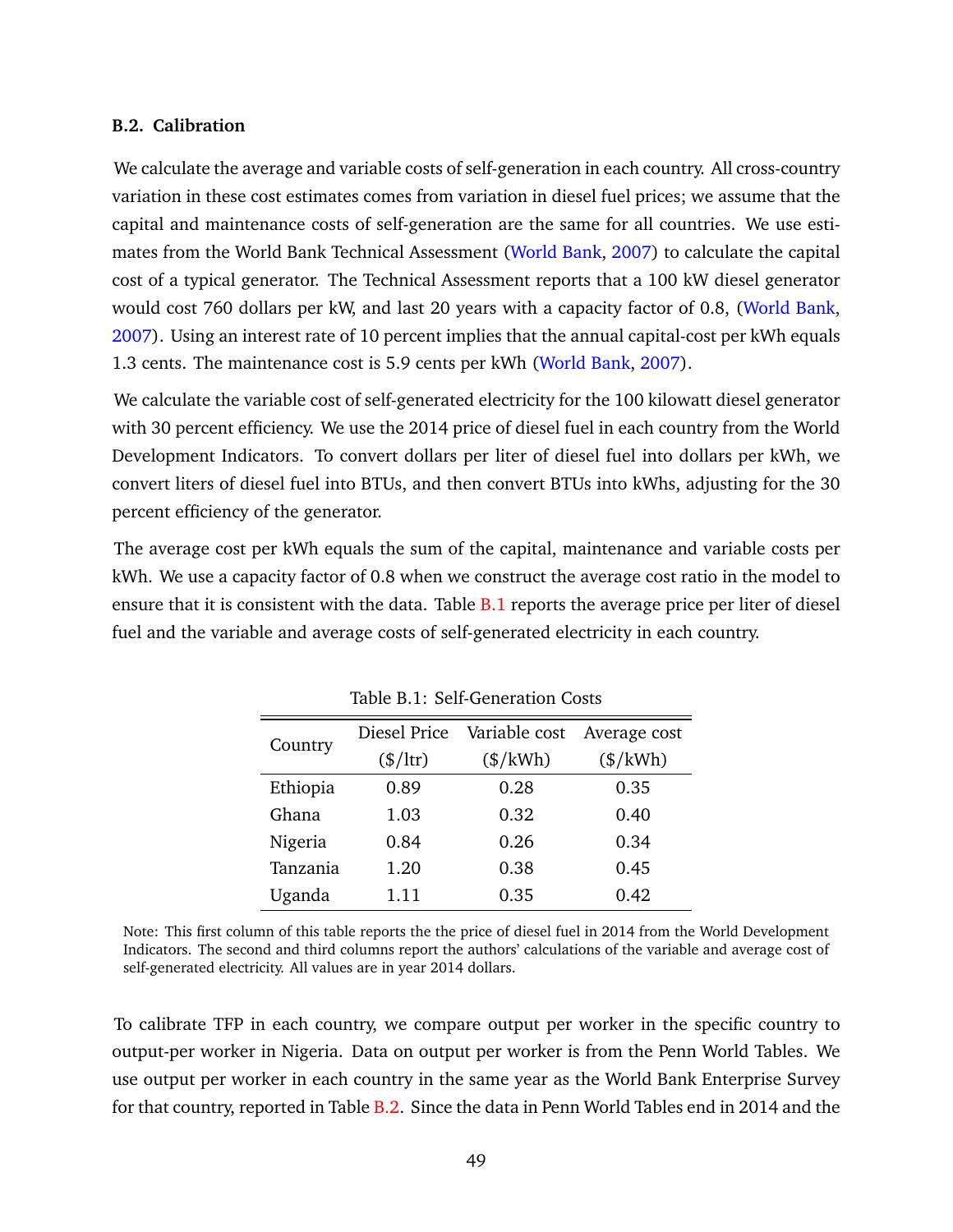### B.2. Calibration

We calculate the average and variable costs of self-generation in each country. All cross-country variation in these cost estimates comes from variation in diesel fuel prices; we assume that the capital and maintenance costs of self-generation are the same for all countries. We use estimates from the World Bank Technical Assessment (World Bank, 2007) to calculate the capital cost of a typical generator. The Technical Assessment reports that a 100 kW diesel generator would cost 760 dollars per kW, and last 20 years with a capacity factor of 0.8, (World Bank, 2007). Using an interest rate of 10 percent implies that the annual capital-cost per kWh equals 1.3 cents. The maintenance cost is 5.9 cents per kWh (World Bank, 2007).

We calculate the variable cost of self-generated electricity for the 100 kilowatt diesel generator with 30 percent efficiency. We use the 2014 price of diesel fuel in each country from the World Development Indicators. To convert dollars per liter of diesel fuel into dollars per kWh, we convert liters of diesel fuel into BTUs, and then convert BTUs into kWhs, adjusting for the 30 percent efficiency of the generator.

The average cost per kWh equals the sum of the capital, maintenance and variable costs per kWh. We use a capacity factor of 0.8 when we construct the average cost ratio in the model to ensure that it is consistent with the data. Table B.1 reports the average price per liter of diesel fuel and the variable and average costs of self-generated electricity in each country.

Table B.1: Self-Generation Costs

| Country | Diesel Price ($/ltr) | Variable cost ($/kWh) | Average cost ($/kWh) |
|---|---|---|---|
| Ethiopia | 0.89 | 0.28 | 0.35 |
| Ghana | 1.03 | 0.32 | 0.40 |
| Nigeria | 0.84 | 0.26 | 0.34 |
| Tanzania | 1.20 | 0.38 | 0.45 |
| Uganda | 1.11 | 0.35 | 0.42 |

Note: This first column of this table reports the the price of diesel fuel in 2014 from the World Development Indicators. The second and third columns report the authors' calculations of the variable and average cost of self-generated electricity. All values are in year 2014 dollars.

To calibrate TFP in each country, we compare output per worker in the specific country to output-per worker in Nigeria. Data on output per worker is from the Penn World Tables. We use output per worker in each country in the same year as the World Bank Enterprise Survey for that country, reported in Table B.2. Since the data in Penn World Tables end in 2014 and the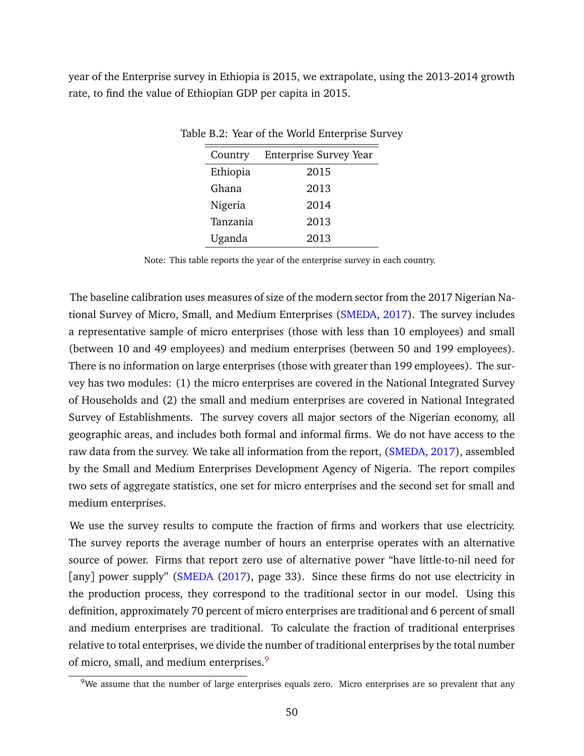year of the Enterprise survey in Ethiopia is 2015, we extrapolate, using the 2013-2014 growth rate, to find the value of Ethiopian GDP per capita in 2015.

Table B.2: Year of the World Enterprise Survey

| Country | Enterprise Survey Year |
|---|---|
| Ethiopia | 2015 |
| Ghana | 2013 |
| Nigeria | 2014 |
| Tanzania | 2013 |
| Uganda | 2013 |

Note: This table reports the year of the enterprise survey in each country.

The baseline calibration uses measures of size of the modern sector from the 2017 Nigerian National Survey of Micro, Small, and Medium Enterprises (SMEDA, 2017). The survey includes a representative sample of micro enterprises (those with less than 10 employees) and small (between 10 and 49 employees) and medium enterprises (between 50 and 199 employees). There is no information on large enterprises (those with greater than 199 employees). The survey has two modules: (1) the micro enterprises are covered in the National Integrated Survey of Households and (2) the small and medium enterprises are covered in National Integrated Survey of Establishments. The survey covers all major sectors of the Nigerian economy, all geographic areas, and includes both formal and informal firms. We do not have access to the raw data from the survey. We take all information from the report, (SMEDA, 2017), assembled by the Small and Medium Enterprises Development Agency of Nigeria. The report compiles two sets of aggregate statistics, one set for micro enterprises and the second set for small and medium enterprises.

We use the survey results to compute the fraction of firms and workers that use electricity. The survey reports the average number of hours an enterprise operates with an alternative source of power. Firms that report zero use of alternative power "have little-to-nil need for [any] power supply" (SMEDA (2017), page 33). Since these firms do not use electricity in the production process, they correspond to the traditional sector in our model. Using this definition, approximately 70 percent of micro enterprises are traditional and 6 percent of small and medium enterprises are traditional. To calculate the fraction of traditional enterprises relative to total enterprises, we divide the number of traditional enterprises by the total number of micro, small, and medium enterprises.[9]

[9]We assume that the number of large enterprises equals zero. Micro enterprises are so prevalent that any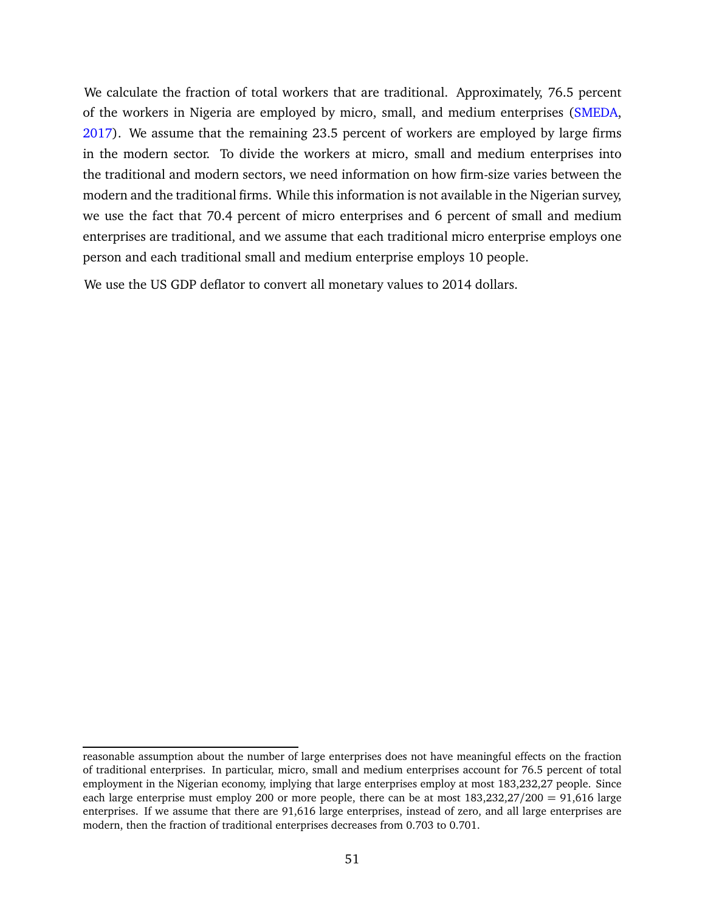We calculate the fraction of total workers that are traditional. Approximately, 76.5 percent of the workers in Nigeria are employed by micro, small, and medium enterprises (SMEDA, 2017). We assume that the remaining 23.5 percent of workers are employed by large firms in the modern sector. To divide the workers at micro, small and medium enterprises into the traditional and modern sectors, we need information on how firm-size varies between the modern and the traditional firms. While this information is not available in the Nigerian survey, we use the fact that 70.4 percent of micro enterprises and 6 percent of small and medium enterprises are traditional, and we assume that each traditional micro enterprise employs one person and each traditional small and medium enterprise employs 10 people.

We use the US GDP deflator to convert all monetary values to 2014 dollars.

---

reasonable assumption about the number of large enterprises does not have meaningful effects on the fraction of traditional enterprises. In particular, micro, small and medium enterprises account for 76.5 percent of total employment in the Nigerian economy, implying that large enterprises employ at most 183,232,27 people. Since each large enterprise must employ 200 or more people, there can be at most 183,232,27/200 = 91,616 large enterprises. If we assume that there are 91,616 large enterprises, instead of zero, and all large enterprises are modern, then the fraction of traditional enterprises decreases from 0.703 to 0.701.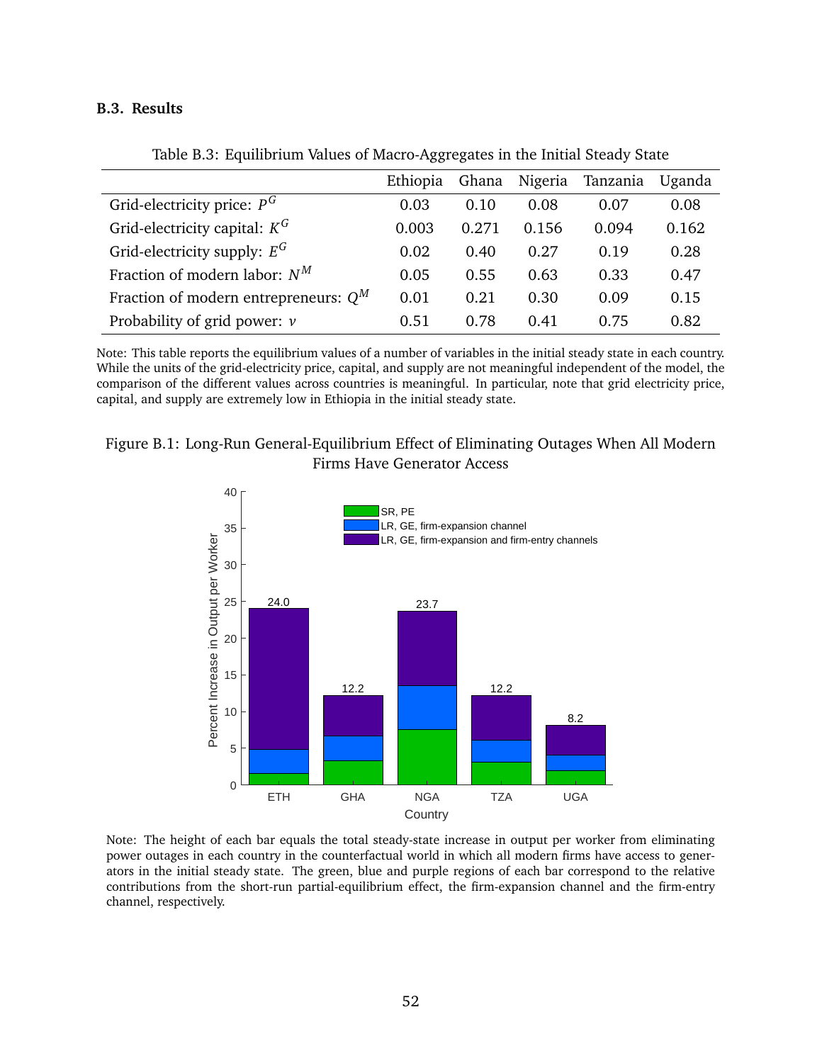### B.3. Results

Table B.3: Equilibrium Values of Macro-Aggregates in the Initial Steady State

| | Ethiopia | Ghana | Nigeria | Tanzania | Uganda |
|---|---|---|---|---|---|
| Grid-electricity price: $P^G$ | 0.03 | 0.10 | 0.08 | 0.07 | 0.08 |
| Grid-electricity capital: $K^G$ | 0.003 | 0.271 | 0.156 | 0.094 | 0.162 |
| Grid-electricity supply: $E^G$ | 0.02 | 0.40 | 0.27 | 0.19 | 0.28 |
| Fraction of modern labor: $N^M$ | 0.05 | 0.55 | 0.63 | 0.33 | 0.47 |
| Fraction of modern entrepreneurs: $Q^M$ | 0.01 | 0.21 | 0.30 | 0.09 | 0.15 |
| Probability of grid power: $\nu$ | 0.51 | 0.78 | 0.41 | 0.75 | 0.82 |

Note: This table reports the equilibrium values of a number of variables in the initial steady state in each country. While the units of the grid-electricity price, capital, and supply are not meaningful independent of the model, the comparison of the different values across countries is meaningful. In particular, note that grid electricity price, capital, and supply are extremely low in Ethiopia in the initial steady state.

Figure B.1: Long-Run General-Equilibrium Effect of Eliminating Outages When All Modern Firms Have Generator Access

Note: The height of each bar equals the total steady-state increase in output per worker from eliminating power outages in each country in the counterfactual world in which all modern firms have access to generators in the initial steady state. The green, blue and purple regions of each bar correspond to the relative contributions from the short-run partial-equilibrium effect, the firm-expansion channel and the firm-entry channel, respectively.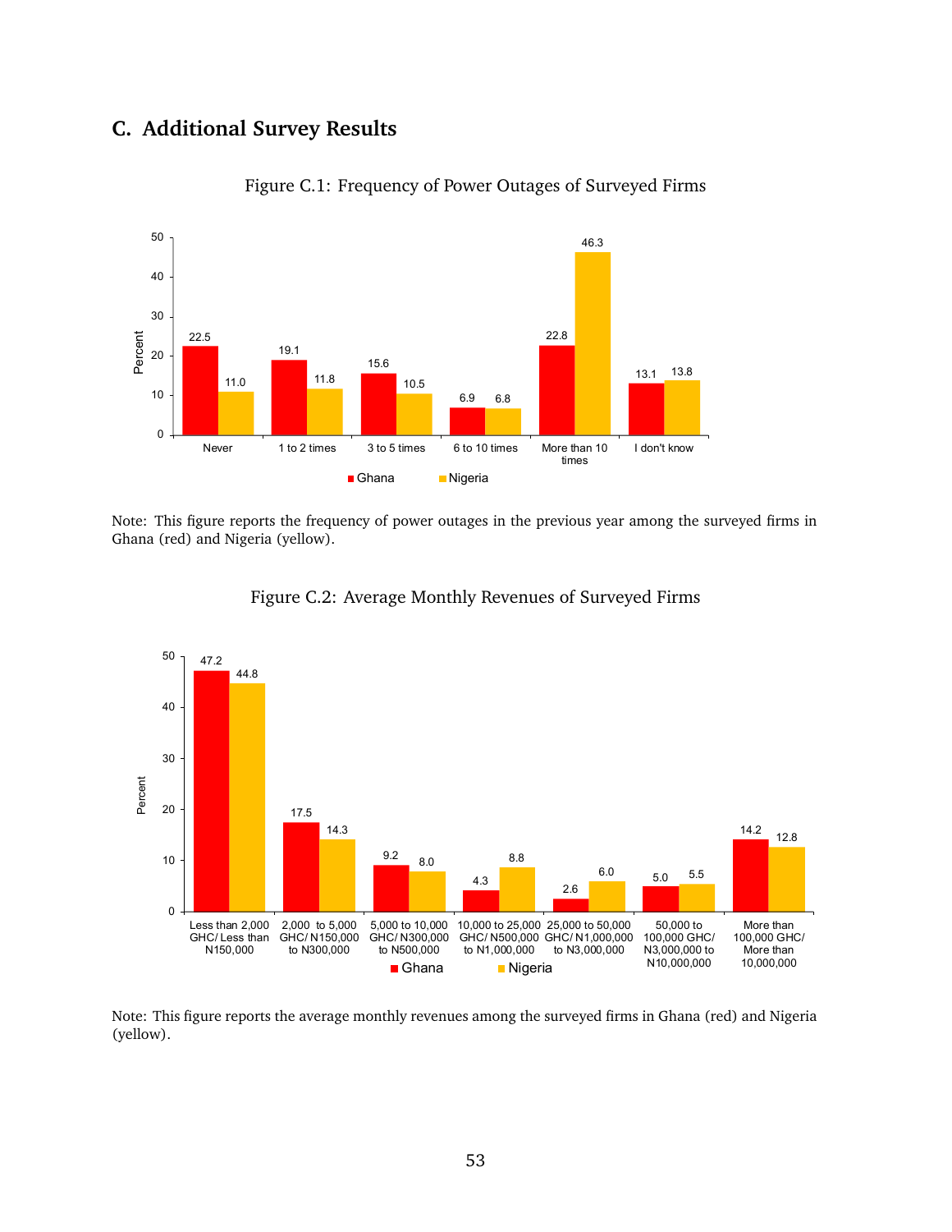## C. Additional Survey Results

Figure C.1: Frequency of Power Outages of Surveyed Firms

50
40
30
20
10
0

Percent

22.5
11.0
19.1
11.8
15.6
10.5
6.9
6.8
22.8
46.3
13.1
13.8

Never
1 to 2 times
3 to 5 times
6 to 10 times
More than 10 times
I don't know

Ghana
Nigeria

Note: This figure reports the frequency of power outages in the previous year among the surveyed firms in Ghana (red) and Nigeria (yellow).

Figure C.2: Average Monthly Revenues of Surveyed Firms

50
40
30
20
10
0

Percent

47.2
44.8
17.5
14.3
9.2
8.0
4.3
8.8
2.6
6.0
5.0
5.5
14.2
12.8

Less than 2,000 GHC/ Less than N150,000
2,000 to 5,000 GHC/ N150,000 to N300,000
5,000 to 10,000 GHC/ N300,000 to N500,000
10,000 to 25,000 GHC/ N500,000 to N1,000,000
25,000 to 50,000 GHC/ N1,000,000 to N3,000,000
50,000 to 100,000 GHC/ N3,000,000 to N10,000,000
More than 100,000 GHC/ More than 10,000,000

Ghana
Nigeria

Note: This figure reports the average monthly revenues among the surveyed firms in Ghana (red) and Nigeria (yellow).